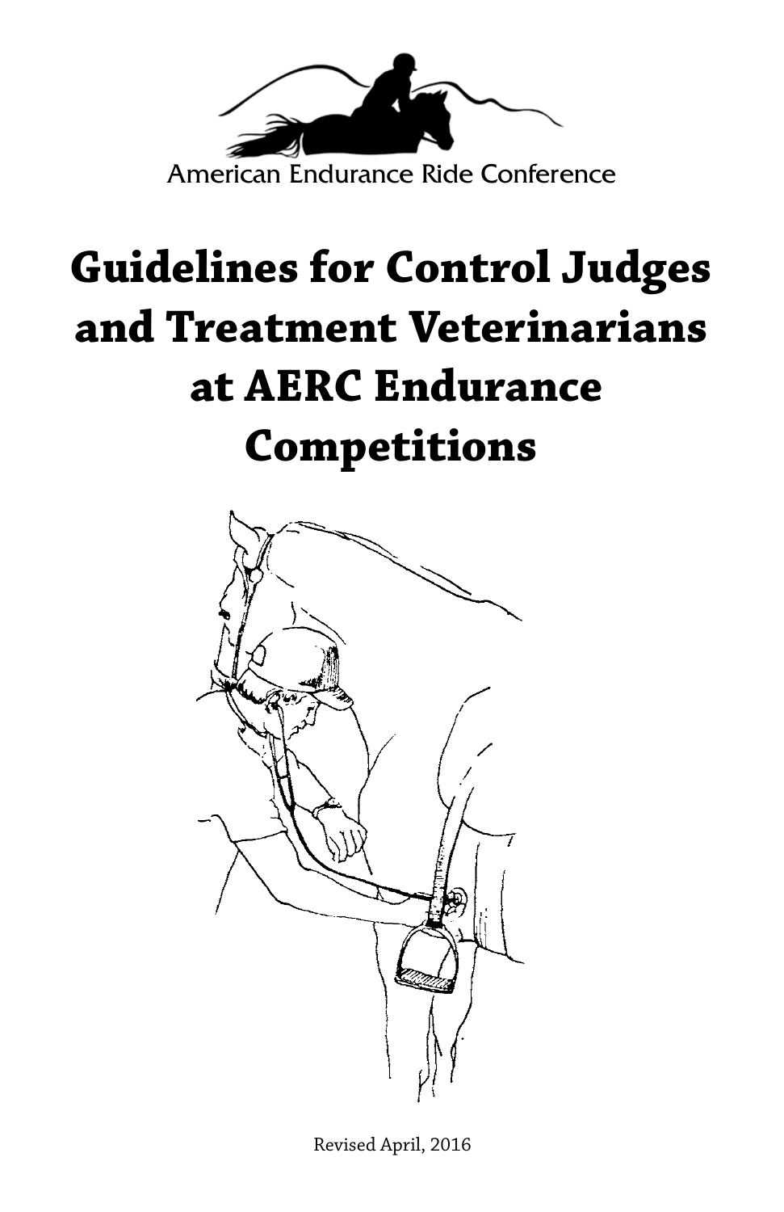American Endurance Ride Conference

# Guidelines for Control Judges and Treatment Veterinarians at AERC Endurance Competitions

Revised April, 2016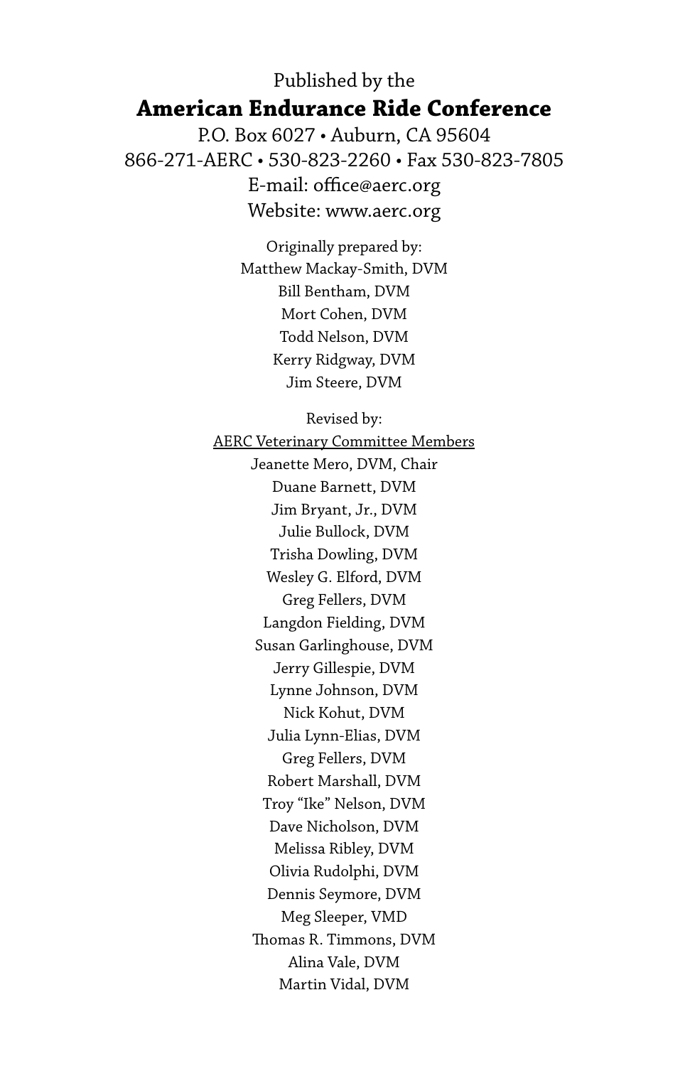Published by the

**American Endurance Ride Conference**

P.O. Box 6027 • Auburn, CA 95604

866-271-AERC • 530-823-2260 • Fax 530-823-7805

E-mail: office@aerc.org

Website: www.aerc.org

Originally prepared by:

Matthew Mackay-Smith, DVM
Bill Bentham, DVM
Mort Cohen, DVM
Todd Nelson, DVM
Kerry Ridgway, DVM
Jim Steere, DVM

Revised by:

AERC Veterinary Committee Members

Jeanette Mero, DVM, Chair
Duane Barnett, DVM
Jim Bryant, Jr., DVM
Julie Bullock, DVM
Trisha Dowling, DVM
Wesley G. Elford, DVM
Greg Fellers, DVM
Langdon Fielding, DVM
Susan Garlinghouse, DVM
Jerry Gillespie, DVM
Lynne Johnson, DVM
Nick Kohut, DVM
Julia Lynn-Elias, DVM
Greg Fellers, DVM
Robert Marshall, DVM
Troy "Ike" Nelson, DVM
Dave Nicholson, DVM
Melissa Ribley, DVM
Olivia Rudolphi, DVM
Dennis Seymore, DVM
Meg Sleeper, VMD
Thomas R. Timmons, DVM
Alina Vale, DVM
Martin Vidal, DVM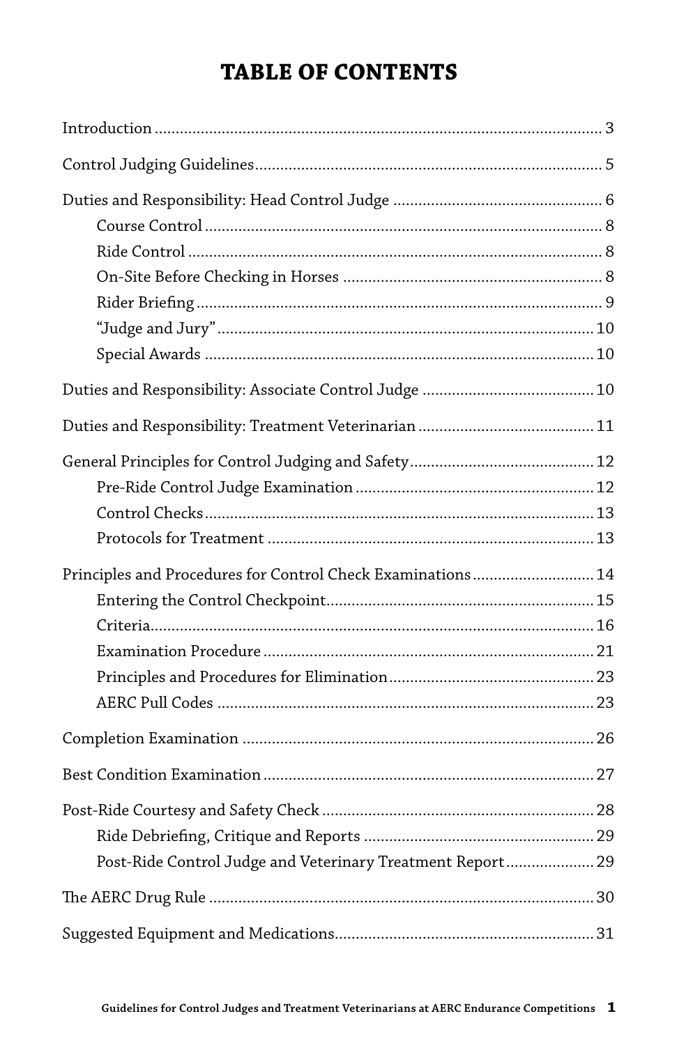# TABLE OF CONTENTS

Introduction ........................................................................................................ 3

Control Judging Guidelines................................................................................. 5

Duties and Responsibility: Head Control Judge ................................................. 6

- Course Control ............................................................................................. 8
- Ride Control ................................................................................................. 8
- On-Site Before Checking in Horses ............................................................. 8
- Rider Briefing ............................................................................................... 9
- "Judge and Jury" ......................................................................................... 10
- Special Awards ............................................................................................ 10

Duties and Responsibility: Associate Control Judge ........................................ 10

Duties and Responsibility: Treatment Veterinarian ......................................... 11

General Principles for Control Judging and Safety ........................................... 12

- Pre-Ride Control Judge Examination ........................................................ 12
- Control Checks ............................................................................................ 13
- Protocols for Treatment ............................................................................. 13

Principles and Procedures for Control Check Examinations ............................ 14

- Entering the Control Checkpoint ............................................................... 15
- Criteria ........................................................................................................ 16
- Examination Procedure ............................................................................. 21
- Principles and Procedures for Elimination ................................................ 23
- AERC Pull Codes ........................................................................................ 23

Completion Examination .................................................................................. 26

Best Condition Examination ............................................................................. 27

Post-Ride Courtesy and Safety Check ................................................................ 28

- Ride Debriefing, Critique and Reports ...................................................... 29
- Post-Ride Control Judge and Veterinary Treatment Report ..................... 29

The AERC Drug Rule .......................................................................................... 30

Suggested Equipment and Medications ............................................................ 31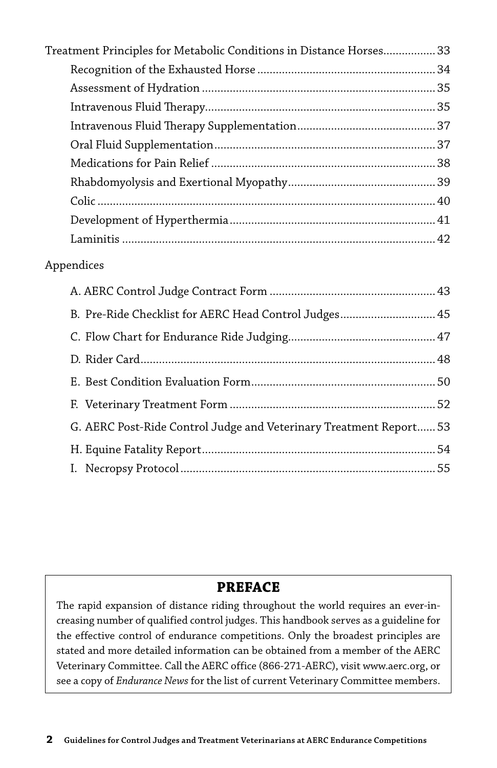Treatment Principles for Metabolic Conditions in Distance Horses ................. 33

- Recognition of the Exhausted Horse ........................................................ 34
- Assessment of Hydration ........................................................................... 35
- Intravenous Fluid Therapy.......................................................................... 35
- Intravenous Fluid Therapy Supplementation............................................ 37
- Oral Fluid Supplementation....................................................................... 37
- Medications for Pain Relief ....................................................................... 38
- Rhabdomyolysis and Exertional Myopathy............................................... 39
- Colic ............................................................................................................ 40
- Development of Hyperthermia.................................................................. 41
- Laminitis ..................................................................................................... 42

Appendices

- A. AERC Control Judge Contract Form ..................................................... 43
- B. Pre-Ride Checklist for AERC Head Control Judges.............................. 45
- C. Flow Chart for Endurance Ride Judging............................................... 47
- D. Rider Card.............................................................................................. 48
- E. Best Condition Evaluation Form........................................................... 50
- F. Veterinary Treatment Form .................................................................. 52
- G. AERC Post-Ride Control Judge and Veterinary Treatment Report...... 53
- H. Equine Fatality Report.......................................................................... 54
- I. Necropsy Protocol.................................................................................. 55

## PREFACE

The rapid expansion of distance riding throughout the world requires an ever-increasing number of qualified control judges. This handbook serves as a guideline for the effective control of endurance competitions. Only the broadest principles are stated and more detailed information can be obtained from a member of the AERC Veterinary Committee. Call the AERC office (866-271-AERC), visit www.aerc.org, or see a copy of *Endurance News* for the list of current Veterinary Committee members.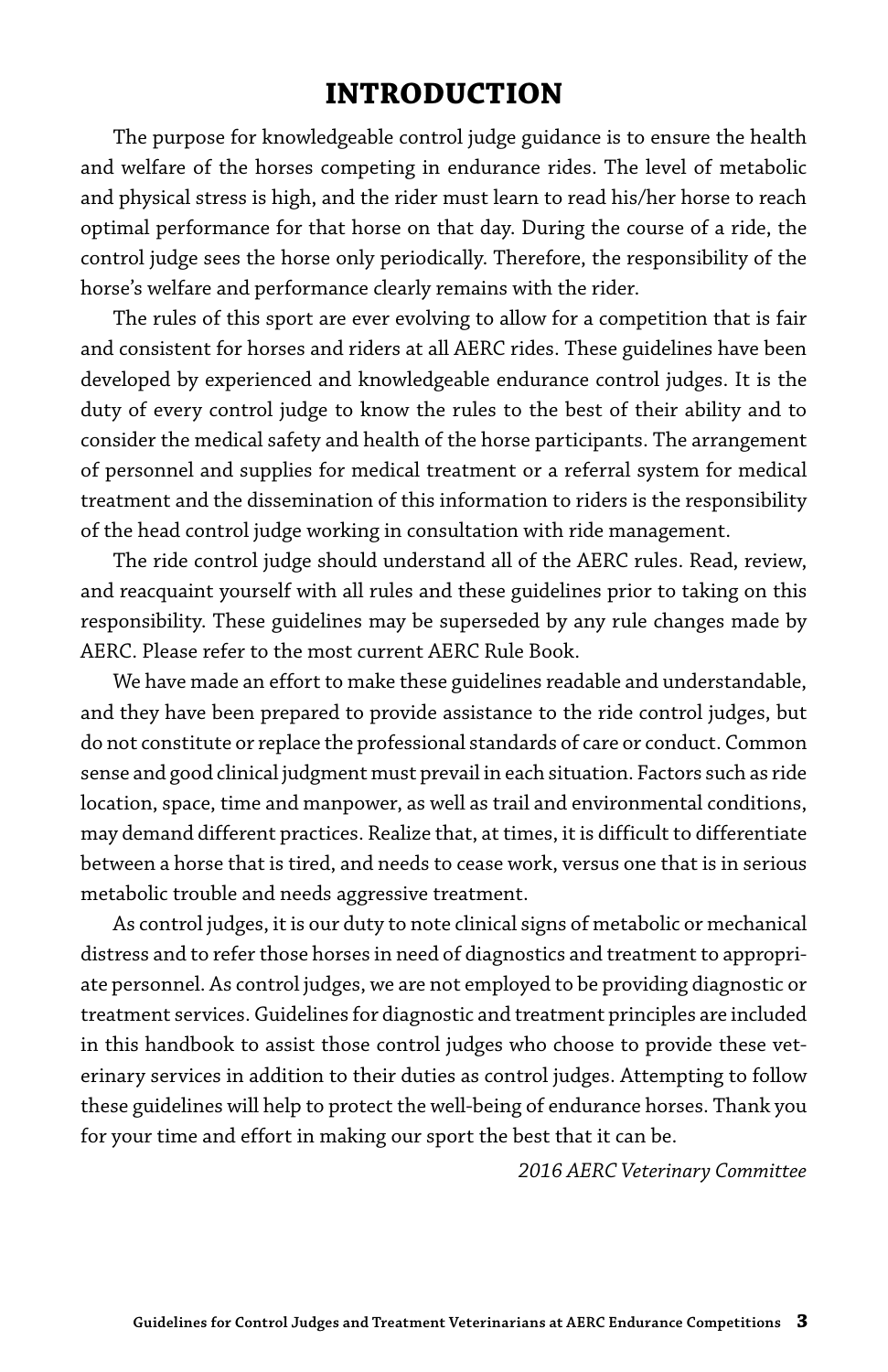# INTRODUCTION

The purpose for knowledgeable control judge guidance is to ensure the health and welfare of the horses competing in endurance rides. The level of metabolic and physical stress is high, and the rider must learn to read his/her horse to reach optimal performance for that horse on that day. During the course of a ride, the control judge sees the horse only periodically. Therefore, the responsibility of the horse's welfare and performance clearly remains with the rider.

The rules of this sport are ever evolving to allow for a competition that is fair and consistent for horses and riders at all AERC rides. These guidelines have been developed by experienced and knowledgeable endurance control judges. It is the duty of every control judge to know the rules to the best of their ability and to consider the medical safety and health of the horse participants. The arrangement of personnel and supplies for medical treatment or a referral system for medical treatment and the dissemination of this information to riders is the responsibility of the head control judge working in consultation with ride management.

The ride control judge should understand all of the AERC rules. Read, review, and reacquaint yourself with all rules and these guidelines prior to taking on this responsibility. These guidelines may be superseded by any rule changes made by AERC. Please refer to the most current AERC Rule Book.

We have made an effort to make these guidelines readable and understandable, and they have been prepared to provide assistance to the ride control judges, but do not constitute or replace the professional standards of care or conduct. Common sense and good clinical judgment must prevail in each situation. Factors such as ride location, space, time and manpower, as well as trail and environmental conditions, may demand different practices. Realize that, at times, it is difficult to differentiate between a horse that is tired, and needs to cease work, versus one that is in serious metabolic trouble and needs aggressive treatment.

As control judges, it is our duty to note clinical signs of metabolic or mechanical distress and to refer those horses in need of diagnostics and treatment to appropriate personnel. As control judges, we are not employed to be providing diagnostic or treatment services. Guidelines for diagnostic and treatment principles are included in this handbook to assist those control judges who choose to provide these veterinary services in addition to their duties as control judges. Attempting to follow these guidelines will help to protect the well-being of endurance horses. Thank you for your time and effort in making our sport the best that it can be.

*2016 AERC Veterinary Committee*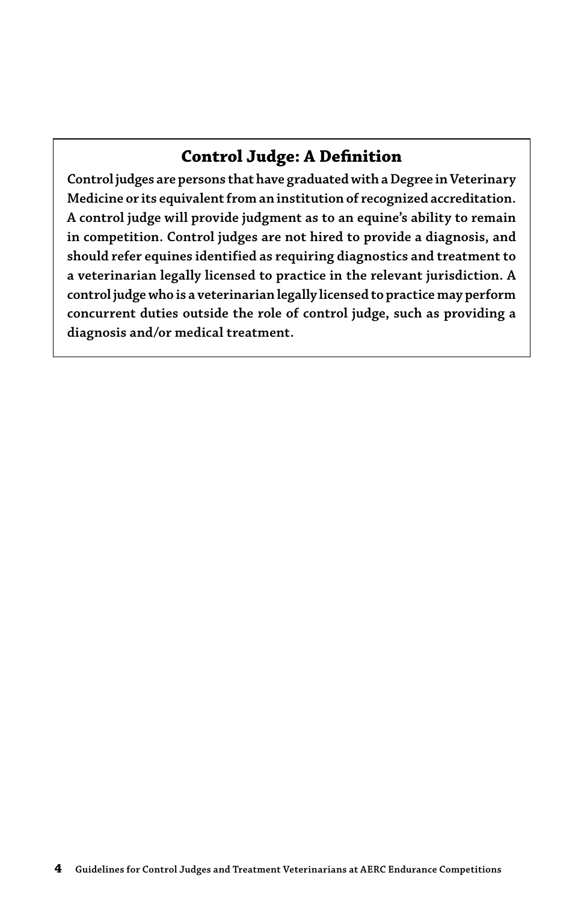## Control Judge: A Definition

**Control judges are persons that have graduated with a Degree in Veterinary Medicine or its equivalent from an institution of recognized accreditation. A control judge will provide judgment as to an equine's ability to remain in competition. Control judges are not hired to provide a diagnosis, and should refer equines identified as requiring diagnostics and treatment to a veterinarian legally licensed to practice in the relevant jurisdiction. A control judge who is a veterinarian legally licensed to practice may perform concurrent duties outside the role of control judge, such as providing a diagnosis and/or medical treatment.**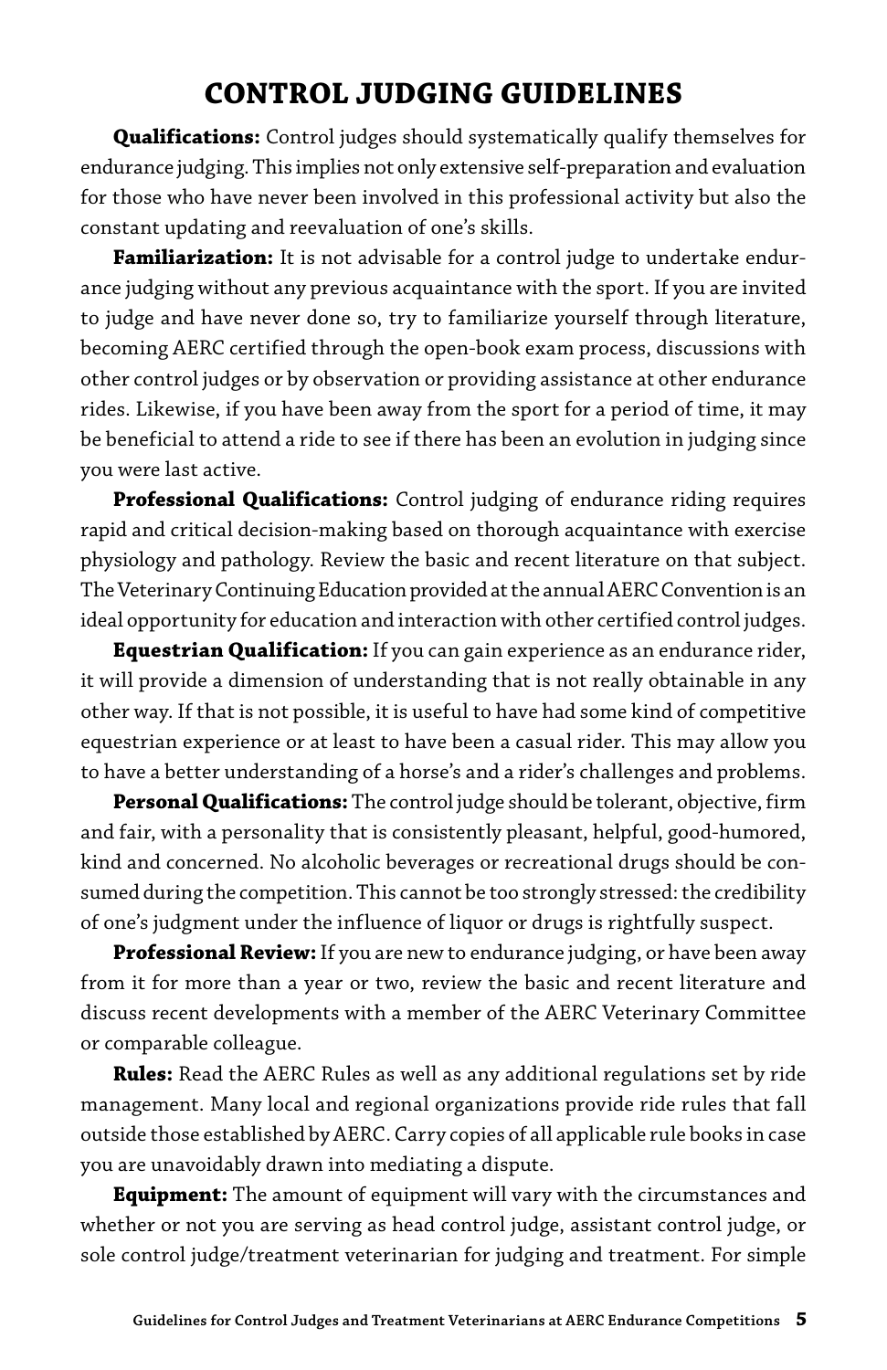## CONTROL JUDGING GUIDELINES

**Qualifications:** Control judges should systematically qualify themselves for endurance judging. This implies not only extensive self-preparation and evaluation for those who have never been involved in this professional activity but also the constant updating and reevaluation of one's skills.

**Familiarization:** It is not advisable for a control judge to undertake endurance judging without any previous acquaintance with the sport. If you are invited to judge and have never done so, try to familiarize yourself through literature, becoming AERC certified through the open-book exam process, discussions with other control judges or by observation or providing assistance at other endurance rides. Likewise, if you have been away from the sport for a period of time, it may be beneficial to attend a ride to see if there has been an evolution in judging since you were last active.

**Professional Qualifications:** Control judging of endurance riding requires rapid and critical decision-making based on thorough acquaintance with exercise physiology and pathology. Review the basic and recent literature on that subject. The Veterinary Continuing Education provided at the annual AERC Convention is an ideal opportunity for education and interaction with other certified control judges.

**Equestrian Qualification:** If you can gain experience as an endurance rider, it will provide a dimension of understanding that is not really obtainable in any other way. If that is not possible, it is useful to have had some kind of competitive equestrian experience or at least to have been a casual rider. This may allow you to have a better understanding of a horse's and a rider's challenges and problems.

**Personal Qualifications:** The control judge should be tolerant, objective, firm and fair, with a personality that is consistently pleasant, helpful, good-humored, kind and concerned. No alcoholic beverages or recreational drugs should be consumed during the competition. This cannot be too strongly stressed: the credibility of one's judgment under the influence of liquor or drugs is rightfully suspect.

**Professional Review:** If you are new to endurance judging, or have been away from it for more than a year or two, review the basic and recent literature and discuss recent developments with a member of the AERC Veterinary Committee or comparable colleague.

**Rules:** Read the AERC Rules as well as any additional regulations set by ride management. Many local and regional organizations provide ride rules that fall outside those established by AERC. Carry copies of all applicable rule books in case you are unavoidably drawn into mediating a dispute.

**Equipment:** The amount of equipment will vary with the circumstances and whether or not you are serving as head control judge, assistant control judge, or sole control judge/treatment veterinarian for judging and treatment. For simple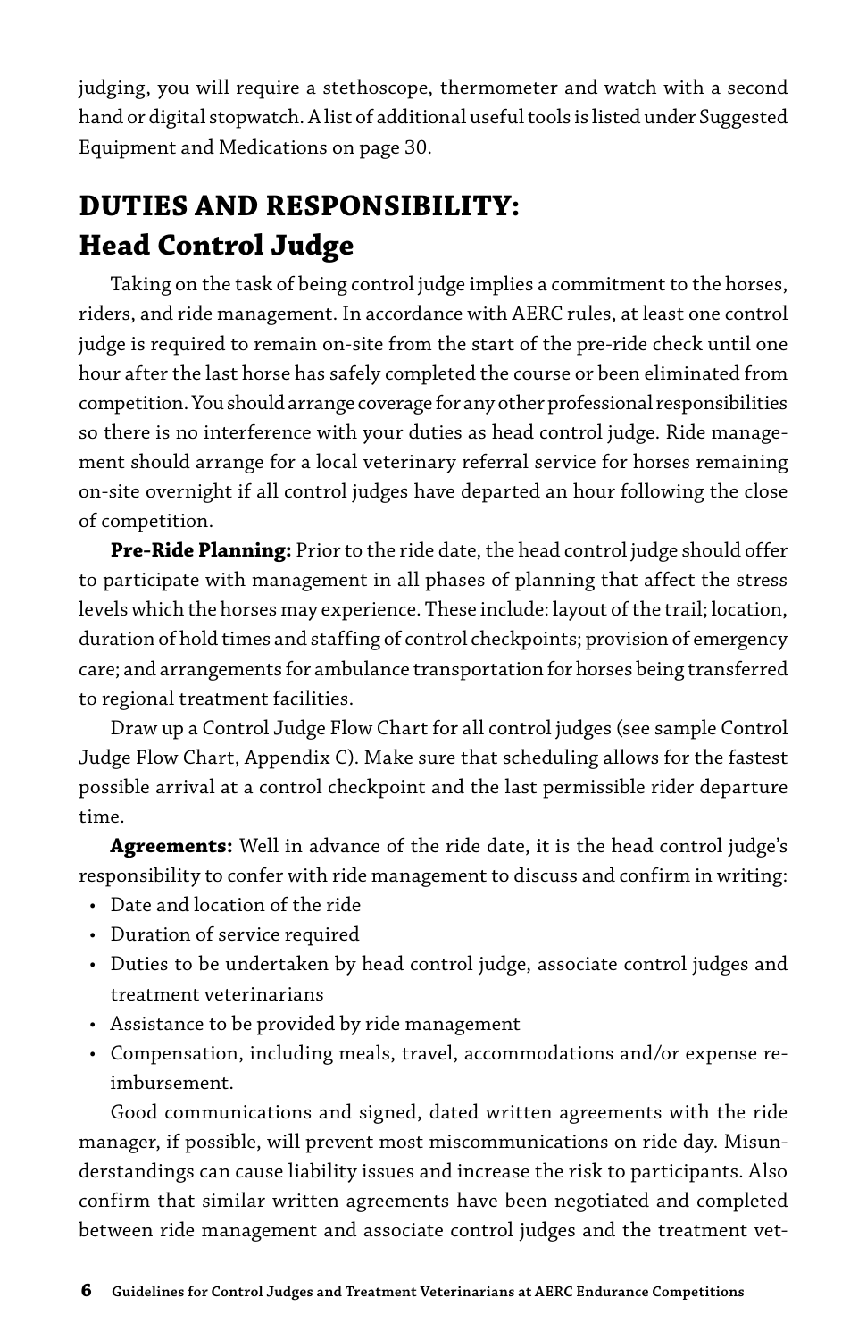judging, you will require a stethoscope, thermometer and watch with a second hand or digital stopwatch. A list of additional useful tools is listed under Suggested Equipment and Medications on page 30.

## DUTIES AND RESPONSIBILITY: Head Control Judge

Taking on the task of being control judge implies a commitment to the horses, riders, and ride management. In accordance with AERC rules, at least one control judge is required to remain on-site from the start of the pre-ride check until one hour after the last horse has safely completed the course or been eliminated from competition. You should arrange coverage for any other professional responsibilities so there is no interference with your duties as head control judge. Ride management should arrange for a local veterinary referral service for horses remaining on-site overnight if all control judges have departed an hour following the close of competition.

**Pre-Ride Planning:** Prior to the ride date, the head control judge should offer to participate with management in all phases of planning that affect the stress levels which the horses may experience. These include: layout of the trail; location, duration of hold times and staffing of control checkpoints; provision of emergency care; and arrangements for ambulance transportation for horses being transferred to regional treatment facilities.

Draw up a Control Judge Flow Chart for all control judges (see sample Control Judge Flow Chart, Appendix C). Make sure that scheduling allows for the fastest possible arrival at a control checkpoint and the last permissible rider departure time.

**Agreements:** Well in advance of the ride date, it is the head control judge's responsibility to confer with ride management to discuss and confirm in writing:

- Date and location of the ride
- Duration of service required
- Duties to be undertaken by head control judge, associate control judges and treatment veterinarians
- Assistance to be provided by ride management
- Compensation, including meals, travel, accommodations and/or expense reimbursement.

Good communications and signed, dated written agreements with the ride manager, if possible, will prevent most miscommunications on ride day. Misunderstandings can cause liability issues and increase the risk to participants. Also confirm that similar written agreements have been negotiated and completed between ride management and associate control judges and the treatment vet-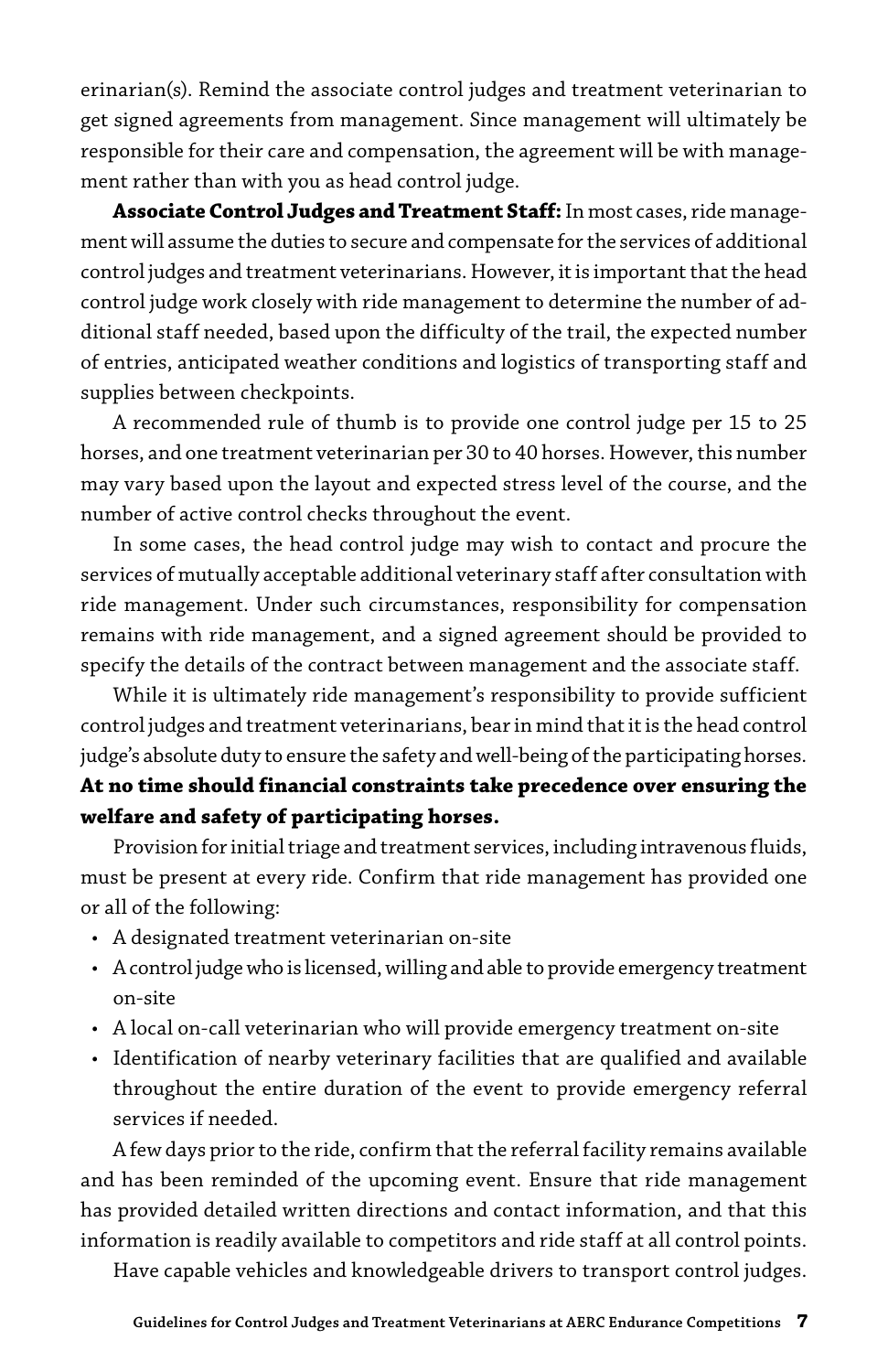erinarian(s). Remind the associate control judges and treatment veterinarian to get signed agreements from management. Since management will ultimately be responsible for their care and compensation, the agreement will be with management rather than with you as head control judge.

**Associate Control Judges and Treatment Staff:** In most cases, ride management will assume the duties to secure and compensate for the services of additional control judges and treatment veterinarians. However, it is important that the head control judge work closely with ride management to determine the number of additional staff needed, based upon the difficulty of the trail, the expected number of entries, anticipated weather conditions and logistics of transporting staff and supplies between checkpoints.

A recommended rule of thumb is to provide one control judge per 15 to 25 horses, and one treatment veterinarian per 30 to 40 horses. However, this number may vary based upon the layout and expected stress level of the course, and the number of active control checks throughout the event.

In some cases, the head control judge may wish to contact and procure the services of mutually acceptable additional veterinary staff after consultation with ride management. Under such circumstances, responsibility for compensation remains with ride management, and a signed agreement should be provided to specify the details of the contract between management and the associate staff.

While it is ultimately ride management's responsibility to provide sufficient control judges and treatment veterinarians, bear in mind that it is the head control judge's absolute duty to ensure the safety and well-being of the participating horses. **At no time should financial constraints take precedence over ensuring the welfare and safety of participating horses.**

Provision for initial triage and treatment services, including intravenous fluids, must be present at every ride. Confirm that ride management has provided one or all of the following:

- A designated treatment veterinarian on-site
- A control judge who is licensed, willing and able to provide emergency treatment on-site
- A local on-call veterinarian who will provide emergency treatment on-site
- Identification of nearby veterinary facilities that are qualified and available throughout the entire duration of the event to provide emergency referral services if needed.

A few days prior to the ride, confirm that the referral facility remains available and has been reminded of the upcoming event. Ensure that ride management has provided detailed written directions and contact information, and that this information is readily available to competitors and ride staff at all control points.

Have capable vehicles and knowledgeable drivers to transport control judges.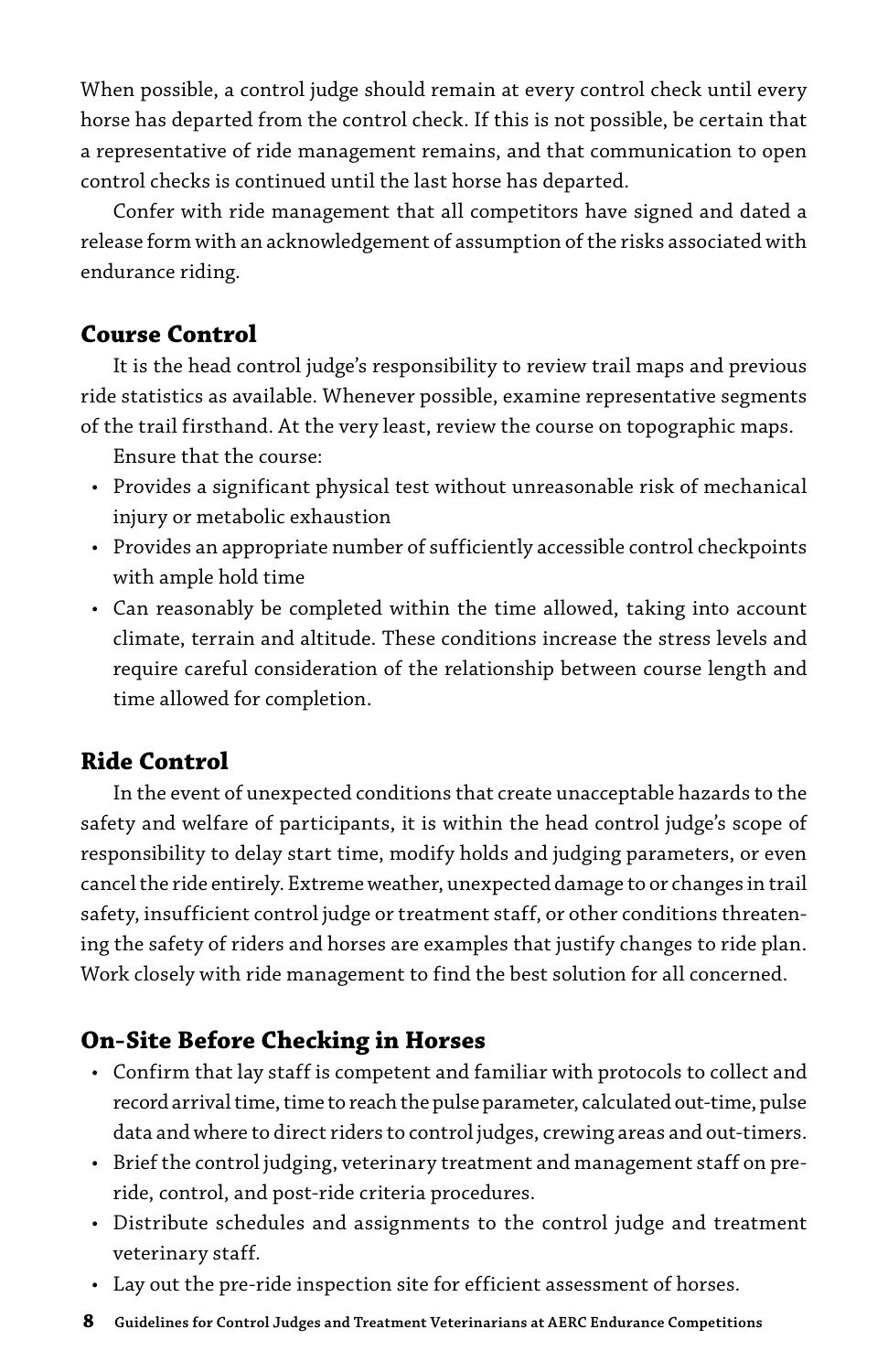When possible, a control judge should remain at every control check until every horse has departed from the control check. If this is not possible, be certain that a representative of ride management remains, and that communication to open control checks is continued until the last horse has departed.

Confer with ride management that all competitors have signed and dated a release form with an acknowledgement of assumption of the risks associated with endurance riding.

## Course Control

It is the head control judge's responsibility to review trail maps and previous ride statistics as available. Whenever possible, examine representative segments of the trail firsthand. At the very least, review the course on topographic maps.

Ensure that the course:

- Provides a significant physical test without unreasonable risk of mechanical injury or metabolic exhaustion
- Provides an appropriate number of sufficiently accessible control checkpoints with ample hold time
- Can reasonably be completed within the time allowed, taking into account climate, terrain and altitude. These conditions increase the stress levels and require careful consideration of the relationship between course length and time allowed for completion.

## Ride Control

In the event of unexpected conditions that create unacceptable hazards to the safety and welfare of participants, it is within the head control judge's scope of responsibility to delay start time, modify holds and judging parameters, or even cancel the ride entirely. Extreme weather, unexpected damage to or changes in trail safety, insufficient control judge or treatment staff, or other conditions threatening the safety of riders and horses are examples that justify changes to ride plan. Work closely with ride management to find the best solution for all concerned.

## On-Site Before Checking in Horses

- Confirm that lay staff is competent and familiar with protocols to collect and record arrival time, time to reach the pulse parameter, calculated out-time, pulse data and where to direct riders to control judges, crewing areas and out-timers.
- Brief the control judging, veterinary treatment and management staff on pre-ride, control, and post-ride criteria procedures.
- Distribute schedules and assignments to the control judge and treatment veterinary staff.
- Lay out the pre-ride inspection site for efficient assessment of horses.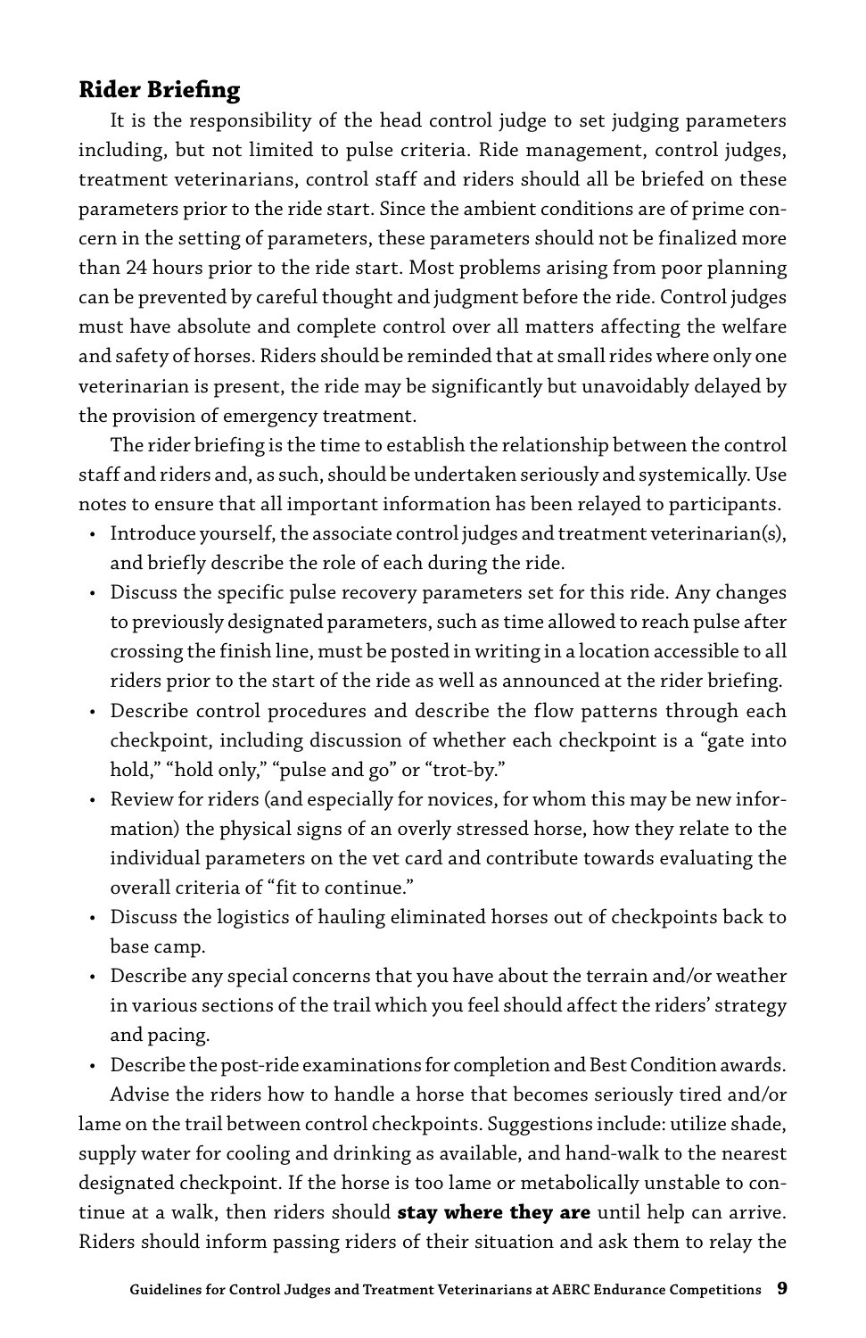## Rider Briefing

It is the responsibility of the head control judge to set judging parameters including, but not limited to pulse criteria. Ride management, control judges, treatment veterinarians, control staff and riders should all be briefed on these parameters prior to the ride start. Since the ambient conditions are of prime concern in the setting of parameters, these parameters should not be finalized more than 24 hours prior to the ride start. Most problems arising from poor planning can be prevented by careful thought and judgment before the ride. Control judges must have absolute and complete control over all matters affecting the welfare and safety of horses. Riders should be reminded that at small rides where only one veterinarian is present, the ride may be significantly but unavoidably delayed by the provision of emergency treatment.

The rider briefing is the time to establish the relationship between the control staff and riders and, as such, should be undertaken seriously and systemically. Use notes to ensure that all important information has been relayed to participants.

- Introduce yourself, the associate control judges and treatment veterinarian(s), and briefly describe the role of each during the ride.
- Discuss the specific pulse recovery parameters set for this ride. Any changes to previously designated parameters, such as time allowed to reach pulse after crossing the finish line, must be posted in writing in a location accessible to all riders prior to the start of the ride as well as announced at the rider briefing.
- Describe control procedures and describe the flow patterns through each checkpoint, including discussion of whether each checkpoint is a "gate into hold," "hold only," "pulse and go" or "trot-by."
- Review for riders (and especially for novices, for whom this may be new information) the physical signs of an overly stressed horse, how they relate to the individual parameters on the vet card and contribute towards evaluating the overall criteria of "fit to continue."
- Discuss the logistics of hauling eliminated horses out of checkpoints back to base camp.
- Describe any special concerns that you have about the terrain and/or weather in various sections of the trail which you feel should affect the riders' strategy and pacing.
- Describe the post-ride examinations for completion and Best Condition awards.

Advise the riders how to handle a horse that becomes seriously tired and/or lame on the trail between control checkpoints. Suggestions include: utilize shade, supply water for cooling and drinking as available, and hand-walk to the nearest designated checkpoint. If the horse is too lame or metabolically unstable to continue at a walk, then riders should **stay where they are** until help can arrive. Riders should inform passing riders of their situation and ask them to relay the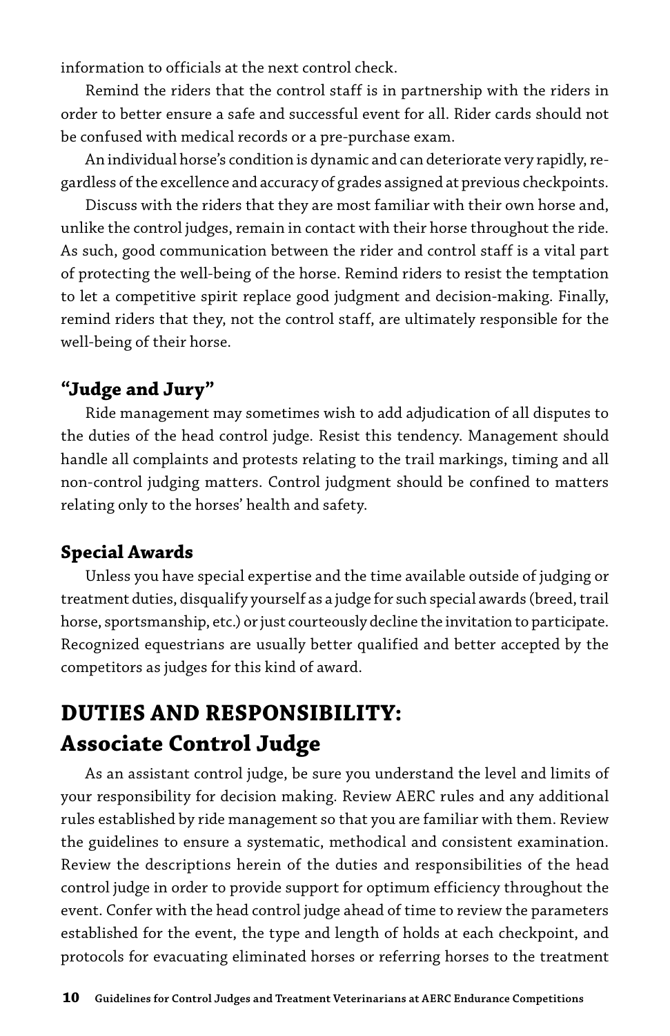information to officials at the next control check.

Remind the riders that the control staff is in partnership with the riders in order to better ensure a safe and successful event for all. Rider cards should not be confused with medical records or a pre-purchase exam.

An individual horse's condition is dynamic and can deteriorate very rapidly, regardless of the excellence and accuracy of grades assigned at previous checkpoints.

Discuss with the riders that they are most familiar with their own horse and, unlike the control judges, remain in contact with their horse throughout the ride. As such, good communication between the rider and control staff is a vital part of protecting the well-being of the horse. Remind riders to resist the temptation to let a competitive spirit replace good judgment and decision-making. Finally, remind riders that they, not the control staff, are ultimately responsible for the well-being of their horse.

### "Judge and Jury"

Ride management may sometimes wish to add adjudication of all disputes to the duties of the head control judge. Resist this tendency. Management should handle all complaints and protests relating to the trail markings, timing and all non-control judging matters. Control judgment should be confined to matters relating only to the horses' health and safety.

### Special Awards

Unless you have special expertise and the time available outside of judging or treatment duties, disqualify yourself as a judge for such special awards (breed, trail horse, sportsmanship, etc.) or just courteously decline the invitation to participate. Recognized equestrians are usually better qualified and better accepted by the competitors as judges for this kind of award.

## DUTIES AND RESPONSIBILITY: Associate Control Judge

As an assistant control judge, be sure you understand the level and limits of your responsibility for decision making. Review AERC rules and any additional rules established by ride management so that you are familiar with them. Review the guidelines to ensure a systematic, methodical and consistent examination. Review the descriptions herein of the duties and responsibilities of the head control judge in order to provide support for optimum efficiency throughout the event. Confer with the head control judge ahead of time to review the parameters established for the event, the type and length of holds at each checkpoint, and protocols for evacuating eliminated horses or referring horses to the treatment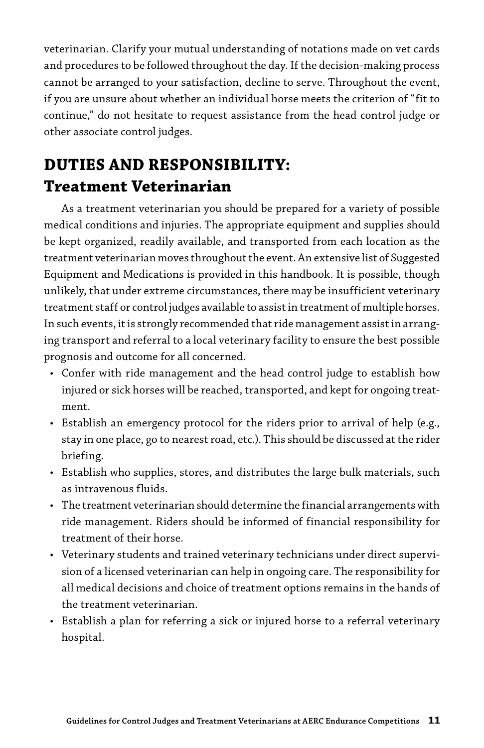veterinarian. Clarify your mutual understanding of notations made on vet cards and procedures to be followed throughout the day. If the decision-making process cannot be arranged to your satisfaction, decline to serve. Throughout the event, if you are unsure about whether an individual horse meets the criterion of "fit to continue," do not hesitate to request assistance from the head control judge or other associate control judges.

## DUTIES AND RESPONSIBILITY: Treatment Veterinarian

As a treatment veterinarian you should be prepared for a variety of possible medical conditions and injuries. The appropriate equipment and supplies should be kept organized, readily available, and transported from each location as the treatment veterinarian moves throughout the event. An extensive list of Suggested Equipment and Medications is provided in this handbook. It is possible, though unlikely, that under extreme circumstances, there may be insufficient veterinary treatment staff or control judges available to assist in treatment of multiple horses. In such events, it is strongly recommended that ride management assist in arranging transport and referral to a local veterinary facility to ensure the best possible prognosis and outcome for all concerned.

- Confer with ride management and the head control judge to establish how injured or sick horses will be reached, transported, and kept for ongoing treatment.
- Establish an emergency protocol for the riders prior to arrival of help (e.g., stay in one place, go to nearest road, etc.). This should be discussed at the rider briefing.
- Establish who supplies, stores, and distributes the large bulk materials, such as intravenous fluids.
- The treatment veterinarian should determine the financial arrangements with ride management. Riders should be informed of financial responsibility for treatment of their horse.
- Veterinary students and trained veterinary technicians under direct supervision of a licensed veterinarian can help in ongoing care. The responsibility for all medical decisions and choice of treatment options remains in the hands of the treatment veterinarian.
- Establish a plan for referring a sick or injured horse to a referral veterinary hospital.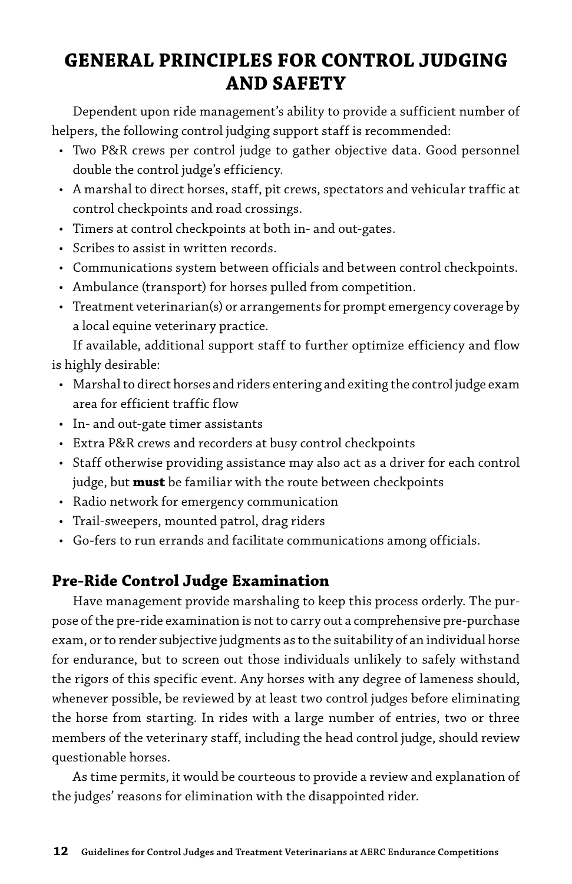# GENERAL PRINCIPLES FOR CONTROL JUDGING AND SAFETY

Dependent upon ride management's ability to provide a sufficient number of helpers, the following control judging support staff is recommended:

- Two P&R crews per control judge to gather objective data. Good personnel double the control judge's efficiency.
- A marshal to direct horses, staff, pit crews, spectators and vehicular traffic at control checkpoints and road crossings.
- Timers at control checkpoints at both in- and out-gates.
- Scribes to assist in written records.
- Communications system between officials and between control checkpoints.
- Ambulance (transport) for horses pulled from competition.
- Treatment veterinarian(s) or arrangements for prompt emergency coverage by a local equine veterinary practice.

If available, additional support staff to further optimize efficiency and flow is highly desirable:

- Marshal to direct horses and riders entering and exiting the control judge exam area for efficient traffic flow
- In- and out-gate timer assistants
- Extra P&R crews and recorders at busy control checkpoints
- Staff otherwise providing assistance may also act as a driver for each control judge, but **must** be familiar with the route between checkpoints
- Radio network for emergency communication
- Trail-sweepers, mounted patrol, drag riders
- Go-fers to run errands and facilitate communications among officials.

## Pre-Ride Control Judge Examination

Have management provide marshaling to keep this process orderly. The purpose of the pre-ride examination is not to carry out a comprehensive pre-purchase exam, or to render subjective judgments as to the suitability of an individual horse for endurance, but to screen out those individuals unlikely to safely withstand the rigors of this specific event. Any horses with any degree of lameness should, whenever possible, be reviewed by at least two control judges before eliminating the horse from starting. In rides with a large number of entries, two or three members of the veterinary staff, including the head control judge, should review questionable horses.

As time permits, it would be courteous to provide a review and explanation of the judges' reasons for elimination with the disappointed rider.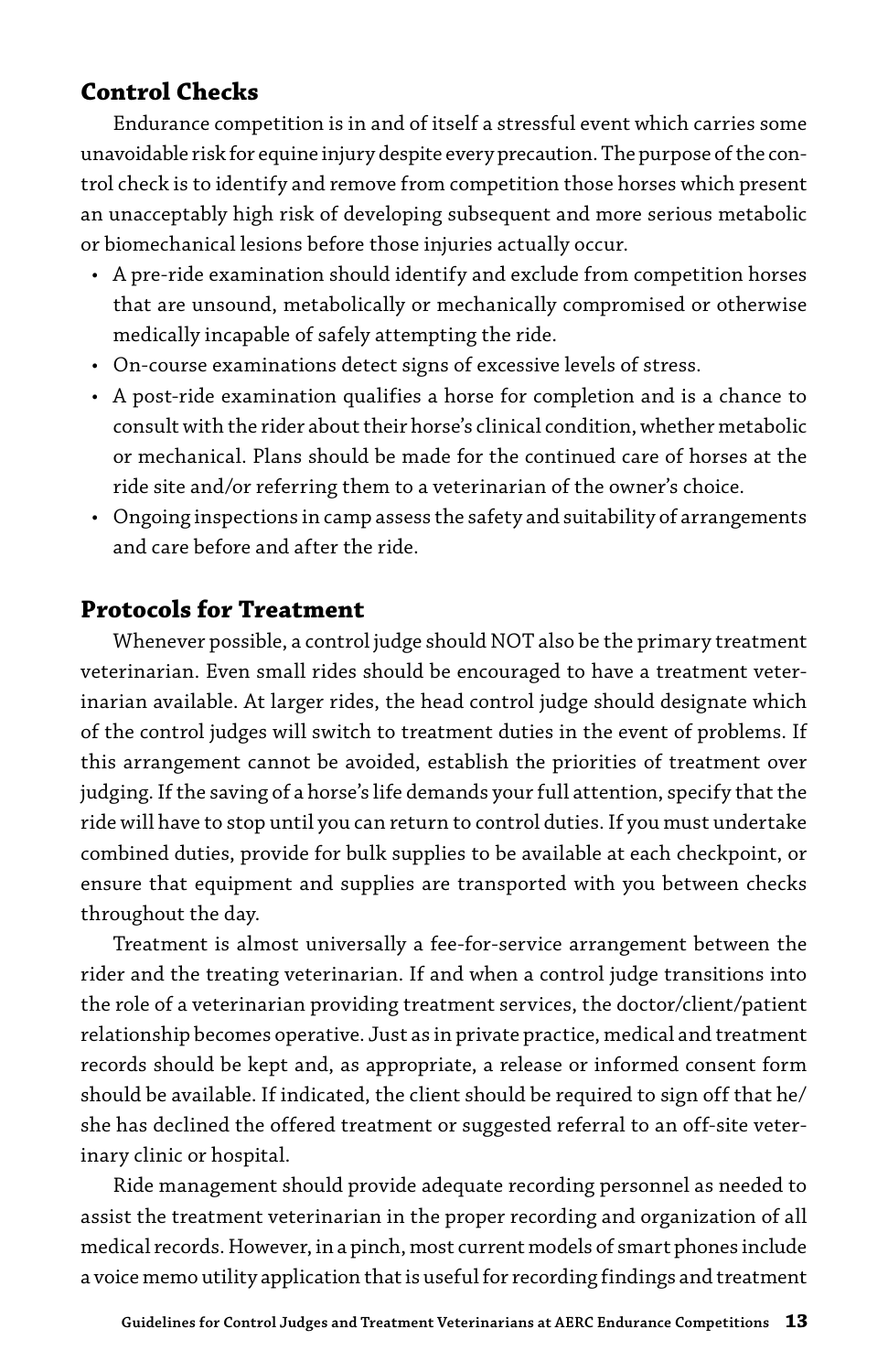## Control Checks

Endurance competition is in and of itself a stressful event which carries some unavoidable risk for equine injury despite every precaution. The purpose of the control check is to identify and remove from competition those horses which present an unacceptably high risk of developing subsequent and more serious metabolic or biomechanical lesions before those injuries actually occur.

- A pre-ride examination should identify and exclude from competition horses that are unsound, metabolically or mechanically compromised or otherwise medically incapable of safely attempting the ride.
- On-course examinations detect signs of excessive levels of stress.
- A post-ride examination qualifies a horse for completion and is a chance to consult with the rider about their horse's clinical condition, whether metabolic or mechanical. Plans should be made for the continued care of horses at the ride site and/or referring them to a veterinarian of the owner's choice.
- Ongoing inspections in camp assess the safety and suitability of arrangements and care before and after the ride.

## Protocols for Treatment

Whenever possible, a control judge should NOT also be the primary treatment veterinarian. Even small rides should be encouraged to have a treatment veterinarian available. At larger rides, the head control judge should designate which of the control judges will switch to treatment duties in the event of problems. If this arrangement cannot be avoided, establish the priorities of treatment over judging. If the saving of a horse's life demands your full attention, specify that the ride will have to stop until you can return to control duties. If you must undertake combined duties, provide for bulk supplies to be available at each checkpoint, or ensure that equipment and supplies are transported with you between checks throughout the day.

Treatment is almost universally a fee-for-service arrangement between the rider and the treating veterinarian. If and when a control judge transitions into the role of a veterinarian providing treatment services, the doctor/client/patient relationship becomes operative. Just as in private practice, medical and treatment records should be kept and, as appropriate, a release or informed consent form should be available. If indicated, the client should be required to sign off that he/she has declined the offered treatment or suggested referral to an off-site veterinary clinic or hospital.

Ride management should provide adequate recording personnel as needed to assist the treatment veterinarian in the proper recording and organization of all medical records. However, in a pinch, most current models of smart phones include a voice memo utility application that is useful for recording findings and treatment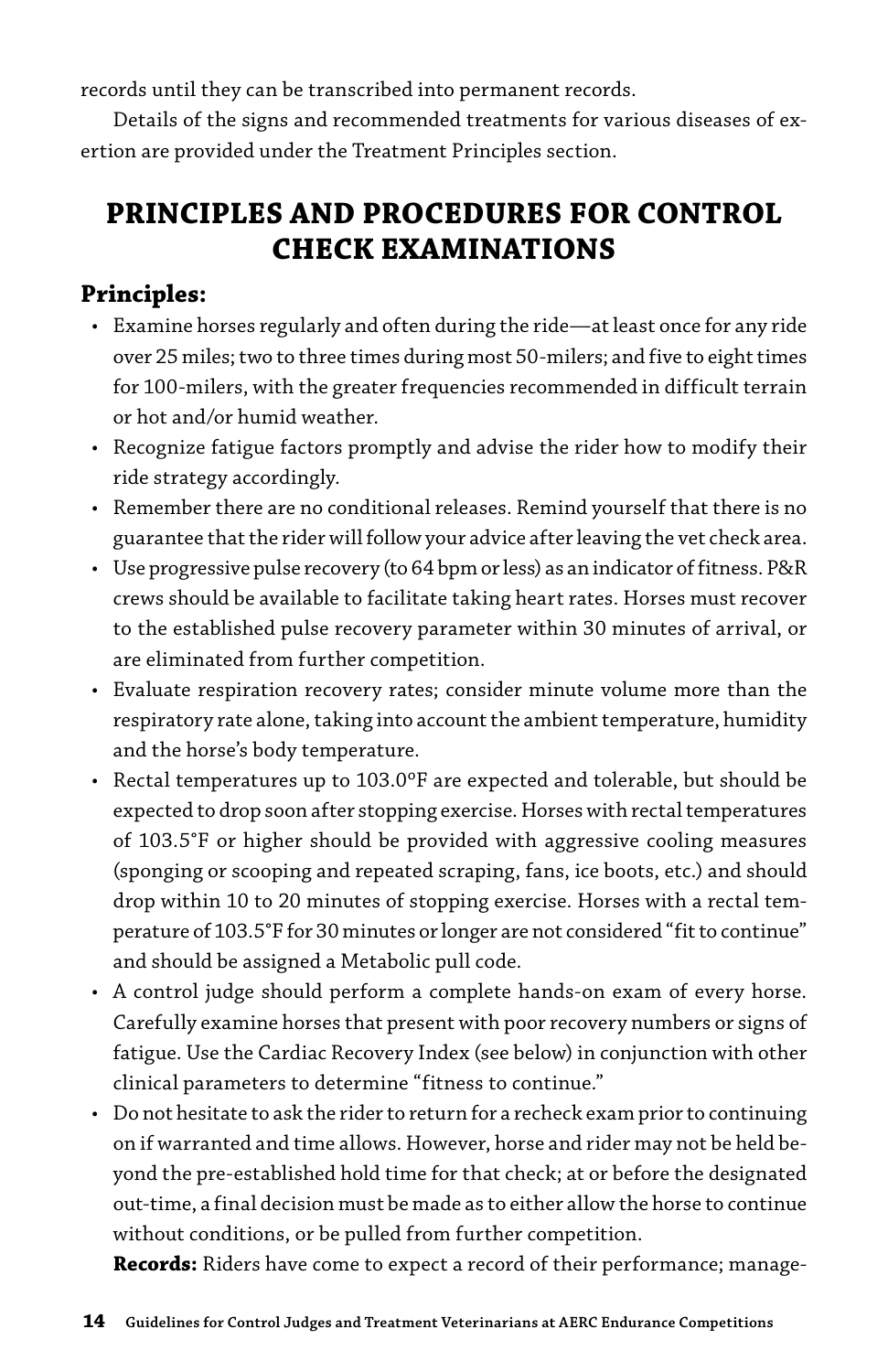records until they can be transcribed into permanent records.

Details of the signs and recommended treatments for various diseases of exertion are provided under the Treatment Principles section.

## PRINCIPLES AND PROCEDURES FOR CONTROL CHECK EXAMINATIONS

### Principles:

- Examine horses regularly and often during the ride—at least once for any ride over 25 miles; two to three times during most 50-milers; and five to eight times for 100-milers, with the greater frequencies recommended in difficult terrain or hot and/or humid weather.
- Recognize fatigue factors promptly and advise the rider how to modify their ride strategy accordingly.
- Remember there are no conditional releases. Remind yourself that there is no guarantee that the rider will follow your advice after leaving the vet check area.
- Use progressive pulse recovery (to 64 bpm or less) as an indicator of fitness. P&R crews should be available to facilitate taking heart rates. Horses must recover to the established pulse recovery parameter within 30 minutes of arrival, or are eliminated from further competition.
- Evaluate respiration recovery rates; consider minute volume more than the respiratory rate alone, taking into account the ambient temperature, humidity and the horse's body temperature.
- Rectal temperatures up to 103.0ºF are expected and tolerable, but should be expected to drop soon after stopping exercise. Horses with rectal temperatures of 103.5°F or higher should be provided with aggressive cooling measures (sponging or scooping and repeated scraping, fans, ice boots, etc.) and should drop within 10 to 20 minutes of stopping exercise. Horses with a rectal temperature of 103.5°F for 30 minutes or longer are not considered "fit to continue" and should be assigned a Metabolic pull code.
- A control judge should perform a complete hands-on exam of every horse. Carefully examine horses that present with poor recovery numbers or signs of fatigue. Use the Cardiac Recovery Index (see below) in conjunction with other clinical parameters to determine "fitness to continue."
- Do not hesitate to ask the rider to return for a recheck exam prior to continuing on if warranted and time allows. However, horse and rider may not be held beyond the pre-established hold time for that check; at or before the designated out-time, a final decision must be made as to either allow the horse to continue without conditions, or be pulled from further competition.

  **Records:** Riders have come to expect a record of their performance; manage-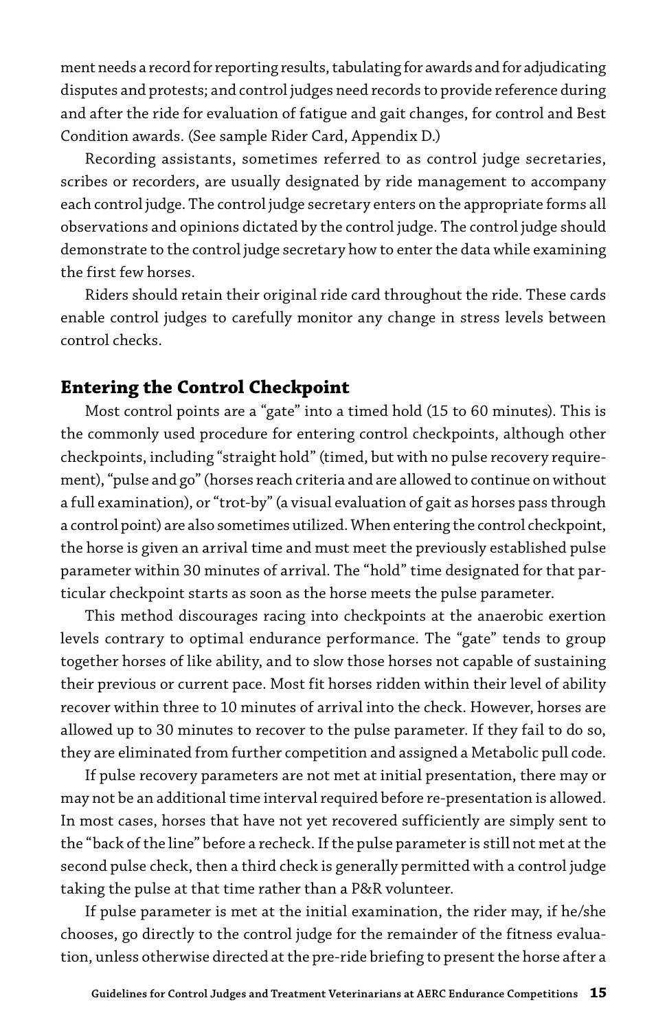ment needs a record for reporting results, tabulating for awards and for adjudicating disputes and protests; and control judges need records to provide reference during and after the ride for evaluation of fatigue and gait changes, for control and Best Condition awards. (See sample Rider Card, Appendix D.)

Recording assistants, sometimes referred to as control judge secretaries, scribes or recorders, are usually designated by ride management to accompany each control judge. The control judge secretary enters on the appropriate forms all observations and opinions dictated by the control judge. The control judge should demonstrate to the control judge secretary how to enter the data while examining the first few horses.

Riders should retain their original ride card throughout the ride. These cards enable control judges to carefully monitor any change in stress levels between control checks.

## Entering the Control Checkpoint

Most control points are a "gate" into a timed hold (15 to 60 minutes). This is the commonly used procedure for entering control checkpoints, although other checkpoints, including "straight hold" (timed, but with no pulse recovery requirement), "pulse and go" (horses reach criteria and are allowed to continue on without a full examination), or "trot-by" (a visual evaluation of gait as horses pass through a control point) are also sometimes utilized. When entering the control checkpoint, the horse is given an arrival time and must meet the previously established pulse parameter within 30 minutes of arrival. The "hold" time designated for that particular checkpoint starts as soon as the horse meets the pulse parameter.

This method discourages racing into checkpoints at the anaerobic exertion levels contrary to optimal endurance performance. The "gate" tends to group together horses of like ability, and to slow those horses not capable of sustaining their previous or current pace. Most fit horses ridden within their level of ability recover within three to 10 minutes of arrival into the check. However, horses are allowed up to 30 minutes to recover to the pulse parameter. If they fail to do so, they are eliminated from further competition and assigned a Metabolic pull code.

If pulse recovery parameters are not met at initial presentation, there may or may not be an additional time interval required before re-presentation is allowed. In most cases, horses that have not yet recovered sufficiently are simply sent to the "back of the line" before a recheck. If the pulse parameter is still not met at the second pulse check, then a third check is generally permitted with a control judge taking the pulse at that time rather than a P&R volunteer.

If pulse parameter is met at the initial examination, the rider may, if he/she chooses, go directly to the control judge for the remainder of the fitness evaluation, unless otherwise directed at the pre-ride briefing to present the horse after a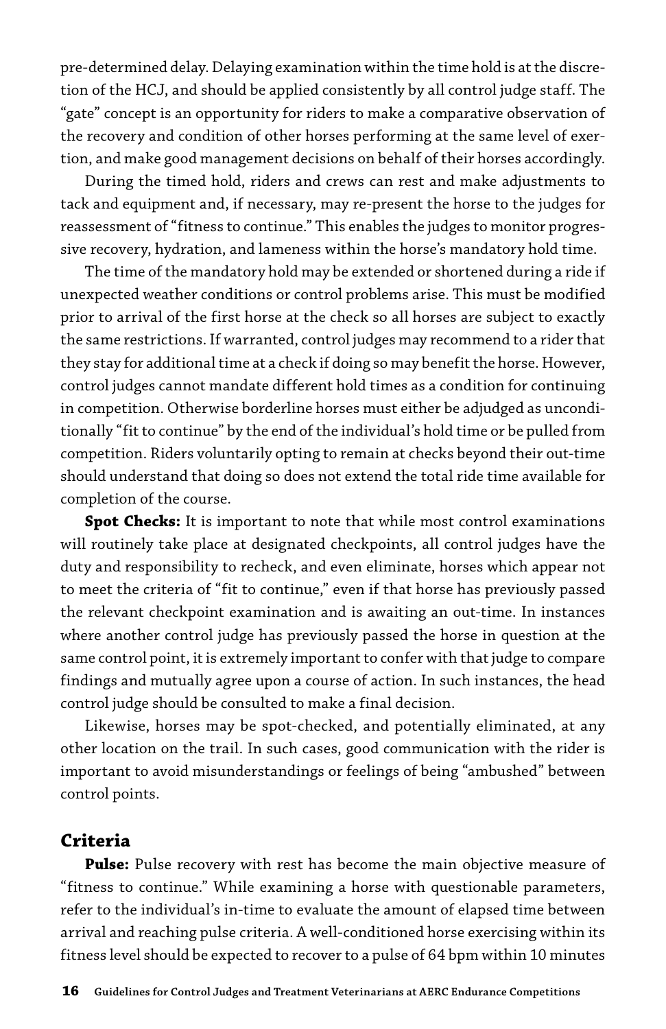pre-determined delay. Delaying examination within the time hold is at the discretion of the HCJ, and should be applied consistently by all control judge staff. The "gate" concept is an opportunity for riders to make a comparative observation of the recovery and condition of other horses performing at the same level of exertion, and make good management decisions on behalf of their horses accordingly.

During the timed hold, riders and crews can rest and make adjustments to tack and equipment and, if necessary, may re-present the horse to the judges for reassessment of "fitness to continue." This enables the judges to monitor progressive recovery, hydration, and lameness within the horse's mandatory hold time.

The time of the mandatory hold may be extended or shortened during a ride if unexpected weather conditions or control problems arise. This must be modified prior to arrival of the first horse at the check so all horses are subject to exactly the same restrictions. If warranted, control judges may recommend to a rider that they stay for additional time at a check if doing so may benefit the horse. However, control judges cannot mandate different hold times as a condition for continuing in competition. Otherwise borderline horses must either be adjudged as unconditionally "fit to continue" by the end of the individual's hold time or be pulled from competition. Riders voluntarily opting to remain at checks beyond their out-time should understand that doing so does not extend the total ride time available for completion of the course.

**Spot Checks:** It is important to note that while most control examinations will routinely take place at designated checkpoints, all control judges have the duty and responsibility to recheck, and even eliminate, horses which appear not to meet the criteria of "fit to continue," even if that horse has previously passed the relevant checkpoint examination and is awaiting an out-time. In instances where another control judge has previously passed the horse in question at the same control point, it is extremely important to confer with that judge to compare findings and mutually agree upon a course of action. In such instances, the head control judge should be consulted to make a final decision.

Likewise, horses may be spot-checked, and potentially eliminated, at any other location on the trail. In such cases, good communication with the rider is important to avoid misunderstandings or feelings of being "ambushed" between control points.

## Criteria

**Pulse:** Pulse recovery with rest has become the main objective measure of "fitness to continue." While examining a horse with questionable parameters, refer to the individual's in-time to evaluate the amount of elapsed time between arrival and reaching pulse criteria. A well-conditioned horse exercising within its fitness level should be expected to recover to a pulse of 64 bpm within 10 minutes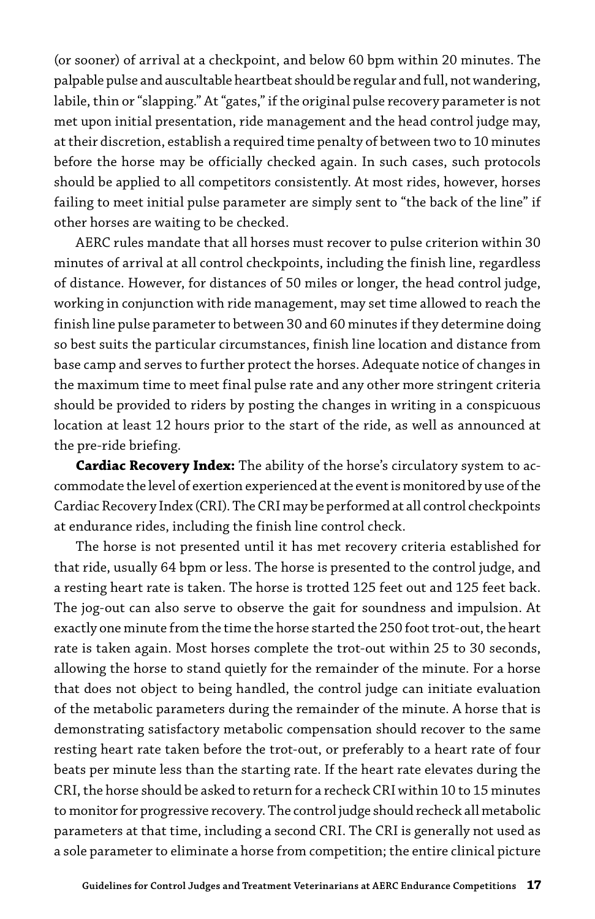(or sooner) of arrival at a checkpoint, and below 60 bpm within 20 minutes. The palpable pulse and auscultable heartbeat should be regular and full, not wandering, labile, thin or "slapping." At "gates," if the original pulse recovery parameter is not met upon initial presentation, ride management and the head control judge may, at their discretion, establish a required time penalty of between two to 10 minutes before the horse may be officially checked again. In such cases, such protocols should be applied to all competitors consistently. At most rides, however, horses failing to meet initial pulse parameter are simply sent to "the back of the line" if other horses are waiting to be checked.

AERC rules mandate that all horses must recover to pulse criterion within 30 minutes of arrival at all control checkpoints, including the finish line, regardless of distance. However, for distances of 50 miles or longer, the head control judge, working in conjunction with ride management, may set time allowed to reach the finish line pulse parameter to between 30 and 60 minutes if they determine doing so best suits the particular circumstances, finish line location and distance from base camp and serves to further protect the horses. Adequate notice of changes in the maximum time to meet final pulse rate and any other more stringent criteria should be provided to riders by posting the changes in writing in a conspicuous location at least 12 hours prior to the start of the ride, as well as announced at the pre-ride briefing.

**Cardiac Recovery Index:** The ability of the horse's circulatory system to accommodate the level of exertion experienced at the event is monitored by use of the Cardiac Recovery Index (CRI). The CRI may be performed at all control checkpoints at endurance rides, including the finish line control check.

The horse is not presented until it has met recovery criteria established for that ride, usually 64 bpm or less. The horse is presented to the control judge, and a resting heart rate is taken. The horse is trotted 125 feet out and 125 feet back. The jog-out can also serve to observe the gait for soundness and impulsion. At exactly one minute from the time the horse started the 250 foot trot-out, the heart rate is taken again. Most horses complete the trot-out within 25 to 30 seconds, allowing the horse to stand quietly for the remainder of the minute. For a horse that does not object to being handled, the control judge can initiate evaluation of the metabolic parameters during the remainder of the minute. A horse that is demonstrating satisfactory metabolic compensation should recover to the same resting heart rate taken before the trot-out, or preferably to a heart rate of four beats per minute less than the starting rate. If the heart rate elevates during the CRI, the horse should be asked to return for a recheck CRI within 10 to 15 minutes to monitor for progressive recovery. The control judge should recheck all metabolic parameters at that time, including a second CRI. The CRI is generally not used as a sole parameter to eliminate a horse from competition; the entire clinical picture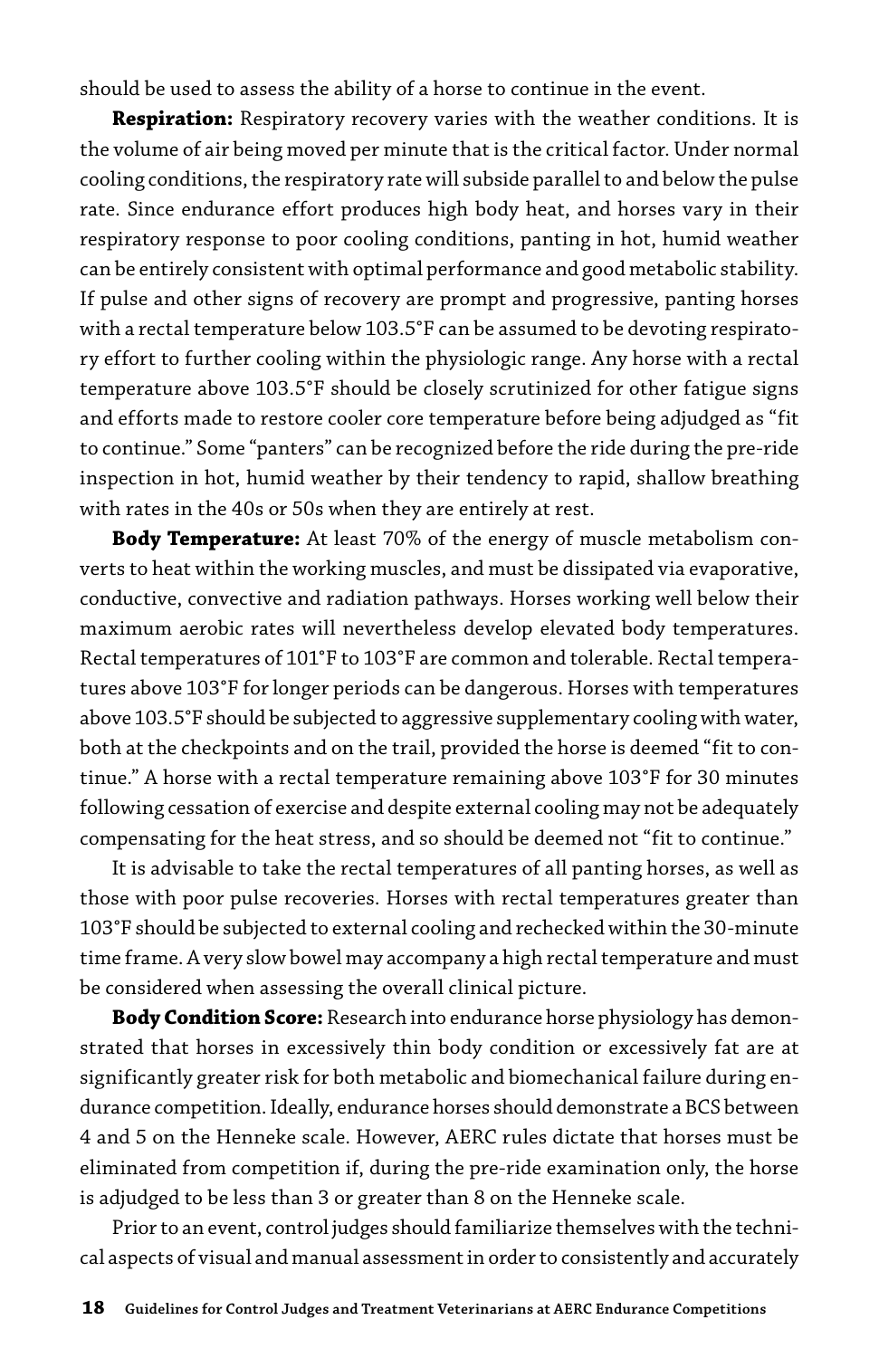should be used to assess the ability of a horse to continue in the event.

**Respiration:** Respiratory recovery varies with the weather conditions. It is the volume of air being moved per minute that is the critical factor. Under normal cooling conditions, the respiratory rate will subside parallel to and below the pulse rate. Since endurance effort produces high body heat, and horses vary in their respiratory response to poor cooling conditions, panting in hot, humid weather can be entirely consistent with optimal performance and good metabolic stability. If pulse and other signs of recovery are prompt and progressive, panting horses with a rectal temperature below 103.5°F can be assumed to be devoting respiratory effort to further cooling within the physiologic range. Any horse with a rectal temperature above 103.5°F should be closely scrutinized for other fatigue signs and efforts made to restore cooler core temperature before being adjudged as "fit to continue." Some "panters" can be recognized before the ride during the pre-ride inspection in hot, humid weather by their tendency to rapid, shallow breathing with rates in the 40s or 50s when they are entirely at rest.

**Body Temperature:** At least 70% of the energy of muscle metabolism converts to heat within the working muscles, and must be dissipated via evaporative, conductive, convective and radiation pathways. Horses working well below their maximum aerobic rates will nevertheless develop elevated body temperatures. Rectal temperatures of 101°F to 103°F are common and tolerable. Rectal temperatures above 103°F for longer periods can be dangerous. Horses with temperatures above 103.5°F should be subjected to aggressive supplementary cooling with water, both at the checkpoints and on the trail, provided the horse is deemed "fit to continue." A horse with a rectal temperature remaining above 103°F for 30 minutes following cessation of exercise and despite external cooling may not be adequately compensating for the heat stress, and so should be deemed not "fit to continue."

It is advisable to take the rectal temperatures of all panting horses, as well as those with poor pulse recoveries. Horses with rectal temperatures greater than 103°F should be subjected to external cooling and rechecked within the 30-minute time frame. A very slow bowel may accompany a high rectal temperature and must be considered when assessing the overall clinical picture.

**Body Condition Score:** Research into endurance horse physiology has demonstrated that horses in excessively thin body condition or excessively fat are at significantly greater risk for both metabolic and biomechanical failure during endurance competition. Ideally, endurance horses should demonstrate a BCS between 4 and 5 on the Henneke scale. However, AERC rules dictate that horses must be eliminated from competition if, during the pre-ride examination only, the horse is adjudged to be less than 3 or greater than 8 on the Henneke scale.

Prior to an event, control judges should familiarize themselves with the technical aspects of visual and manual assessment in order to consistently and accurately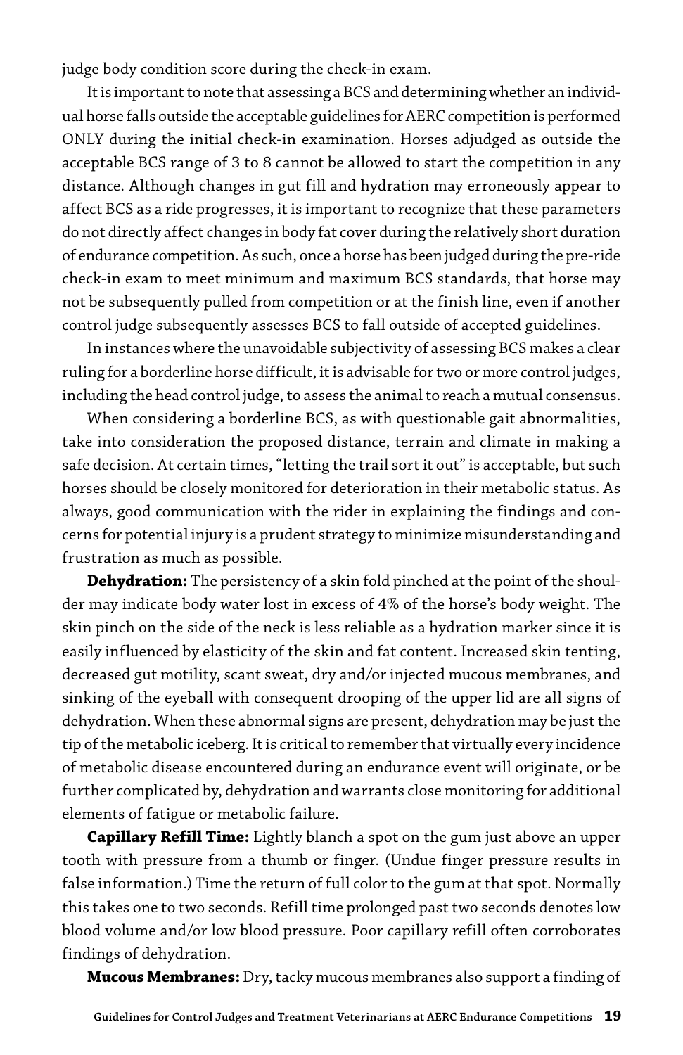judge body condition score during the check-in exam.

It is important to note that assessing a BCS and determining whether an individual horse falls outside the acceptable guidelines for AERC competition is performed ONLY during the initial check-in examination. Horses adjudged as outside the acceptable BCS range of 3 to 8 cannot be allowed to start the competition in any distance. Although changes in gut fill and hydration may erroneously appear to affect BCS as a ride progresses, it is important to recognize that these parameters do not directly affect changes in body fat cover during the relatively short duration of endurance competition. As such, once a horse has been judged during the pre-ride check-in exam to meet minimum and maximum BCS standards, that horse may not be subsequently pulled from competition or at the finish line, even if another control judge subsequently assesses BCS to fall outside of accepted guidelines.

In instances where the unavoidable subjectivity of assessing BCS makes a clear ruling for a borderline horse difficult, it is advisable for two or more control judges, including the head control judge, to assess the animal to reach a mutual consensus.

When considering a borderline BCS, as with questionable gait abnormalities, take into consideration the proposed distance, terrain and climate in making a safe decision. At certain times, "letting the trail sort it out" is acceptable, but such horses should be closely monitored for deterioration in their metabolic status. As always, good communication with the rider in explaining the findings and concerns for potential injury is a prudent strategy to minimize misunderstanding and frustration as much as possible.

**Dehydration:** The persistency of a skin fold pinched at the point of the shoulder may indicate body water lost in excess of 4% of the horse's body weight. The skin pinch on the side of the neck is less reliable as a hydration marker since it is easily influenced by elasticity of the skin and fat content. Increased skin tenting, decreased gut motility, scant sweat, dry and/or injected mucous membranes, and sinking of the eyeball with consequent drooping of the upper lid are all signs of dehydration. When these abnormal signs are present, dehydration may be just the tip of the metabolic iceberg. It is critical to remember that virtually every incidence of metabolic disease encountered during an endurance event will originate, or be further complicated by, dehydration and warrants close monitoring for additional elements of fatigue or metabolic failure.

**Capillary Refill Time:** Lightly blanch a spot on the gum just above an upper tooth with pressure from a thumb or finger. (Undue finger pressure results in false information.) Time the return of full color to the gum at that spot. Normally this takes one to two seconds. Refill time prolonged past two seconds denotes low blood volume and/or low blood pressure. Poor capillary refill often corroborates findings of dehydration.

**Mucous Membranes:** Dry, tacky mucous membranes also support a finding of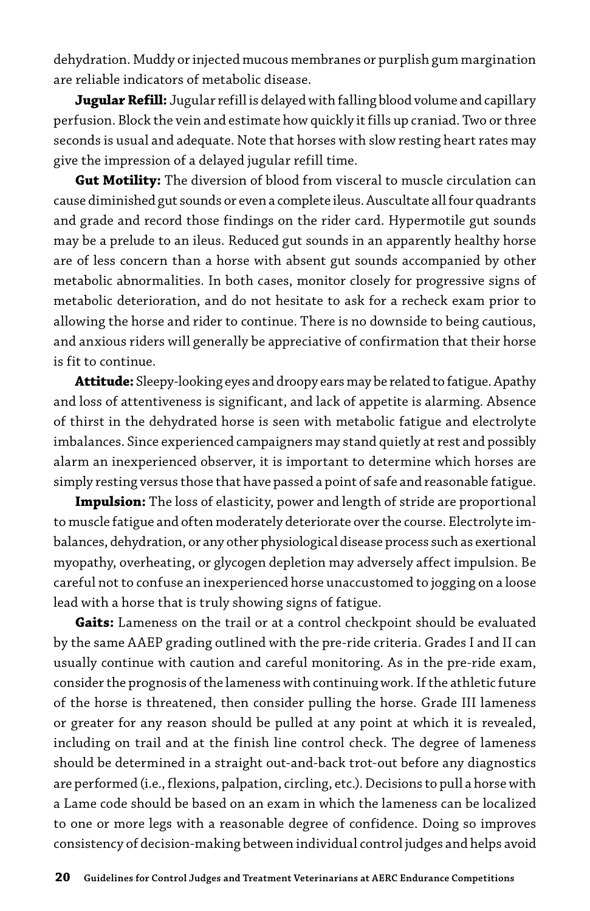dehydration. Muddy or injected mucous membranes or purplish gum margination are reliable indicators of metabolic disease.

**Jugular Refill:** Jugular refill is delayed with falling blood volume and capillary perfusion. Block the vein and estimate how quickly it fills up craniad. Two or three seconds is usual and adequate. Note that horses with slow resting heart rates may give the impression of a delayed jugular refill time.

**Gut Motility:** The diversion of blood from visceral to muscle circulation can cause diminished gut sounds or even a complete ileus. Auscultate all four quadrants and grade and record those findings on the rider card. Hypermotile gut sounds may be a prelude to an ileus. Reduced gut sounds in an apparently healthy horse are of less concern than a horse with absent gut sounds accompanied by other metabolic abnormalities. In both cases, monitor closely for progressive signs of metabolic deterioration, and do not hesitate to ask for a recheck exam prior to allowing the horse and rider to continue. There is no downside to being cautious, and anxious riders will generally be appreciative of confirmation that their horse is fit to continue.

**Attitude:** Sleepy-looking eyes and droopy ears may be related to fatigue. Apathy and loss of attentiveness is significant, and lack of appetite is alarming. Absence of thirst in the dehydrated horse is seen with metabolic fatigue and electrolyte imbalances. Since experienced campaigners may stand quietly at rest and possibly alarm an inexperienced observer, it is important to determine which horses are simply resting versus those that have passed a point of safe and reasonable fatigue.

**Impulsion:** The loss of elasticity, power and length of stride are proportional to muscle fatigue and often moderately deteriorate over the course. Electrolyte imbalances, dehydration, or any other physiological disease process such as exertional myopathy, overheating, or glycogen depletion may adversely affect impulsion. Be careful not to confuse an inexperienced horse unaccustomed to jogging on a loose lead with a horse that is truly showing signs of fatigue.

**Gaits:** Lameness on the trail or at a control checkpoint should be evaluated by the same AAEP grading outlined with the pre-ride criteria. Grades I and II can usually continue with caution and careful monitoring. As in the pre-ride exam, consider the prognosis of the lameness with continuing work. If the athletic future of the horse is threatened, then consider pulling the horse. Grade III lameness or greater for any reason should be pulled at any point at which it is revealed, including on trail and at the finish line control check. The degree of lameness should be determined in a straight out-and-back trot-out before any diagnostics are performed (i.e., flexions, palpation, circling, etc.). Decisions to pull a horse with a Lame code should be based on an exam in which the lameness can be localized to one or more legs with a reasonable degree of confidence. Doing so improves consistency of decision-making between individual control judges and helps avoid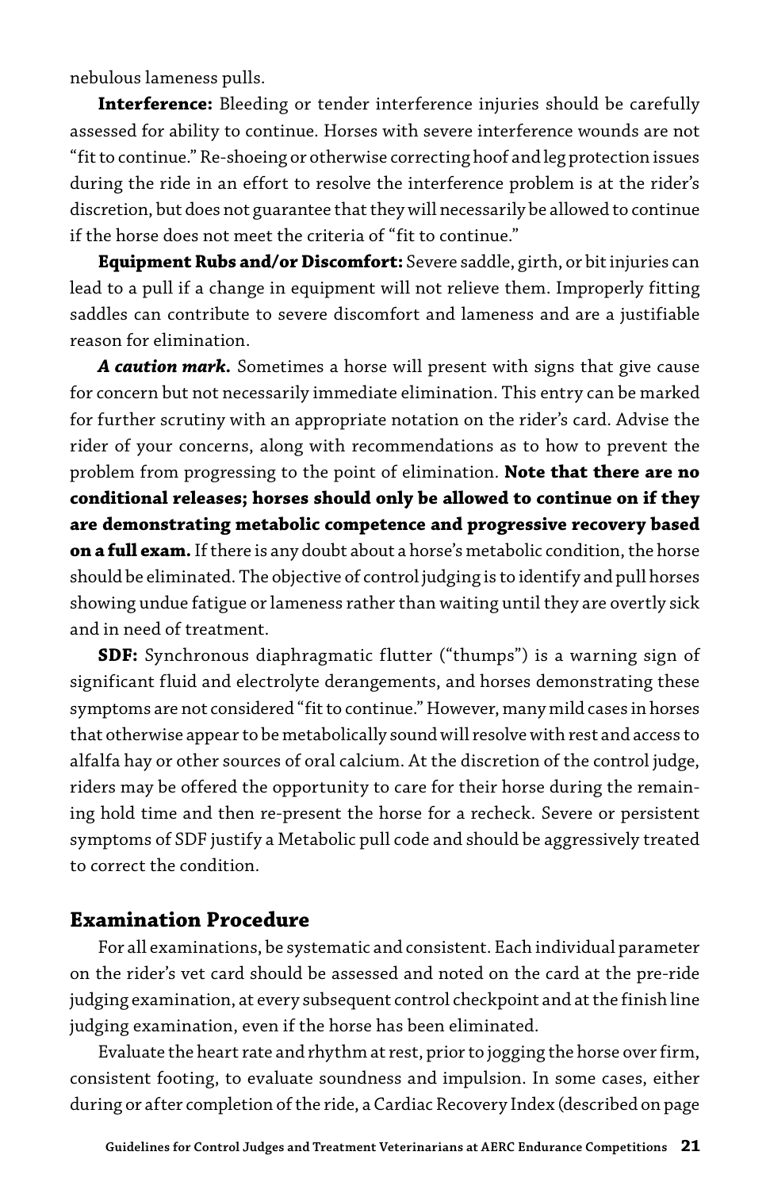nebulous lameness pulls.

**Interference:** Bleeding or tender interference injuries should be carefully assessed for ability to continue. Horses with severe interference wounds are not "fit to continue." Re-shoeing or otherwise correcting hoof and leg protection issues during the ride in an effort to resolve the interference problem is at the rider's discretion, but does not guarantee that they will necessarily be allowed to continue if the horse does not meet the criteria of "fit to continue."

**Equipment Rubs and/or Discomfort:** Severe saddle, girth, or bit injuries can lead to a pull if a change in equipment will not relieve them. Improperly fitting saddles can contribute to severe discomfort and lameness and are a justifiable reason for elimination.

***A caution mark.*** Sometimes a horse will present with signs that give cause for concern but not necessarily immediate elimination. This entry can be marked for further scrutiny with an appropriate notation on the rider's card. Advise the rider of your concerns, along with recommendations as to how to prevent the problem from progressing to the point of elimination. **Note that there are no conditional releases; horses should only be allowed to continue on if they are demonstrating metabolic competence and progressive recovery based on a full exam.** If there is any doubt about a horse's metabolic condition, the horse should be eliminated. The objective of control judging is to identify and pull horses showing undue fatigue or lameness rather than waiting until they are overtly sick and in need of treatment.

**SDF:** Synchronous diaphragmatic flutter ("thumps") is a warning sign of significant fluid and electrolyte derangements, and horses demonstrating these symptoms are not considered "fit to continue." However, many mild cases in horses that otherwise appear to be metabolically sound will resolve with rest and access to alfalfa hay or other sources of oral calcium. At the discretion of the control judge, riders may be offered the opportunity to care for their horse during the remaining hold time and then re-present the horse for a recheck. Severe or persistent symptoms of SDF justify a Metabolic pull code and should be aggressively treated to correct the condition.

## Examination Procedure

For all examinations, be systematic and consistent. Each individual parameter on the rider's vet card should be assessed and noted on the card at the pre-ride judging examination, at every subsequent control checkpoint and at the finish line judging examination, even if the horse has been eliminated.

Evaluate the heart rate and rhythm at rest, prior to jogging the horse over firm, consistent footing, to evaluate soundness and impulsion. In some cases, either during or after completion of the ride, a Cardiac Recovery Index (described on page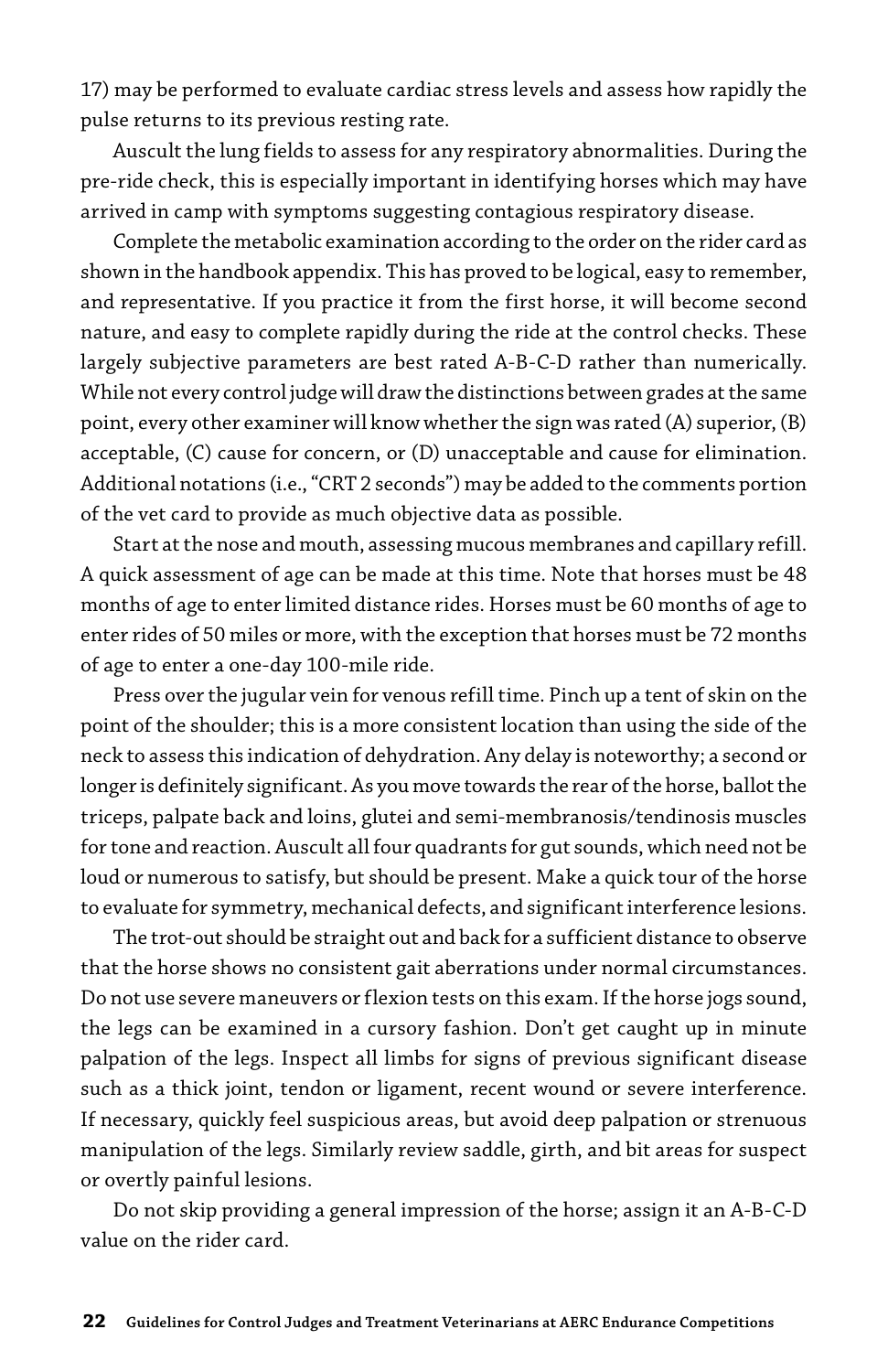17) may be performed to evaluate cardiac stress levels and assess how rapidly the pulse returns to its previous resting rate.

Auscult the lung fields to assess for any respiratory abnormalities. During the pre-ride check, this is especially important in identifying horses which may have arrived in camp with symptoms suggesting contagious respiratory disease.

Complete the metabolic examination according to the order on the rider card as shown in the handbook appendix. This has proved to be logical, easy to remember, and representative. If you practice it from the first horse, it will become second nature, and easy to complete rapidly during the ride at the control checks. These largely subjective parameters are best rated A-B-C-D rather than numerically. While not every control judge will draw the distinctions between grades at the same point, every other examiner will know whether the sign was rated (A) superior, (B) acceptable, (C) cause for concern, or (D) unacceptable and cause for elimination. Additional notations (i.e., "CRT 2 seconds") may be added to the comments portion of the vet card to provide as much objective data as possible.

Start at the nose and mouth, assessing mucous membranes and capillary refill. A quick assessment of age can be made at this time. Note that horses must be 48 months of age to enter limited distance rides. Horses must be 60 months of age to enter rides of 50 miles or more, with the exception that horses must be 72 months of age to enter a one-day 100-mile ride.

Press over the jugular vein for venous refill time. Pinch up a tent of skin on the point of the shoulder; this is a more consistent location than using the side of the neck to assess this indication of dehydration. Any delay is noteworthy; a second or longer is definitely significant. As you move towards the rear of the horse, ballot the triceps, palpate back and loins, glutei and semi-membranosis/tendinosis muscles for tone and reaction. Auscult all four quadrants for gut sounds, which need not be loud or numerous to satisfy, but should be present. Make a quick tour of the horse to evaluate for symmetry, mechanical defects, and significant interference lesions.

The trot-out should be straight out and back for a sufficient distance to observe that the horse shows no consistent gait aberrations under normal circumstances. Do not use severe maneuvers or flexion tests on this exam. If the horse jogs sound, the legs can be examined in a cursory fashion. Don't get caught up in minute palpation of the legs. Inspect all limbs for signs of previous significant disease such as a thick joint, tendon or ligament, recent wound or severe interference. If necessary, quickly feel suspicious areas, but avoid deep palpation or strenuous manipulation of the legs. Similarly review saddle, girth, and bit areas for suspect or overtly painful lesions.

Do not skip providing a general impression of the horse; assign it an A-B-C-D value on the rider card.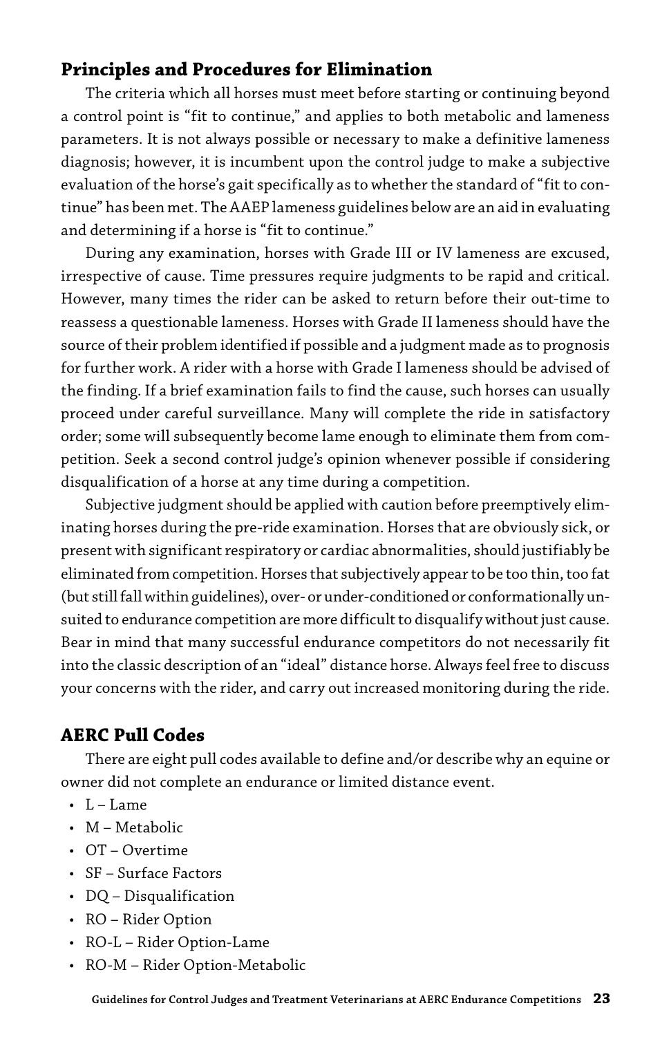## Principles and Procedures for Elimination

The criteria which all horses must meet before starting or continuing beyond a control point is “fit to continue,” and applies to both metabolic and lameness parameters. It is not always possible or necessary to make a definitive lameness diagnosis; however, it is incumbent upon the control judge to make a subjective evaluation of the horse’s gait specifically as to whether the standard of “fit to continue” has been met. The AAEP lameness guidelines below are an aid in evaluating and determining if a horse is “fit to continue.”

During any examination, horses with Grade III or IV lameness are excused, irrespective of cause. Time pressures require judgments to be rapid and critical. However, many times the rider can be asked to return before their out-time to reassess a questionable lameness. Horses with Grade II lameness should have the source of their problem identified if possible and a judgment made as to prognosis for further work. A rider with a horse with Grade I lameness should be advised of the finding. If a brief examination fails to find the cause, such horses can usually proceed under careful surveillance. Many will complete the ride in satisfactory order; some will subsequently become lame enough to eliminate them from competition. Seek a second control judge’s opinion whenever possible if considering disqualification of a horse at any time during a competition.

Subjective judgment should be applied with caution before preemptively eliminating horses during the pre-ride examination. Horses that are obviously sick, or present with significant respiratory or cardiac abnormalities, should justifiably be eliminated from competition. Horses that subjectively appear to be too thin, too fat (but still fall within guidelines), over- or under-conditioned or conformationally unsuited to endurance competition are more difficult to disqualify without just cause. Bear in mind that many successful endurance competitors do not necessarily fit into the classic description of an “ideal” distance horse. Always feel free to discuss your concerns with the rider, and carry out increased monitoring during the ride.

## AERC Pull Codes

There are eight pull codes available to define and/or describe why an equine or owner did not complete an endurance or limited distance event.

- L – Lame
- M – Metabolic
- OT – Overtime
- SF – Surface Factors
- DQ – Disqualification
- RO – Rider Option
- RO-L – Rider Option-Lame
- RO-M – Rider Option-Metabolic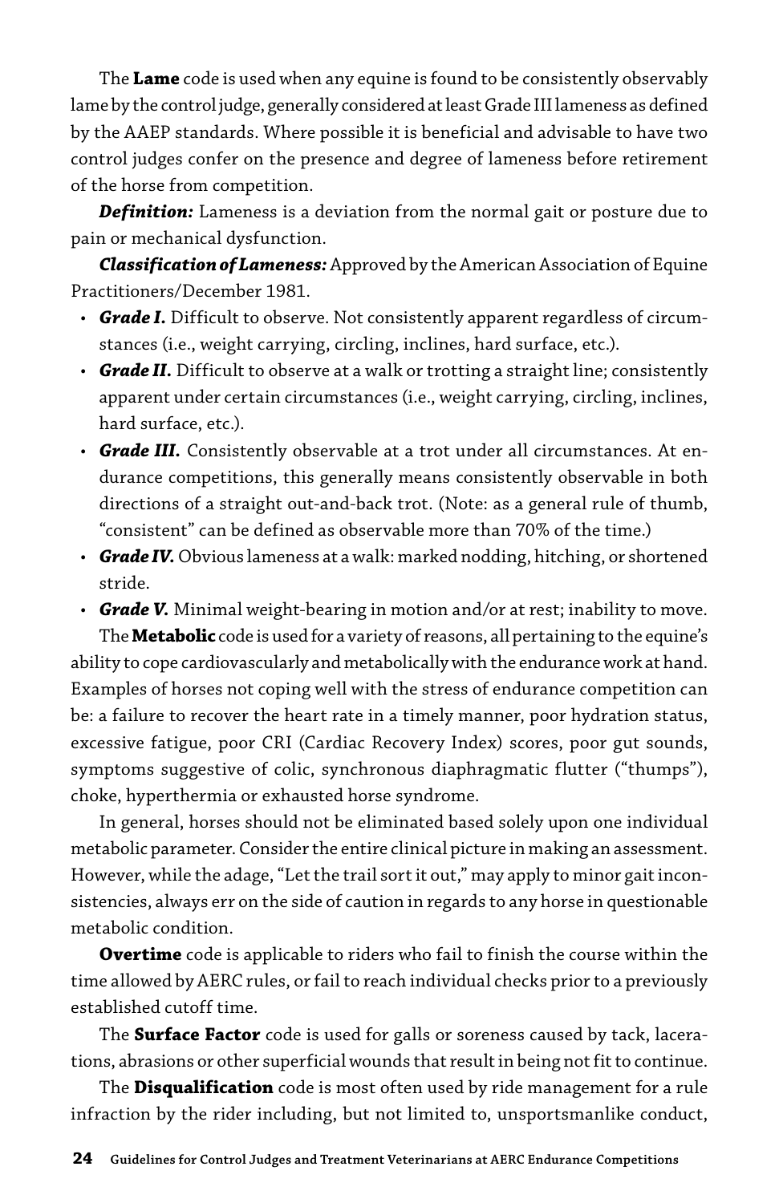The **Lame** code is used when any equine is found to be consistently observably lame by the control judge, generally considered at least Grade III lameness as defined by the AAEP standards. Where possible it is beneficial and advisable to have two control judges confer on the presence and degree of lameness before retirement of the horse from competition.

***Definition:*** Lameness is a deviation from the normal gait or posture due to pain or mechanical dysfunction.

***Classification of Lameness:*** Approved by the American Association of Equine Practitioners/December 1981.

- ***Grade I.*** Difficult to observe. Not consistently apparent regardless of circumstances (i.e., weight carrying, circling, inclines, hard surface, etc.).
- ***Grade II.*** Difficult to observe at a walk or trotting a straight line; consistently apparent under certain circumstances (i.e., weight carrying, circling, inclines, hard surface, etc.).
- ***Grade III.*** Consistently observable at a trot under all circumstances. At endurance competitions, this generally means consistently observable in both directions of a straight out-and-back trot. (Note: as a general rule of thumb, "consistent" can be defined as observable more than 70% of the time.)
- ***Grade IV.*** Obvious lameness at a walk: marked nodding, hitching, or shortened stride.
- ***Grade V.*** Minimal weight-bearing in motion and/or at rest; inability to move.

The **Metabolic** code is used for a variety of reasons, all pertaining to the equine's ability to cope cardiovascularly and metabolically with the endurance work at hand. Examples of horses not coping well with the stress of endurance competition can be: a failure to recover the heart rate in a timely manner, poor hydration status, excessive fatigue, poor CRI (Cardiac Recovery Index) scores, poor gut sounds, symptoms suggestive of colic, synchronous diaphragmatic flutter ("thumps"), choke, hyperthermia or exhausted horse syndrome.

In general, horses should not be eliminated based solely upon one individual metabolic parameter. Consider the entire clinical picture in making an assessment. However, while the adage, "Let the trail sort it out," may apply to minor gait inconsistencies, always err on the side of caution in regards to any horse in questionable metabolic condition.

**Overtime** code is applicable to riders who fail to finish the course within the time allowed by AERC rules, or fail to reach individual checks prior to a previously established cutoff time.

The **Surface Factor** code is used for galls or soreness caused by tack, lacerations, abrasions or other superficial wounds that result in being not fit to continue.

The **Disqualification** code is most often used by ride management for a rule infraction by the rider including, but not limited to, unsportsmanlike conduct,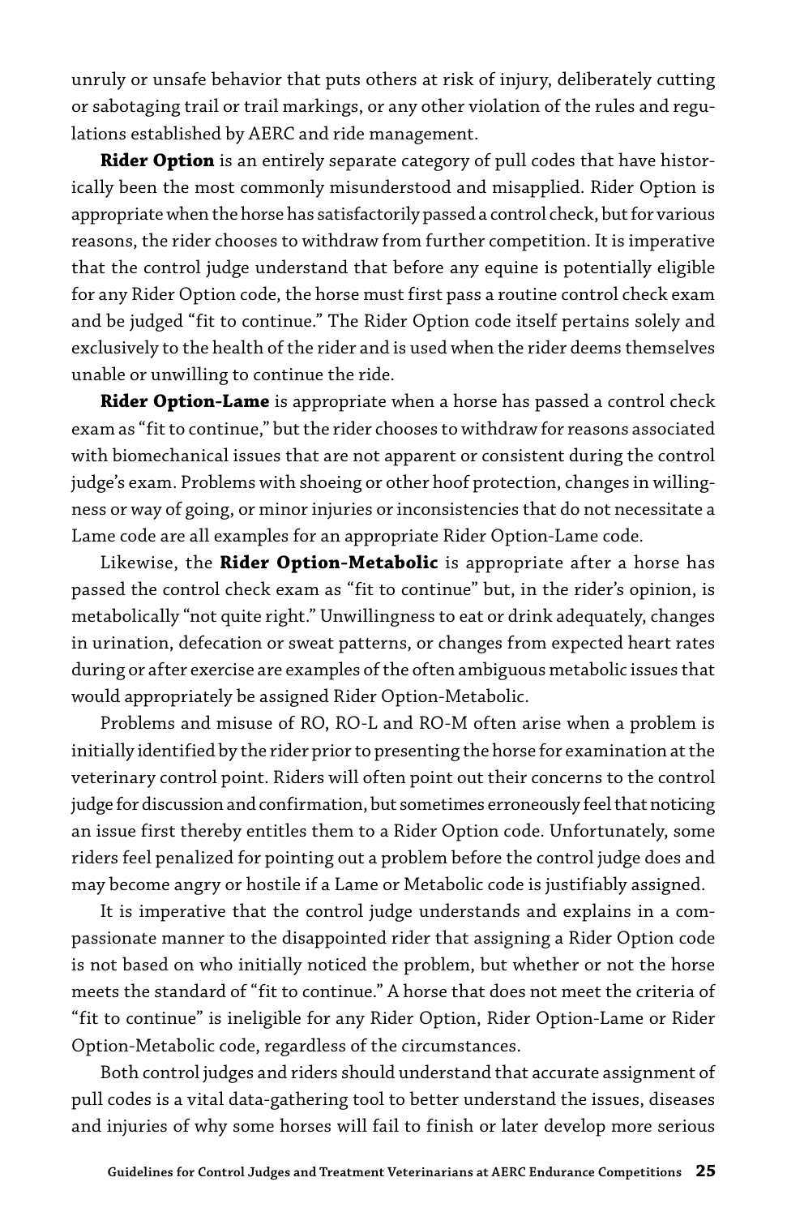unruly or unsafe behavior that puts others at risk of injury, deliberately cutting or sabotaging trail or trail markings, or any other violation of the rules and regulations established by AERC and ride management.

**Rider Option** is an entirely separate category of pull codes that have historically been the most commonly misunderstood and misapplied. Rider Option is appropriate when the horse has satisfactorily passed a control check, but for various reasons, the rider chooses to withdraw from further competition. It is imperative that the control judge understand that before any equine is potentially eligible for any Rider Option code, the horse must first pass a routine control check exam and be judged "fit to continue." The Rider Option code itself pertains solely and exclusively to the health of the rider and is used when the rider deems themselves unable or unwilling to continue the ride.

**Rider Option-Lame** is appropriate when a horse has passed a control check exam as "fit to continue," but the rider chooses to withdraw for reasons associated with biomechanical issues that are not apparent or consistent during the control judge's exam. Problems with shoeing or other hoof protection, changes in willingness or way of going, or minor injuries or inconsistencies that do not necessitate a Lame code are all examples for an appropriate Rider Option-Lame code.

Likewise, the **Rider Option-Metabolic** is appropriate after a horse has passed the control check exam as "fit to continue" but, in the rider's opinion, is metabolically "not quite right." Unwillingness to eat or drink adequately, changes in urination, defecation or sweat patterns, or changes from expected heart rates during or after exercise are examples of the often ambiguous metabolic issues that would appropriately be assigned Rider Option-Metabolic.

Problems and misuse of RO, RO-L and RO-M often arise when a problem is initially identified by the rider prior to presenting the horse for examination at the veterinary control point. Riders will often point out their concerns to the control judge for discussion and confirmation, but sometimes erroneously feel that noticing an issue first thereby entitles them to a Rider Option code. Unfortunately, some riders feel penalized for pointing out a problem before the control judge does and may become angry or hostile if a Lame or Metabolic code is justifiably assigned.

It is imperative that the control judge understands and explains in a compassionate manner to the disappointed rider that assigning a Rider Option code is not based on who initially noticed the problem, but whether or not the horse meets the standard of "fit to continue." A horse that does not meet the criteria of "fit to continue" is ineligible for any Rider Option, Rider Option-Lame or Rider Option-Metabolic code, regardless of the circumstances.

Both control judges and riders should understand that accurate assignment of pull codes is a vital data-gathering tool to better understand the issues, diseases and injuries of why some horses will fail to finish or later develop more serious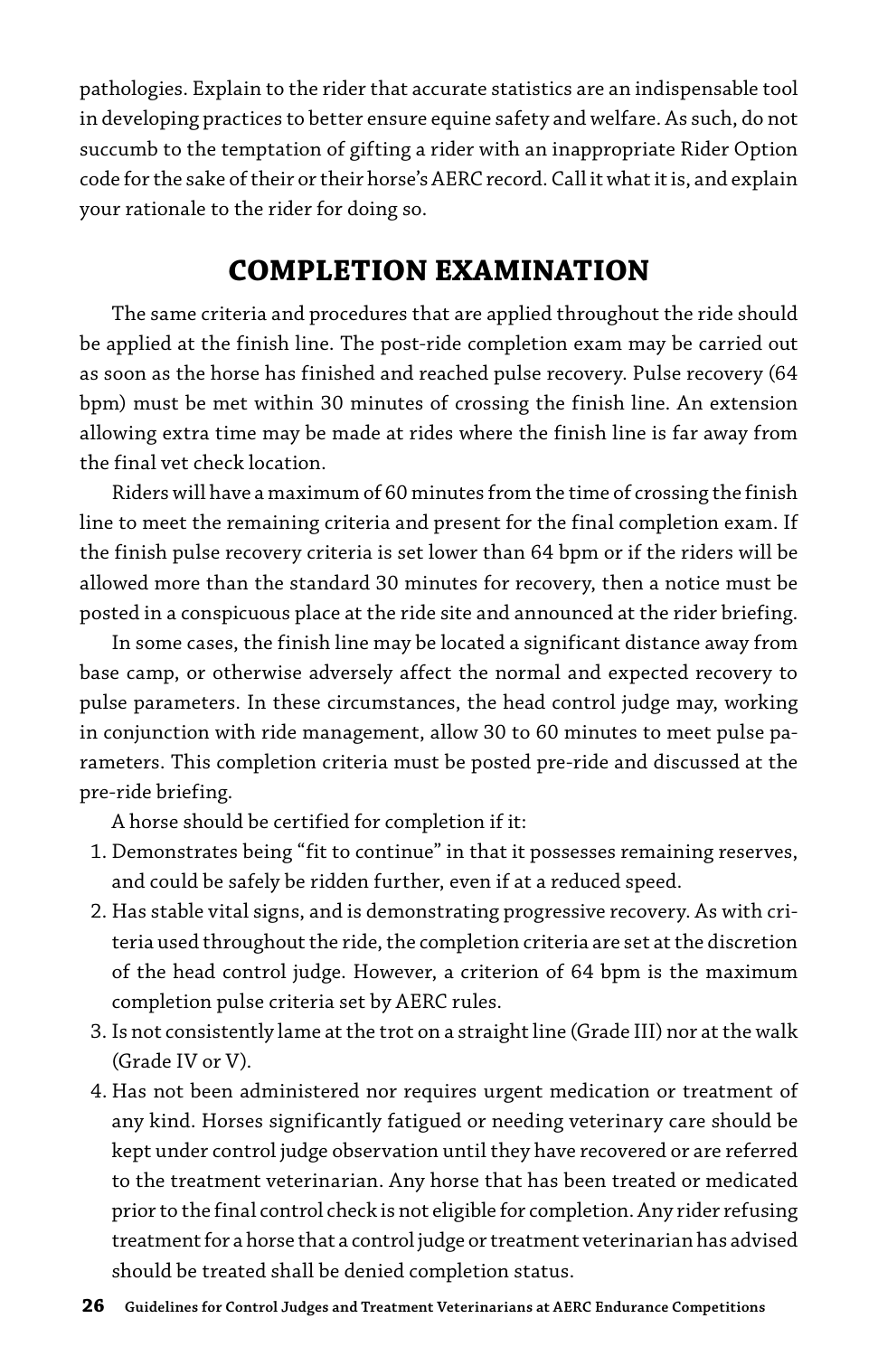pathologies. Explain to the rider that accurate statistics are an indispensable tool in developing practices to better ensure equine safety and welfare. As such, do not succumb to the temptation of gifting a rider with an inappropriate Rider Option code for the sake of their or their horse's AERC record. Call it what it is, and explain your rationale to the rider for doing so.

## COMPLETION EXAMINATION

The same criteria and procedures that are applied throughout the ride should be applied at the finish line. The post-ride completion exam may be carried out as soon as the horse has finished and reached pulse recovery. Pulse recovery (64 bpm) must be met within 30 minutes of crossing the finish line. An extension allowing extra time may be made at rides where the finish line is far away from the final vet check location.

Riders will have a maximum of 60 minutes from the time of crossing the finish line to meet the remaining criteria and present for the final completion exam. If the finish pulse recovery criteria is set lower than 64 bpm or if the riders will be allowed more than the standard 30 minutes for recovery, then a notice must be posted in a conspicuous place at the ride site and announced at the rider briefing.

In some cases, the finish line may be located a significant distance away from base camp, or otherwise adversely affect the normal and expected recovery to pulse parameters. In these circumstances, the head control judge may, working in conjunction with ride management, allow 30 to 60 minutes to meet pulse parameters. This completion criteria must be posted pre-ride and discussed at the pre-ride briefing.

A horse should be certified for completion if it:

1. Demonstrates being "fit to continue" in that it possesses remaining reserves, and could be safely be ridden further, even if at a reduced speed.
2. Has stable vital signs, and is demonstrating progressive recovery. As with criteria used throughout the ride, the completion criteria are set at the discretion of the head control judge. However, a criterion of 64 bpm is the maximum completion pulse criteria set by AERC rules.
3. Is not consistently lame at the trot on a straight line (Grade III) nor at the walk (Grade IV or V).
4. Has not been administered nor requires urgent medication or treatment of any kind. Horses significantly fatigued or needing veterinary care should be kept under control judge observation until they have recovered or are referred to the treatment veterinarian. Any horse that has been treated or medicated prior to the final control check is not eligible for completion. Any rider refusing treatment for a horse that a control judge or treatment veterinarian has advised should be treated shall be denied completion status.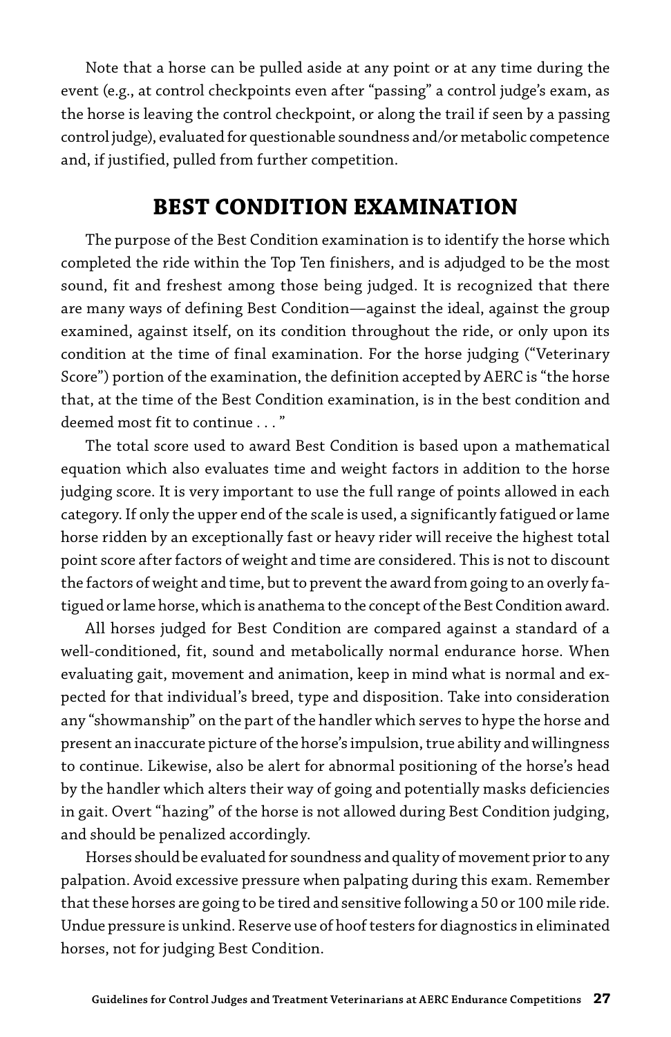Note that a horse can be pulled aside at any point or at any time during the event (e.g., at control checkpoints even after "passing" a control judge's exam, as the horse is leaving the control checkpoint, or along the trail if seen by a passing control judge), evaluated for questionable soundness and/or metabolic competence and, if justified, pulled from further competition.

## BEST CONDITION EXAMINATION

The purpose of the Best Condition examination is to identify the horse which completed the ride within the Top Ten finishers, and is adjudged to be the most sound, fit and freshest among those being judged. It is recognized that there are many ways of defining Best Condition—against the ideal, against the group examined, against itself, on its condition throughout the ride, or only upon its condition at the time of final examination. For the horse judging ("Veterinary Score") portion of the examination, the definition accepted by AERC is "the horse that, at the time of the Best Condition examination, is in the best condition and deemed most fit to continue . . . "

The total score used to award Best Condition is based upon a mathematical equation which also evaluates time and weight factors in addition to the horse judging score. It is very important to use the full range of points allowed in each category. If only the upper end of the scale is used, a significantly fatigued or lame horse ridden by an exceptionally fast or heavy rider will receive the highest total point score after factors of weight and time are considered. This is not to discount the factors of weight and time, but to prevent the award from going to an overly fatigued or lame horse, which is anathema to the concept of the Best Condition award.

All horses judged for Best Condition are compared against a standard of a well-conditioned, fit, sound and metabolically normal endurance horse. When evaluating gait, movement and animation, keep in mind what is normal and expected for that individual's breed, type and disposition. Take into consideration any "showmanship" on the part of the handler which serves to hype the horse and present an inaccurate picture of the horse's impulsion, true ability and willingness to continue. Likewise, also be alert for abnormal positioning of the horse's head by the handler which alters their way of going and potentially masks deficiencies in gait. Overt "hazing" of the horse is not allowed during Best Condition judging, and should be penalized accordingly.

Horses should be evaluated for soundness and quality of movement prior to any palpation. Avoid excessive pressure when palpating during this exam. Remember that these horses are going to be tired and sensitive following a 50 or 100 mile ride. Undue pressure is unkind. Reserve use of hoof testers for diagnostics in eliminated horses, not for judging Best Condition.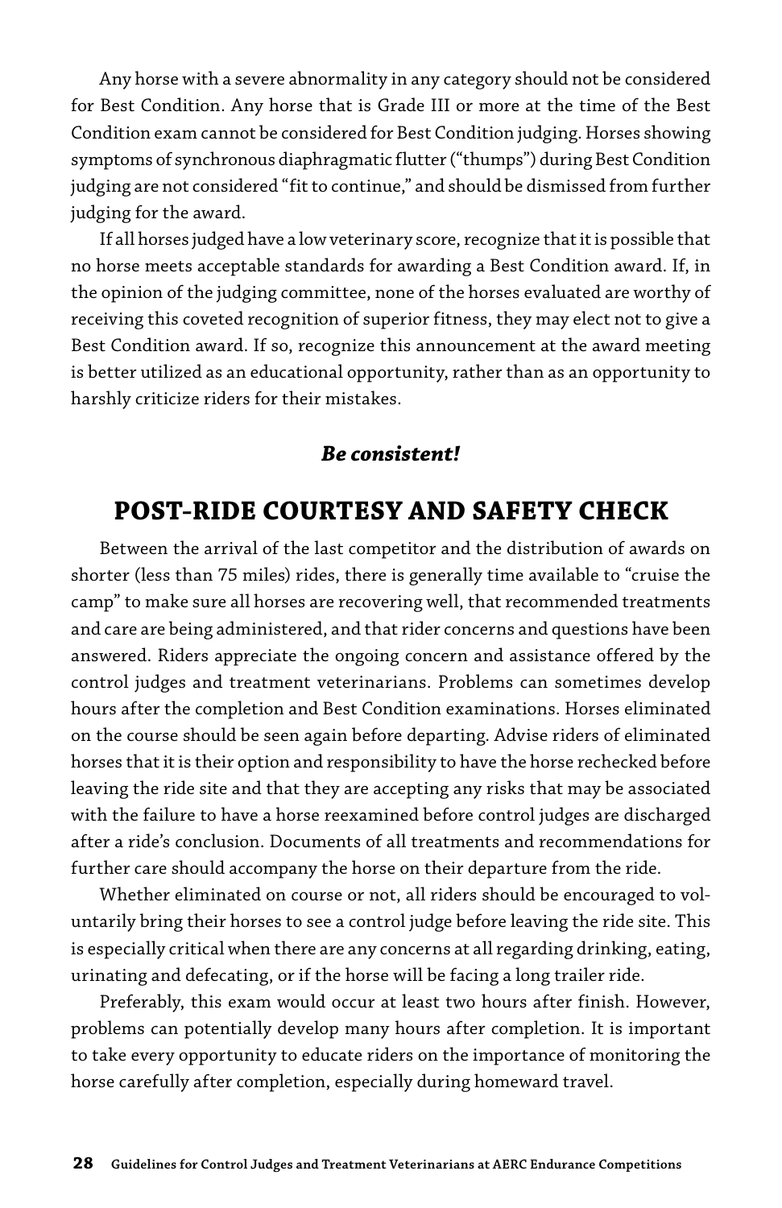Any horse with a severe abnormality in any category should not be considered for Best Condition. Any horse that is Grade III or more at the time of the Best Condition exam cannot be considered for Best Condition judging. Horses showing symptoms of synchronous diaphragmatic flutter ("thumps") during Best Condition judging are not considered "fit to continue," and should be dismissed from further judging for the award.

If all horses judged have a low veterinary score, recognize that it is possible that no horse meets acceptable standards for awarding a Best Condition award. If, in the opinion of the judging committee, none of the horses evaluated are worthy of receiving this coveted recognition of superior fitness, they may elect not to give a Best Condition award. If so, recognize this announcement at the award meeting is better utilized as an educational opportunity, rather than as an opportunity to harshly criticize riders for their mistakes.

***Be consistent!***

## POST-RIDE COURTESY AND SAFETY CHECK

Between the arrival of the last competitor and the distribution of awards on shorter (less than 75 miles) rides, there is generally time available to "cruise the camp" to make sure all horses are recovering well, that recommended treatments and care are being administered, and that rider concerns and questions have been answered. Riders appreciate the ongoing concern and assistance offered by the control judges and treatment veterinarians. Problems can sometimes develop hours after the completion and Best Condition examinations. Horses eliminated on the course should be seen again before departing. Advise riders of eliminated horses that it is their option and responsibility to have the horse rechecked before leaving the ride site and that they are accepting any risks that may be associated with the failure to have a horse reexamined before control judges are discharged after a ride's conclusion. Documents of all treatments and recommendations for further care should accompany the horse on their departure from the ride.

Whether eliminated on course or not, all riders should be encouraged to voluntarily bring their horses to see a control judge before leaving the ride site. This is especially critical when there are any concerns at all regarding drinking, eating, urinating and defecating, or if the horse will be facing a long trailer ride.

Preferably, this exam would occur at least two hours after finish. However, problems can potentially develop many hours after completion. It is important to take every opportunity to educate riders on the importance of monitoring the horse carefully after completion, especially during homeward travel.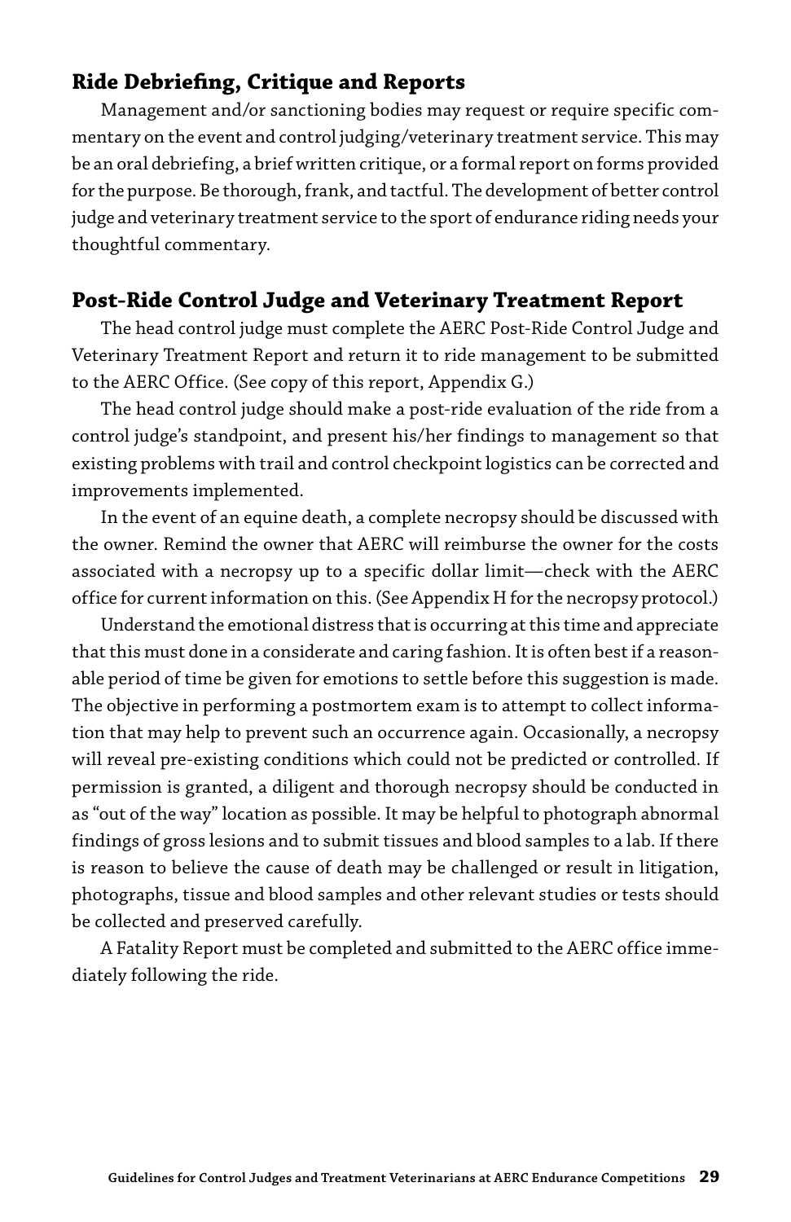## Ride Debriefing, Critique and Reports

Management and/or sanctioning bodies may request or require specific commentary on the event and control judging/veterinary treatment service. This may be an oral debriefing, a brief written critique, or a formal report on forms provided for the purpose. Be thorough, frank, and tactful. The development of better control judge and veterinary treatment service to the sport of endurance riding needs your thoughtful commentary.

## Post-Ride Control Judge and Veterinary Treatment Report

The head control judge must complete the AERC Post-Ride Control Judge and Veterinary Treatment Report and return it to ride management to be submitted to the AERC Office. (See copy of this report, Appendix G.)

The head control judge should make a post-ride evaluation of the ride from a control judge's standpoint, and present his/her findings to management so that existing problems with trail and control checkpoint logistics can be corrected and improvements implemented.

In the event of an equine death, a complete necropsy should be discussed with the owner. Remind the owner that AERC will reimburse the owner for the costs associated with a necropsy up to a specific dollar limit—check with the AERC office for current information on this. (See Appendix H for the necropsy protocol.)

Understand the emotional distress that is occurring at this time and appreciate that this must done in a considerate and caring fashion. It is often best if a reasonable period of time be given for emotions to settle before this suggestion is made. The objective in performing a postmortem exam is to attempt to collect information that may help to prevent such an occurrence again. Occasionally, a necropsy will reveal pre-existing conditions which could not be predicted or controlled. If permission is granted, a diligent and thorough necropsy should be conducted in as "out of the way" location as possible. It may be helpful to photograph abnormal findings of gross lesions and to submit tissues and blood samples to a lab. If there is reason to believe the cause of death may be challenged or result in litigation, photographs, tissue and blood samples and other relevant studies or tests should be collected and preserved carefully.

A Fatality Report must be completed and submitted to the AERC office immediately following the ride.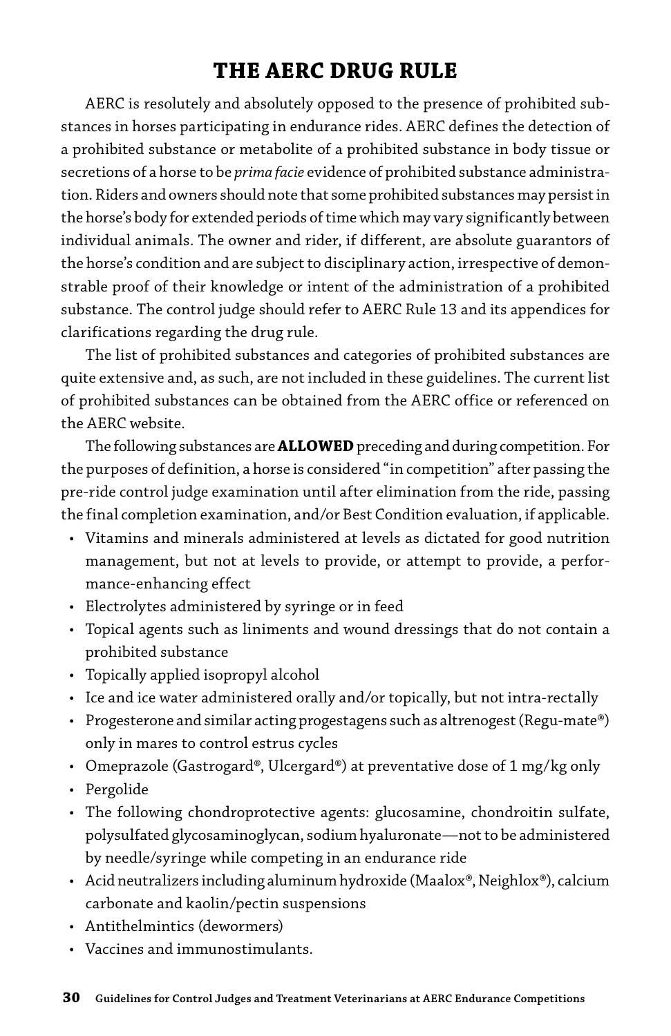# THE AERC DRUG RULE

AERC is resolutely and absolutely opposed to the presence of prohibited substances in horses participating in endurance rides. AERC defines the detection of a prohibited substance or metabolite of a prohibited substance in body tissue or secretions of a horse to be *prima facie* evidence of prohibited substance administration. Riders and owners should note that some prohibited substances may persist in the horse's body for extended periods of time which may vary significantly between individual animals. The owner and rider, if different, are absolute guarantors of the horse's condition and are subject to disciplinary action, irrespective of demonstrable proof of their knowledge or intent of the administration of a prohibited substance. The control judge should refer to AERC Rule 13 and its appendices for clarifications regarding the drug rule.

The list of prohibited substances and categories of prohibited substances are quite extensive and, as such, are not included in these guidelines. The current list of prohibited substances can be obtained from the AERC office or referenced on the AERC website.

The following substances are **ALLOWED** preceding and during competition. For the purposes of definition, a horse is considered "in competition" after passing the pre-ride control judge examination until after elimination from the ride, passing the final completion examination, and/or Best Condition evaluation, if applicable.

- Vitamins and minerals administered at levels as dictated for good nutrition management, but not at levels to provide, or attempt to provide, a performance-enhancing effect
- Electrolytes administered by syringe or in feed
- Topical agents such as liniments and wound dressings that do not contain a prohibited substance
- Topically applied isopropyl alcohol
- Ice and ice water administered orally and/or topically, but not intra-rectally
- Progesterone and similar acting progestagens such as altrenogest (Regu-mate®) only in mares to control estrus cycles
- Omeprazole (Gastrogard®, Ulcergard®) at preventative dose of 1 mg/kg only
- Pergolide
- The following chondroprotective agents: glucosamine, chondroitin sulfate, polysulfated glycosaminoglycan, sodium hyaluronate—not to be administered by needle/syringe while competing in an endurance ride
- Acid neutralizers including aluminum hydroxide (Maalox®, Neighlox®), calcium carbonate and kaolin/pectin suspensions
- Antithelmintics (dewormers)
- Vaccines and immunostimulants.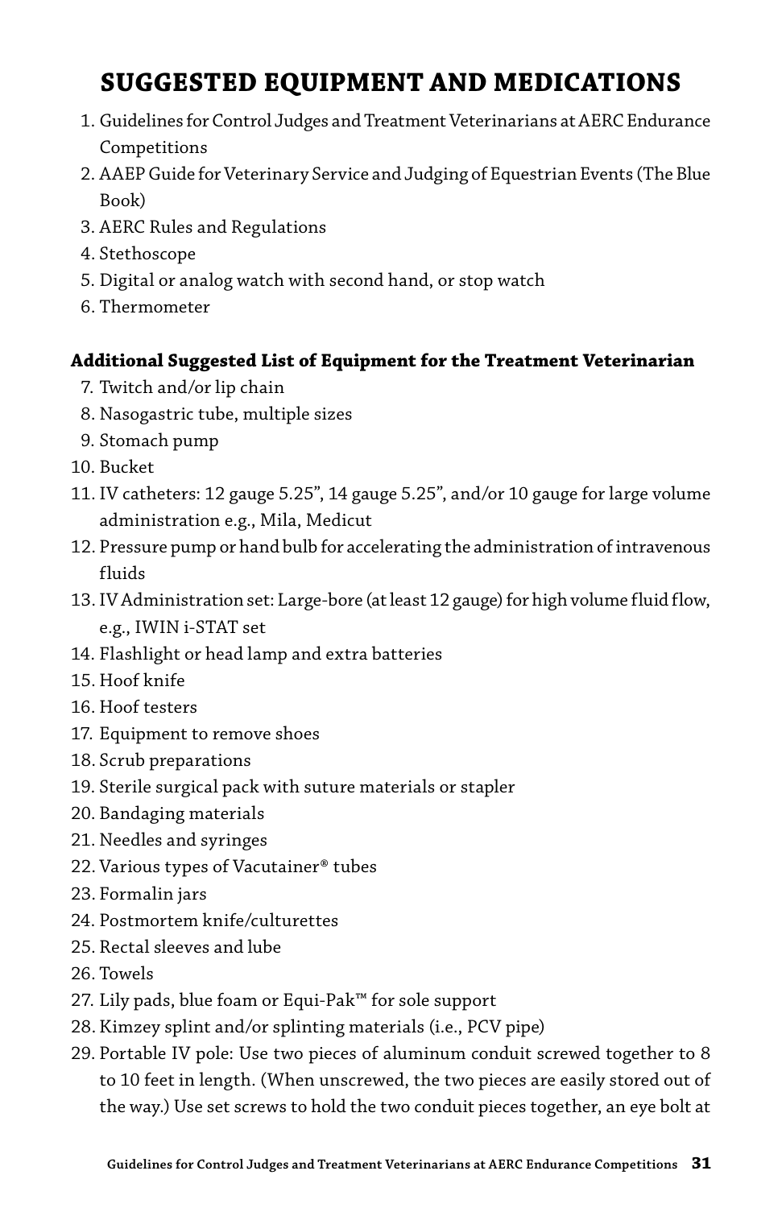# SUGGESTED EQUIPMENT AND MEDICATIONS

1. Guidelines for Control Judges and Treatment Veterinarians at AERC Endurance Competitions
2. AAEP Guide for Veterinary Service and Judging of Equestrian Events (The Blue Book)
3. AERC Rules and Regulations
4. Stethoscope
5. Digital or analog watch with second hand, or stop watch
6. Thermometer

**Additional Suggested List of Equipment for the Treatment Veterinarian**

7. Twitch and/or lip chain
8. Nasogastric tube, multiple sizes
9. Stomach pump
10. Bucket
11. IV catheters: 12 gauge 5.25”, 14 gauge 5.25”, and/or 10 gauge for large volume administration e.g., Mila, Medicut
12. Pressure pump or hand bulb for accelerating the administration of intravenous fluids
13. IV Administration set: Large-bore (at least 12 gauge) for high volume fluid flow, e.g., IWIN i-STAT set
14. Flashlight or head lamp and extra batteries
15. Hoof knife
16. Hoof testers
17. Equipment to remove shoes
18. Scrub preparations
19. Sterile surgical pack with suture materials or stapler
20. Bandaging materials
21. Needles and syringes
22. Various types of Vacutainer® tubes
23. Formalin jars
24. Postmortem knife/culturettes
25. Rectal sleeves and lube
26. Towels
27. Lily pads, blue foam or Equi-Pak™ for sole support
28. Kimzey splint and/or splinting materials (i.e., PCV pipe)
29. Portable IV pole: Use two pieces of aluminum conduit screwed together to 8 to 10 feet in length. (When unscrewed, the two pieces are easily stored out of the way.) Use set screws to hold the two conduit pieces together, an eye bolt at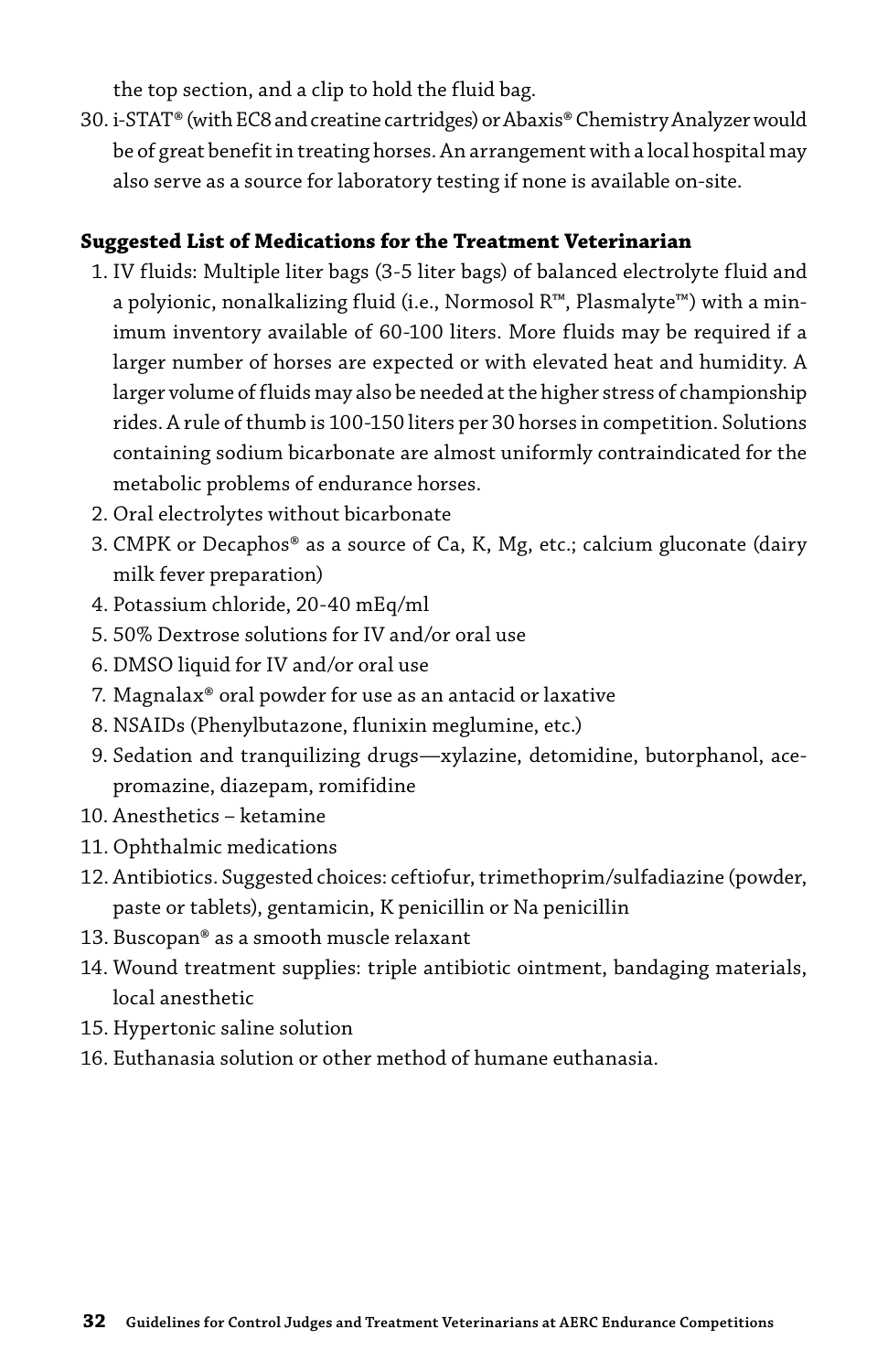the top section, and a clip to hold the fluid bag.

30. i-STAT® (with EC8 and creatine cartridges) or Abaxis® Chemistry Analyzer would be of great benefit in treating horses. An arrangement with a local hospital may also serve as a source for laboratory testing if none is available on-site.

**Suggested List of Medications for the Treatment Veterinarian**

1. IV fluids: Multiple liter bags (3-5 liter bags) of balanced electrolyte fluid and a polyionic, nonalkalizing fluid (i.e., Normosol R™, Plasmalyte™) with a minimum inventory available of 60-100 liters. More fluids may be required if a larger number of horses are expected or with elevated heat and humidity. A larger volume of fluids may also be needed at the higher stress of championship rides. A rule of thumb is 100-150 liters per 30 horses in competition. Solutions containing sodium bicarbonate are almost uniformly contraindicated for the metabolic problems of endurance horses.
2. Oral electrolytes without bicarbonate
3. CMPK or Decaphos® as a source of Ca, K, Mg, etc.; calcium gluconate (dairy milk fever preparation)
4. Potassium chloride, 20-40 mEq/ml
5. 50% Dextrose solutions for IV and/or oral use
6. DMSO liquid for IV and/or oral use
7. Magnalax® oral powder for use as an antacid or laxative
8. NSAIDs (Phenylbutazone, flunixin meglumine, etc.)
9. Sedation and tranquilizing drugs—xylazine, detomidine, butorphanol, acepromazine, diazepam, romifidine
10. Anesthetics – ketamine
11. Ophthalmic medications
12. Antibiotics. Suggested choices: ceftiofur, trimethoprim/sulfadiazine (powder, paste or tablets), gentamicin, K penicillin or Na penicillin
13. Buscopan® as a smooth muscle relaxant
14. Wound treatment supplies: triple antibiotic ointment, bandaging materials, local anesthetic
15. Hypertonic saline solution
16. Euthanasia solution or other method of humane euthanasia.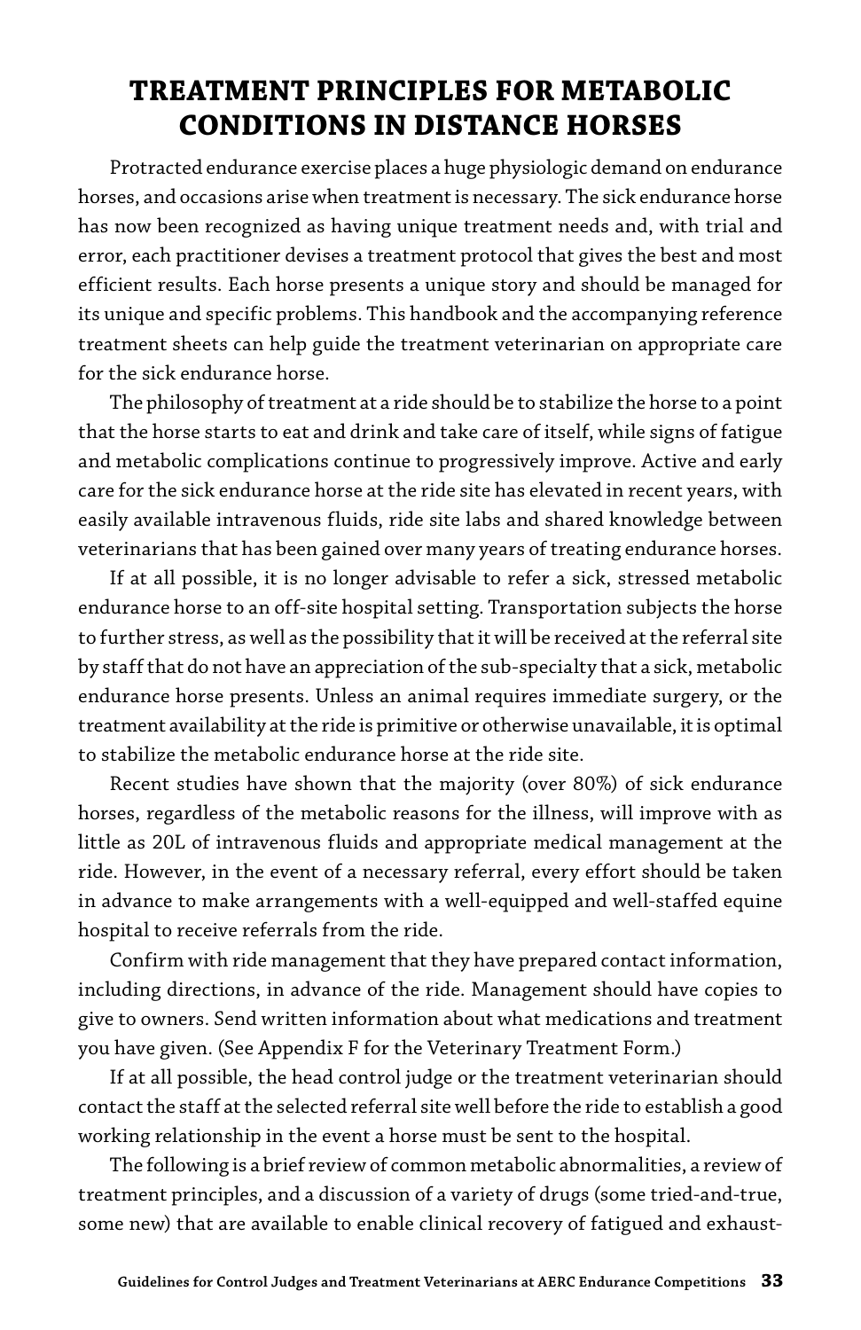# TREATMENT PRINCIPLES FOR METABOLIC CONDITIONS IN DISTANCE HORSES

Protracted endurance exercise places a huge physiologic demand on endurance horses, and occasions arise when treatment is necessary. The sick endurance horse has now been recognized as having unique treatment needs and, with trial and error, each practitioner devises a treatment protocol that gives the best and most efficient results. Each horse presents a unique story and should be managed for its unique and specific problems. This handbook and the accompanying reference treatment sheets can help guide the treatment veterinarian on appropriate care for the sick endurance horse.

The philosophy of treatment at a ride should be to stabilize the horse to a point that the horse starts to eat and drink and take care of itself, while signs of fatigue and metabolic complications continue to progressively improve. Active and early care for the sick endurance horse at the ride site has elevated in recent years, with easily available intravenous fluids, ride site labs and shared knowledge between veterinarians that has been gained over many years of treating endurance horses.

If at all possible, it is no longer advisable to refer a sick, stressed metabolic endurance horse to an off-site hospital setting. Transportation subjects the horse to further stress, as well as the possibility that it will be received at the referral site by staff that do not have an appreciation of the sub-specialty that a sick, metabolic endurance horse presents. Unless an animal requires immediate surgery, or the treatment availability at the ride is primitive or otherwise unavailable, it is optimal to stabilize the metabolic endurance horse at the ride site.

Recent studies have shown that the majority (over 80%) of sick endurance horses, regardless of the metabolic reasons for the illness, will improve with as little as 20L of intravenous fluids and appropriate medical management at the ride. However, in the event of a necessary referral, every effort should be taken in advance to make arrangements with a well-equipped and well-staffed equine hospital to receive referrals from the ride.

Confirm with ride management that they have prepared contact information, including directions, in advance of the ride. Management should have copies to give to owners. Send written information about what medications and treatment you have given. (See Appendix F for the Veterinary Treatment Form.)

If at all possible, the head control judge or the treatment veterinarian should contact the staff at the selected referral site well before the ride to establish a good working relationship in the event a horse must be sent to the hospital.

The following is a brief review of common metabolic abnormalities, a review of treatment principles, and a discussion of a variety of drugs (some tried-and-true, some new) that are available to enable clinical recovery of fatigued and exhaust-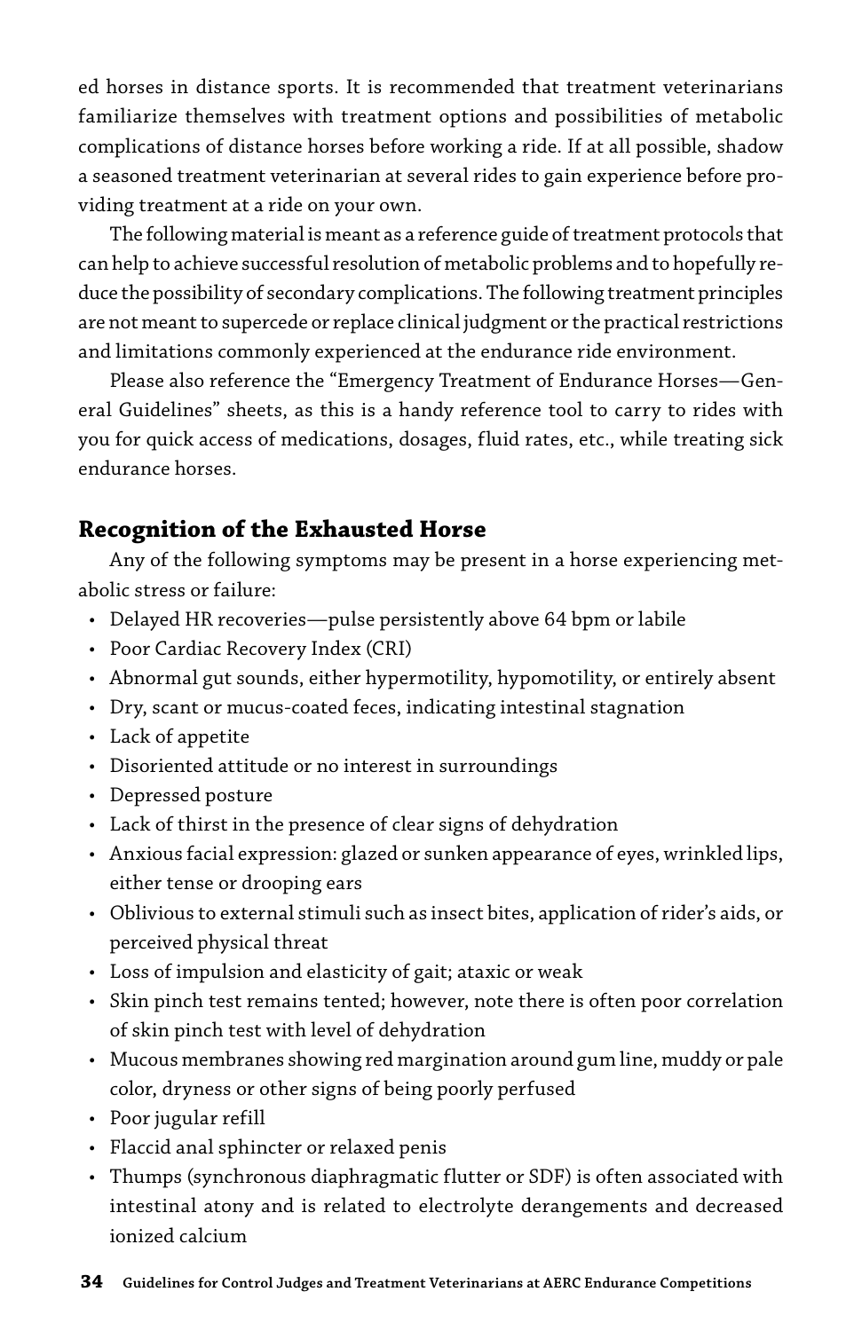ed horses in distance sports. It is recommended that treatment veterinarians familiarize themselves with treatment options and possibilities of metabolic complications of distance horses before working a ride. If at all possible, shadow a seasoned treatment veterinarian at several rides to gain experience before providing treatment at a ride on your own.

The following material is meant as a reference guide of treatment protocols that can help to achieve successful resolution of metabolic problems and to hopefully reduce the possibility of secondary complications. The following treatment principles are not meant to supercede or replace clinical judgment or the practical restrictions and limitations commonly experienced at the endurance ride environment.

Please also reference the "Emergency Treatment of Endurance Horses—General Guidelines" sheets, as this is a handy reference tool to carry to rides with you for quick access of medications, dosages, fluid rates, etc., while treating sick endurance horses.

## Recognition of the Exhausted Horse

Any of the following symptoms may be present in a horse experiencing metabolic stress or failure:

- Delayed HR recoveries—pulse persistently above 64 bpm or labile
- Poor Cardiac Recovery Index (CRI)
- Abnormal gut sounds, either hypermotility, hypomotility, or entirely absent
- Dry, scant or mucus-coated feces, indicating intestinal stagnation
- Lack of appetite
- Disoriented attitude or no interest in surroundings
- Depressed posture
- Lack of thirst in the presence of clear signs of dehydration
- Anxious facial expression: glazed or sunken appearance of eyes, wrinkled lips, either tense or drooping ears
- Oblivious to external stimuli such as insect bites, application of rider's aids, or perceived physical threat
- Loss of impulsion and elasticity of gait; ataxic or weak
- Skin pinch test remains tented; however, note there is often poor correlation of skin pinch test with level of dehydration
- Mucous membranes showing red margination around gum line, muddy or pale color, dryness or other signs of being poorly perfused
- Poor jugular refill
- Flaccid anal sphincter or relaxed penis
- Thumps (synchronous diaphragmatic flutter or SDF) is often associated with intestinal atony and is related to electrolyte derangements and decreased ionized calcium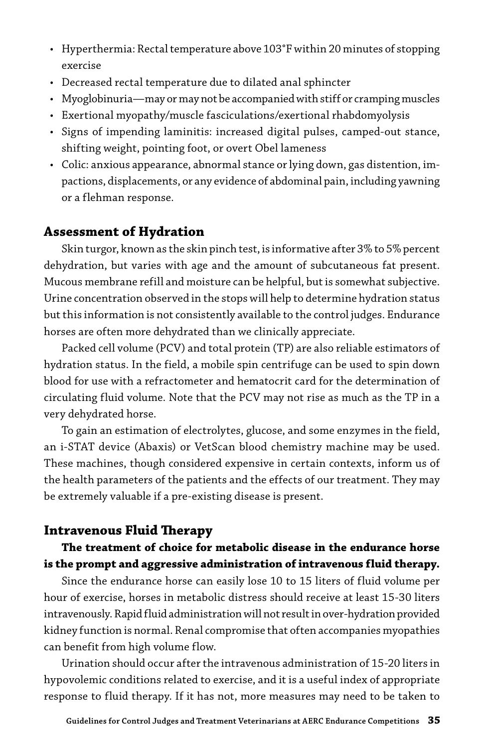- Hyperthermia: Rectal temperature above 103°F within 20 minutes of stopping exercise
- Decreased rectal temperature due to dilated anal sphincter
- Myoglobinuria—may or may not be accompanied with stiff or cramping muscles
- Exertional myopathy/muscle fasciculations/exertional rhabdomyolysis
- Signs of impending laminitis: increased digital pulses, camped-out stance, shifting weight, pointing foot, or overt Obel lameness
- Colic: anxious appearance, abnormal stance or lying down, gas distention, impactions, displacements, or any evidence of abdominal pain, including yawning or a flehman response.

## Assessment of Hydration

Skin turgor, known as the skin pinch test, is informative after 3% to 5% percent dehydration, but varies with age and the amount of subcutaneous fat present. Mucous membrane refill and moisture can be helpful, but is somewhat subjective. Urine concentration observed in the stops will help to determine hydration status but this information is not consistently available to the control judges. Endurance horses are often more dehydrated than we clinically appreciate.

Packed cell volume (PCV) and total protein (TP) are also reliable estimators of hydration status. In the field, a mobile spin centrifuge can be used to spin down blood for use with a refractometer and hematocrit card for the determination of circulating fluid volume. Note that the PCV may not rise as much as the TP in a very dehydrated horse.

To gain an estimation of electrolytes, glucose, and some enzymes in the field, an i-STAT device (Abaxis) or VetScan blood chemistry machine may be used. These machines, though considered expensive in certain contexts, inform us of the health parameters of the patients and the effects of our treatment. They may be extremely valuable if a pre-existing disease is present.

## Intravenous Fluid Therapy

**The treatment of choice for metabolic disease in the endurance horse is the prompt and aggressive administration of intravenous fluid therapy.**

Since the endurance horse can easily lose 10 to 15 liters of fluid volume per hour of exercise, horses in metabolic distress should receive at least 15-30 liters intravenously. Rapid fluid administration will not result in over-hydration provided kidney function is normal. Renal compromise that often accompanies myopathies can benefit from high volume flow.

Urination should occur after the intravenous administration of 15-20 liters in hypovolemic conditions related to exercise, and it is a useful index of appropriate response to fluid therapy. If it has not, more measures may need to be taken to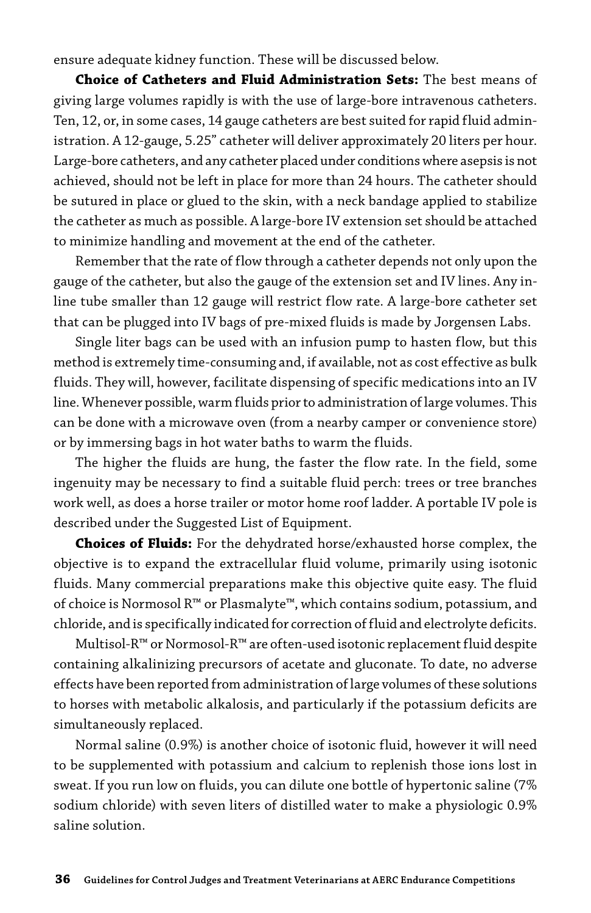ensure adequate kidney function. These will be discussed below.

**Choice of Catheters and Fluid Administration Sets:** The best means of giving large volumes rapidly is with the use of large-bore intravenous catheters. Ten, 12, or, in some cases, 14 gauge catheters are best suited for rapid fluid administration. A 12-gauge, 5.25" catheter will deliver approximately 20 liters per hour. Large-bore catheters, and any catheter placed under conditions where asepsis is not achieved, should not be left in place for more than 24 hours. The catheter should be sutured in place or glued to the skin, with a neck bandage applied to stabilize the catheter as much as possible. A large-bore IV extension set should be attached to minimize handling and movement at the end of the catheter.

Remember that the rate of flow through a catheter depends not only upon the gauge of the catheter, but also the gauge of the extension set and IV lines. Any in-line tube smaller than 12 gauge will restrict flow rate. A large-bore catheter set that can be plugged into IV bags of pre-mixed fluids is made by Jorgensen Labs.

Single liter bags can be used with an infusion pump to hasten flow, but this method is extremely time-consuming and, if available, not as cost effective as bulk fluids. They will, however, facilitate dispensing of specific medications into an IV line. Whenever possible, warm fluids prior to administration of large volumes. This can be done with a microwave oven (from a nearby camper or convenience store) or by immersing bags in hot water baths to warm the fluids.

The higher the fluids are hung, the faster the flow rate. In the field, some ingenuity may be necessary to find a suitable fluid perch: trees or tree branches work well, as does a horse trailer or motor home roof ladder. A portable IV pole is described under the Suggested List of Equipment.

**Choices of Fluids:** For the dehydrated horse/exhausted horse complex, the objective is to expand the extracellular fluid volume, primarily using isotonic fluids. Many commercial preparations make this objective quite easy. The fluid of choice is Normosol R™ or Plasmalyte™, which contains sodium, potassium, and chloride, and is specifically indicated for correction of fluid and electrolyte deficits.

Multisol-R™ or Normosol-R™ are often-used isotonic replacement fluid despite containing alkalinizing precursors of acetate and gluconate. To date, no adverse effects have been reported from administration of large volumes of these solutions to horses with metabolic alkalosis, and particularly if the potassium deficits are simultaneously replaced.

Normal saline (0.9%) is another choice of isotonic fluid, however it will need to be supplemented with potassium and calcium to replenish those ions lost in sweat. If you run low on fluids, you can dilute one bottle of hypertonic saline (7% sodium chloride) with seven liters of distilled water to make a physiologic 0.9% saline solution.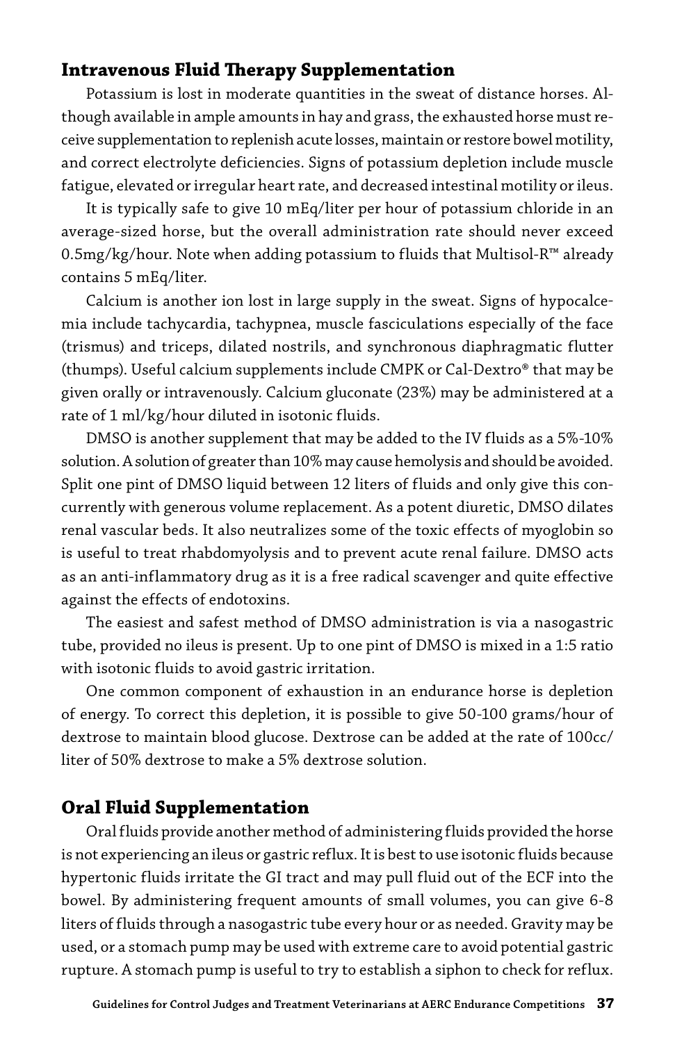## Intravenous Fluid Therapy Supplementation

Potassium is lost in moderate quantities in the sweat of distance horses. Although available in ample amounts in hay and grass, the exhausted horse must receive supplementation to replenish acute losses, maintain or restore bowel motility, and correct electrolyte deficiencies. Signs of potassium depletion include muscle fatigue, elevated or irregular heart rate, and decreased intestinal motility or ileus.

It is typically safe to give 10 mEq/liter per hour of potassium chloride in an average-sized horse, but the overall administration rate should never exceed 0.5mg/kg/hour. Note when adding potassium to fluids that Multisol-R™ already contains 5 mEq/liter.

Calcium is another ion lost in large supply in the sweat. Signs of hypocalcemia include tachycardia, tachypnea, muscle fasciculations especially of the face (trismus) and triceps, dilated nostrils, and synchronous diaphragmatic flutter (thumps). Useful calcium supplements include CMPK or Cal-Dextro® that may be given orally or intravenously. Calcium gluconate (23%) may be administered at a rate of 1 ml/kg/hour diluted in isotonic fluids.

DMSO is another supplement that may be added to the IV fluids as a 5%-10% solution. A solution of greater than 10% may cause hemolysis and should be avoided. Split one pint of DMSO liquid between 12 liters of fluids and only give this concurrently with generous volume replacement. As a potent diuretic, DMSO dilates renal vascular beds. It also neutralizes some of the toxic effects of myoglobin so is useful to treat rhabdomyolysis and to prevent acute renal failure. DMSO acts as an anti-inflammatory drug as it is a free radical scavenger and quite effective against the effects of endotoxins.

The easiest and safest method of DMSO administration is via a nasogastric tube, provided no ileus is present. Up to one pint of DMSO is mixed in a 1:5 ratio with isotonic fluids to avoid gastric irritation.

One common component of exhaustion in an endurance horse is depletion of energy. To correct this depletion, it is possible to give 50-100 grams/hour of dextrose to maintain blood glucose. Dextrose can be added at the rate of 100cc/liter of 50% dextrose to make a 5% dextrose solution.

## Oral Fluid Supplementation

Oral fluids provide another method of administering fluids provided the horse is not experiencing an ileus or gastric reflux. It is best to use isotonic fluids because hypertonic fluids irritate the GI tract and may pull fluid out of the ECF into the bowel. By administering frequent amounts of small volumes, you can give 6-8 liters of fluids through a nasogastric tube every hour or as needed. Gravity may be used, or a stomach pump may be used with extreme care to avoid potential gastric rupture. A stomach pump is useful to try to establish a siphon to check for reflux.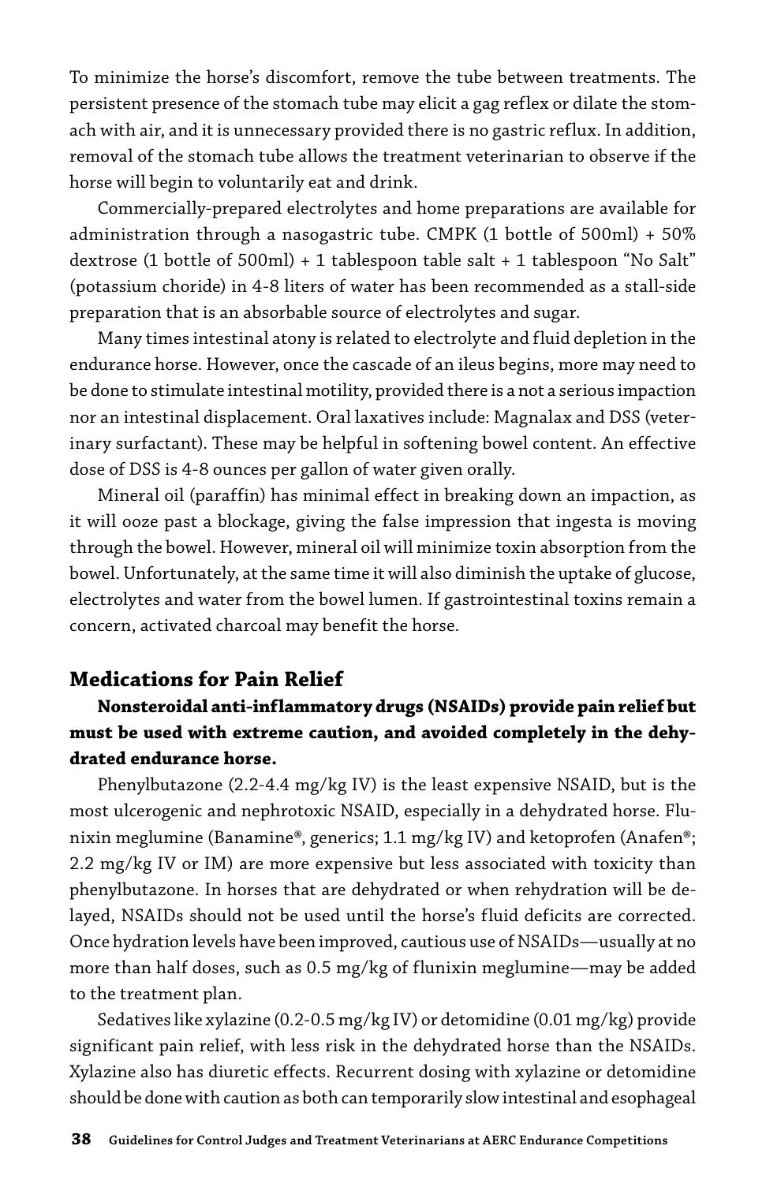To minimize the horse's discomfort, remove the tube between treatments. The persistent presence of the stomach tube may elicit a gag reflex or dilate the stomach with air, and it is unnecessary provided there is no gastric reflux. In addition, removal of the stomach tube allows the treatment veterinarian to observe if the horse will begin to voluntarily eat and drink.

Commercially-prepared electrolytes and home preparations are available for administration through a nasogastric tube. CMPK (1 bottle of 500ml) + 50% dextrose (1 bottle of 500ml) + 1 tablespoon table salt + 1 tablespoon "No Salt" (potassium choride) in 4-8 liters of water has been recommended as a stall-side preparation that is an absorbable source of electrolytes and sugar.

Many times intestinal atony is related to electrolyte and fluid depletion in the endurance horse. However, once the cascade of an ileus begins, more may need to be done to stimulate intestinal motility, provided there is a not a serious impaction nor an intestinal displacement. Oral laxatives include: Magnalax and DSS (veterinary surfactant). These may be helpful in softening bowel content. An effective dose of DSS is 4-8 ounces per gallon of water given orally.

Mineral oil (paraffin) has minimal effect in breaking down an impaction, as it will ooze past a blockage, giving the false impression that ingesta is moving through the bowel. However, mineral oil will minimize toxin absorption from the bowel. Unfortunately, at the same time it will also diminish the uptake of glucose, electrolytes and water from the bowel lumen. If gastrointestinal toxins remain a concern, activated charcoal may benefit the horse.

## Medications for Pain Relief

**Nonsteroidal anti-inflammatory drugs (NSAIDs) provide pain relief but must be used with extreme caution, and avoided completely in the dehydrated endurance horse.**

Phenylbutazone (2.2-4.4 mg/kg IV) is the least expensive NSAID, but is the most ulcerogenic and nephrotoxic NSAID, especially in a dehydrated horse. Flunixin meglumine (Banamine®, generics; 1.1 mg/kg IV) and ketoprofen (Anafen®; 2.2 mg/kg IV or IM) are more expensive but less associated with toxicity than phenylbutazone. In horses that are dehydrated or when rehydration will be delayed, NSAIDs should not be used until the horse's fluid deficits are corrected. Once hydration levels have been improved, cautious use of NSAIDs—usually at no more than half doses, such as 0.5 mg/kg of flunixin meglumine—may be added to the treatment plan.

Sedatives like xylazine (0.2-0.5 mg/kg IV) or detomidine (0.01 mg/kg) provide significant pain relief, with less risk in the dehydrated horse than the NSAIDs. Xylazine also has diuretic effects. Recurrent dosing with xylazine or detomidine should be done with caution as both can temporarily slow intestinal and esophageal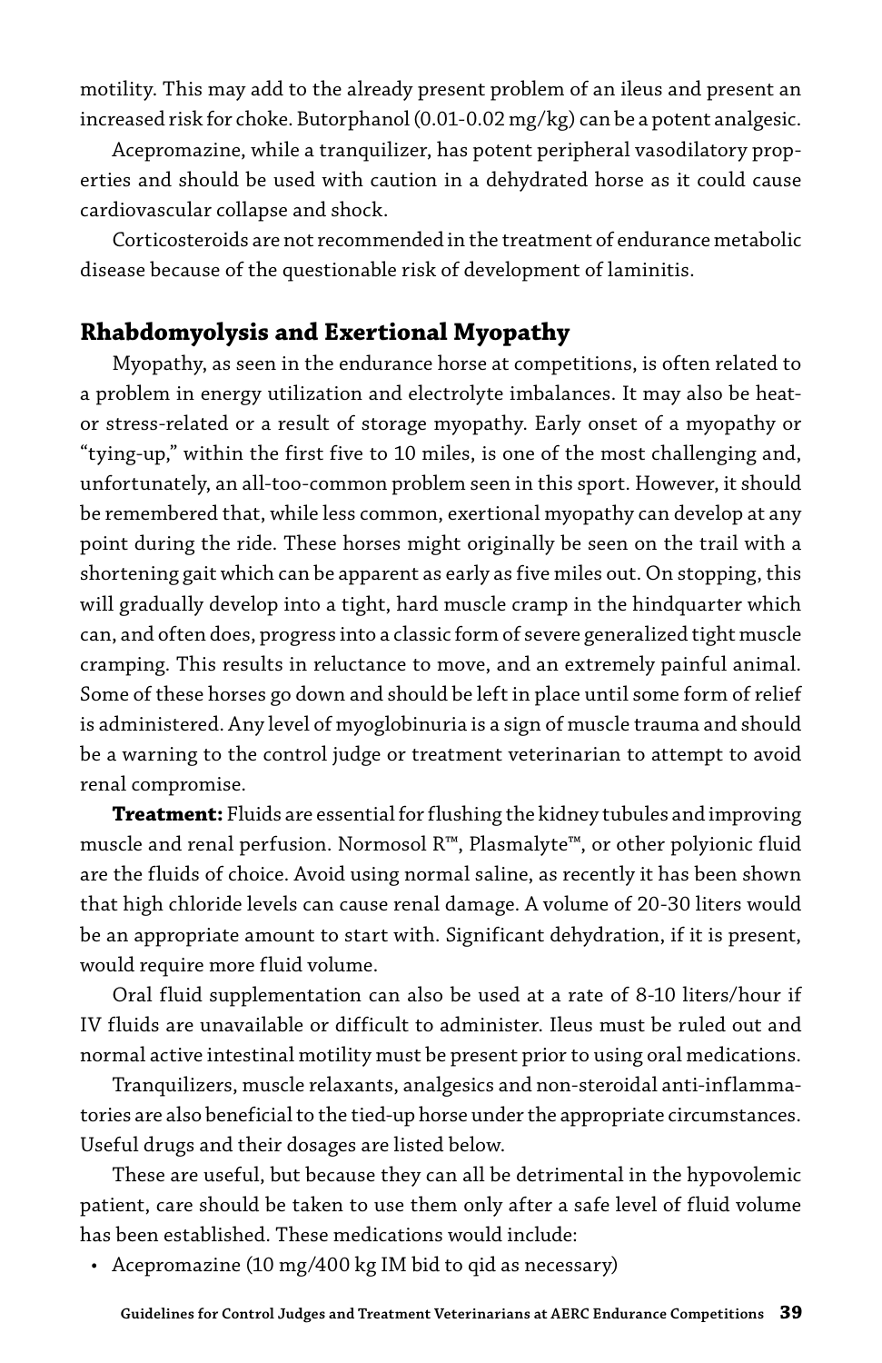motility. This may add to the already present problem of an ileus and present an increased risk for choke. Butorphanol (0.01-0.02 mg/kg) can be a potent analgesic.

Acepromazine, while a tranquilizer, has potent peripheral vasodilatory properties and should be used with caution in a dehydrated horse as it could cause cardiovascular collapse and shock.

Corticosteroids are not recommended in the treatment of endurance metabolic disease because of the questionable risk of development of laminitis.

## Rhabdomyolysis and Exertional Myopathy

Myopathy, as seen in the endurance horse at competitions, is often related to a problem in energy utilization and electrolyte imbalances. It may also be heat- or stress-related or a result of storage myopathy. Early onset of a myopathy or "tying-up," within the first five to 10 miles, is one of the most challenging and, unfortunately, an all-too-common problem seen in this sport. However, it should be remembered that, while less common, exertional myopathy can develop at any point during the ride. These horses might originally be seen on the trail with a shortening gait which can be apparent as early as five miles out. On stopping, this will gradually develop into a tight, hard muscle cramp in the hindquarter which can, and often does, progress into a classic form of severe generalized tight muscle cramping. This results in reluctance to move, and an extremely painful animal. Some of these horses go down and should be left in place until some form of relief is administered. Any level of myoglobinuria is a sign of muscle trauma and should be a warning to the control judge or treatment veterinarian to attempt to avoid renal compromise.

**Treatment:** Fluids are essential for flushing the kidney tubules and improving muscle and renal perfusion. Normosol R™, Plasmalyte™, or other polyionic fluid are the fluids of choice. Avoid using normal saline, as recently it has been shown that high chloride levels can cause renal damage. A volume of 20-30 liters would be an appropriate amount to start with. Significant dehydration, if it is present, would require more fluid volume.

Oral fluid supplementation can also be used at a rate of 8-10 liters/hour if IV fluids are unavailable or difficult to administer. Ileus must be ruled out and normal active intestinal motility must be present prior to using oral medications.

Tranquilizers, muscle relaxants, analgesics and non-steroidal anti-inflammatories are also beneficial to the tied-up horse under the appropriate circumstances. Useful drugs and their dosages are listed below.

These are useful, but because they can all be detrimental in the hypovolemic patient, care should be taken to use them only after a safe level of fluid volume has been established. These medications would include:

- Acepromazine (10 mg/400 kg IM bid to qid as necessary)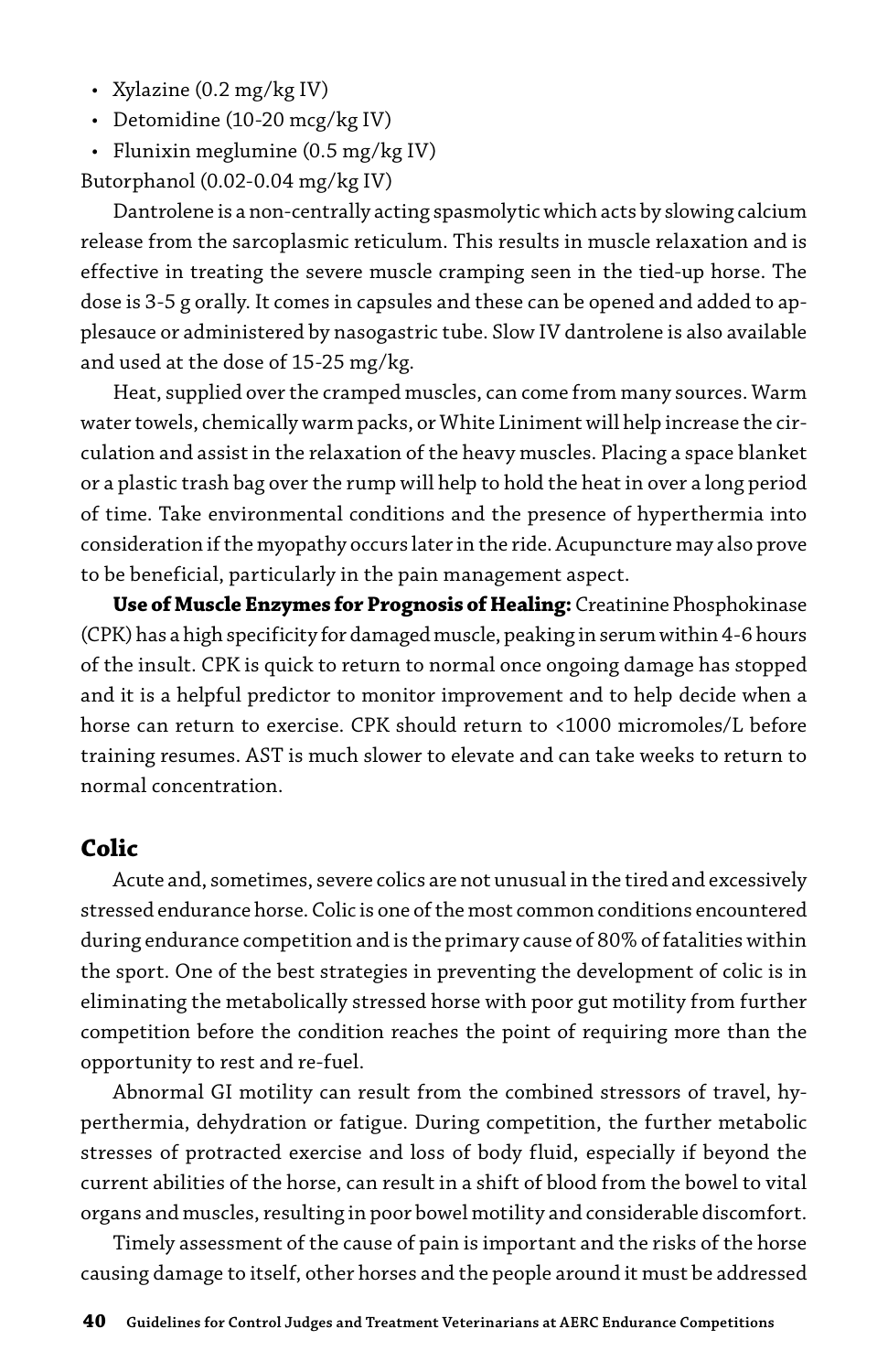- Xylazine (0.2 mg/kg IV)
- Detomidine (10-20 mcg/kg IV)
- Flunixin meglumine (0.5 mg/kg IV)

Butorphanol (0.02-0.04 mg/kg IV)

Dantrolene is a non-centrally acting spasmolytic which acts by slowing calcium release from the sarcoplasmic reticulum. This results in muscle relaxation and is effective in treating the severe muscle cramping seen in the tied-up horse. The dose is 3-5 g orally. It comes in capsules and these can be opened and added to applesauce or administered by nasogastric tube. Slow IV dantrolene is also available and used at the dose of 15-25 mg/kg.

Heat, supplied over the cramped muscles, can come from many sources. Warm water towels, chemically warm packs, or White Liniment will help increase the circulation and assist in the relaxation of the heavy muscles. Placing a space blanket or a plastic trash bag over the rump will help to hold the heat in over a long period of time. Take environmental conditions and the presence of hyperthermia into consideration if the myopathy occurs later in the ride. Acupuncture may also prove to be beneficial, particularly in the pain management aspect.

**Use of Muscle Enzymes for Prognosis of Healing:** Creatinine Phosphokinase (CPK) has a high specificity for damaged muscle, peaking in serum within 4-6 hours of the insult. CPK is quick to return to normal once ongoing damage has stopped and it is a helpful predictor to monitor improvement and to help decide when a horse can return to exercise. CPK should return to <1000 micromoles/L before training resumes. AST is much slower to elevate and can take weeks to return to normal concentration.

## Colic

Acute and, sometimes, severe colics are not unusual in the tired and excessively stressed endurance horse. Colic is one of the most common conditions encountered during endurance competition and is the primary cause of 80% of fatalities within the sport. One of the best strategies in preventing the development of colic is in eliminating the metabolically stressed horse with poor gut motility from further competition before the condition reaches the point of requiring more than the opportunity to rest and re-fuel.

Abnormal GI motility can result from the combined stressors of travel, hyperthermia, dehydration or fatigue. During competition, the further metabolic stresses of protracted exercise and loss of body fluid, especially if beyond the current abilities of the horse, can result in a shift of blood from the bowel to vital organs and muscles, resulting in poor bowel motility and considerable discomfort.

Timely assessment of the cause of pain is important and the risks of the horse causing damage to itself, other horses and the people around it must be addressed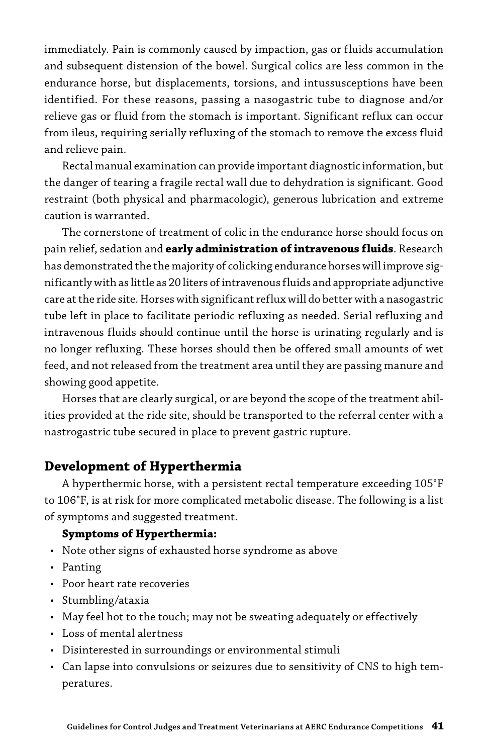immediately. Pain is commonly caused by impaction, gas or fluids accumulation and subsequent distension of the bowel. Surgical colics are less common in the endurance horse, but displacements, torsions, and intussusceptions have been identified. For these reasons, passing a nasogastric tube to diagnose and/or relieve gas or fluid from the stomach is important. Significant reflux can occur from ileus, requiring serially refluxing of the stomach to remove the excess fluid and relieve pain.

Rectal manual examination can provide important diagnostic information, but the danger of tearing a fragile rectal wall due to dehydration is significant. Good restraint (both physical and pharmacologic), generous lubrication and extreme caution is warranted.

The cornerstone of treatment of colic in the endurance horse should focus on pain relief, sedation and **early administration of intravenous fluids**. Research has demonstrated the the majority of colicking endurance horses will improve significantly with as little as 20 liters of intravenous fluids and appropriate adjunctive care at the ride site. Horses with significant reflux will do better with a nasogastric tube left in place to facilitate periodic refluxing as needed. Serial refluxing and intravenous fluids should continue until the horse is urinating regularly and is no longer refluxing. These horses should then be offered small amounts of wet feed, and not released from the treatment area until they are passing manure and showing good appetite.

Horses that are clearly surgical, or are beyond the scope of the treatment abilities provided at the ride site, should be transported to the referral center with a nastrogastric tube secured in place to prevent gastric rupture.

## Development of Hyperthermia

A hyperthermic horse, with a persistent rectal temperature exceeding 105°F to 106°F, is at risk for more complicated metabolic disease. The following is a list of symptoms and suggested treatment.

**Symptoms of Hyperthermia:**

- Note other signs of exhausted horse syndrome as above
- Panting
- Poor heart rate recoveries
- Stumbling/ataxia
- May feel hot to the touch; may not be sweating adequately or effectively
- Loss of mental alertness
- Disinterested in surroundings or environmental stimuli
- Can lapse into convulsions or seizures due to sensitivity of CNS to high temperatures.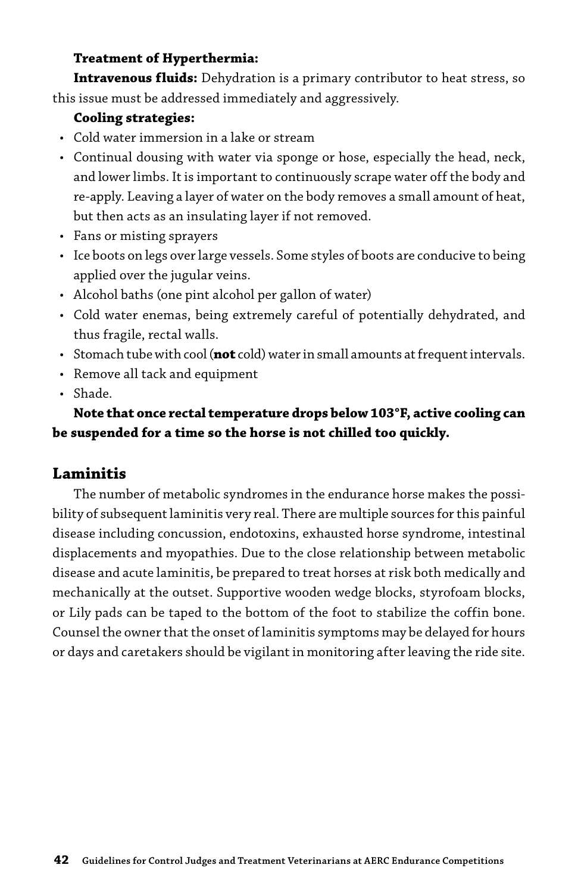**Treatment of Hyperthermia:**

**Intravenous fluids:** Dehydration is a primary contributor to heat stress, so this issue must be addressed immediately and aggressively.

**Cooling strategies:**

- Cold water immersion in a lake or stream
- Continual dousing with water via sponge or hose, especially the head, neck, and lower limbs. It is important to continuously scrape water off the body and re-apply. Leaving a layer of water on the body removes a small amount of heat, but then acts as an insulating layer if not removed.
- Fans or misting sprayers
- Ice boots on legs over large vessels. Some styles of boots are conducive to being applied over the jugular veins.
- Alcohol baths (one pint alcohol per gallon of water)
- Cold water enemas, being extremely careful of potentially dehydrated, and thus fragile, rectal walls.
- Stomach tube with cool (**not** cold) water in small amounts at frequent intervals.
- Remove all tack and equipment
- Shade.

**Note that once rectal temperature drops below 103°F, active cooling can be suspended for a time so the horse is not chilled too quickly.**

## Laminitis

The number of metabolic syndromes in the endurance horse makes the possibility of subsequent laminitis very real. There are multiple sources for this painful disease including concussion, endotoxins, exhausted horse syndrome, intestinal displacements and myopathies. Due to the close relationship between metabolic disease and acute laminitis, be prepared to treat horses at risk both medically and mechanically at the outset. Supportive wooden wedge blocks, styrofoam blocks, or Lily pads can be taped to the bottom of the foot to stabilize the coffin bone. Counsel the owner that the onset of laminitis symptoms may be delayed for hours or days and caretakers should be vigilant in monitoring after leaving the ride site.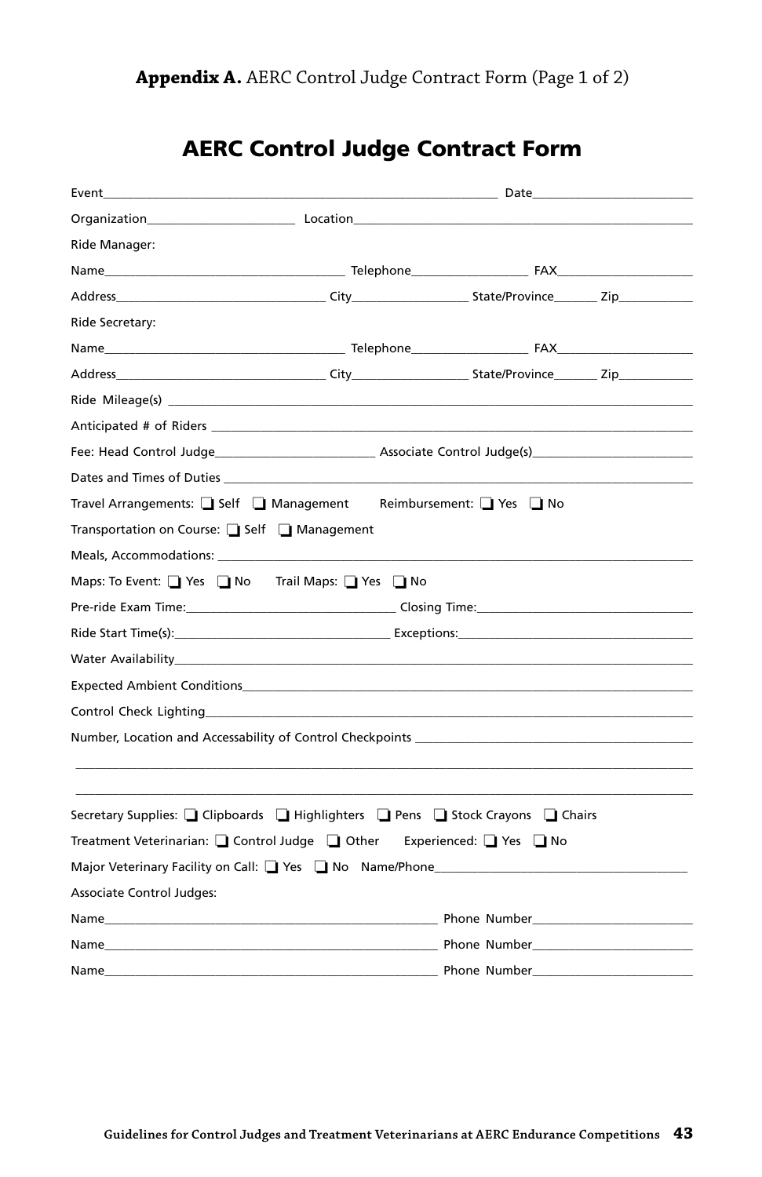**Appendix A.** AERC Control Judge Contract Form (Page 1 of 2)

# AERC Control Judge Contract Form

Event________________________________________________ Date____________________

Organization____________________ Location__________________________________________

Ride Manager:

Name________________________________ Telephone________________ FAX________________

Address____________________________ City________________ State/Province______ Zip__________

Ride Secretary:

Name________________________________ Telephone________________ FAX________________

Address____________________________ City________________ State/Province______ Zip__________

Ride Mileage(s) ____________________________________________________________________

Anticipated # of Riders ______________________________________________________________

Fee: Head Control Judge______________________ Associate Control Judge(s)______________________

Dates and Times of Duties ____________________________________________________________

Travel Arrangements: ❑ Self ❑ Management Reimbursement: ❑ Yes ❑ No

Transportation on Course: ❑ Self ❑ Management

Meals, Accommodations: _____________________________________________________________

Maps: To Event: ❑ Yes ❑ No Trail Maps: ❑ Yes ❑ No

Pre-ride Exam Time:____________________________ Closing Time:____________________________

Ride Start Time(s):____________________________ Exceptions:______________________________

Water Availability___________________________________________________________________

Expected Ambient Conditions__________________________________________________________

Control Check Lighting_______________________________________________________________

Number, Location and Accessability of Control Checkpoints ______________________________________

______________________________________________________________________________

______________________________________________________________________________

Secretary Supplies: ❑ Clipboards ❑ Highlighters ❑ Pens ❑ Stock Crayons ❑ Chairs

Treatment Veterinarian: ❑ Control Judge ❑ Other Experienced: ❑ Yes ❑ No

Major Veterinary Facility on Call: ❑ Yes ❑ No Name/Phone__________________________________

Associate Control Judges:

Name__________________________________________ Phone Number______________________

Name__________________________________________ Phone Number______________________

Name__________________________________________ Phone Number______________________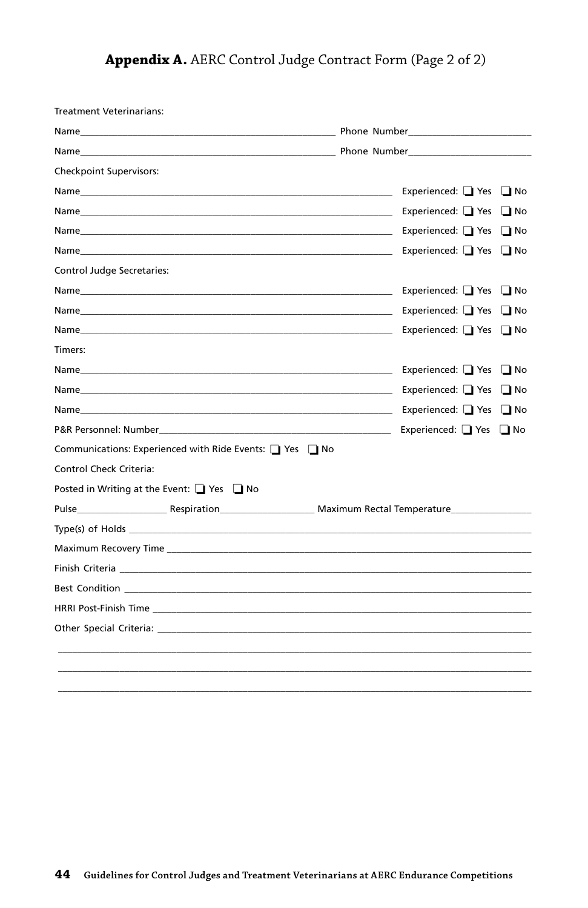## **Appendix A.** AERC Control Judge Contract Form (Page 2 of 2)

Treatment Veterinarians:

Name_______________________________________________ Phone Number_______________________

Name_______________________________________________ Phone Number_______________________

Checkpoint Supervisors:

Name_______________________________________________ Experienced: ❑ Yes ❑ No

Name_______________________________________________ Experienced: ❑ Yes ❑ No

Name_______________________________________________ Experienced: ❑ Yes ❑ No

Name_______________________________________________ Experienced: ❑ Yes ❑ No

Control Judge Secretaries:

Name_______________________________________________ Experienced: ❑ Yes ❑ No

Name_______________________________________________ Experienced: ❑ Yes ❑ No

Name_______________________________________________ Experienced: ❑ Yes ❑ No

Timers:

Name_______________________________________________ Experienced: ❑ Yes ❑ No

Name_______________________________________________ Experienced: ❑ Yes ❑ No

Name_______________________________________________ Experienced: ❑ Yes ❑ No

P&R Personnel: Number______________________________________ Experienced: ❑ Yes ❑ No

Communications: Experienced with Ride Events: ❑ Yes ❑ No

Control Check Criteria:

Posted in Writing at the Event: ❑ Yes ❑ No

Pulse________________ Respiration________________ Maximum Rectal Temperature______________

Type(s) of Holds ____________________________________________________________________________

Maximum Recovery Time _____________________________________________________________________

Finish Criteria ______________________________________________________________________________

Best Condition ______________________________________________________________________________

HRRI Post-Finish Time _______________________________________________________________________

Other Special Criteria: _______________________________________________________________________

______________________________________________________________________________________________

______________________________________________________________________________________________

______________________________________________________________________________________________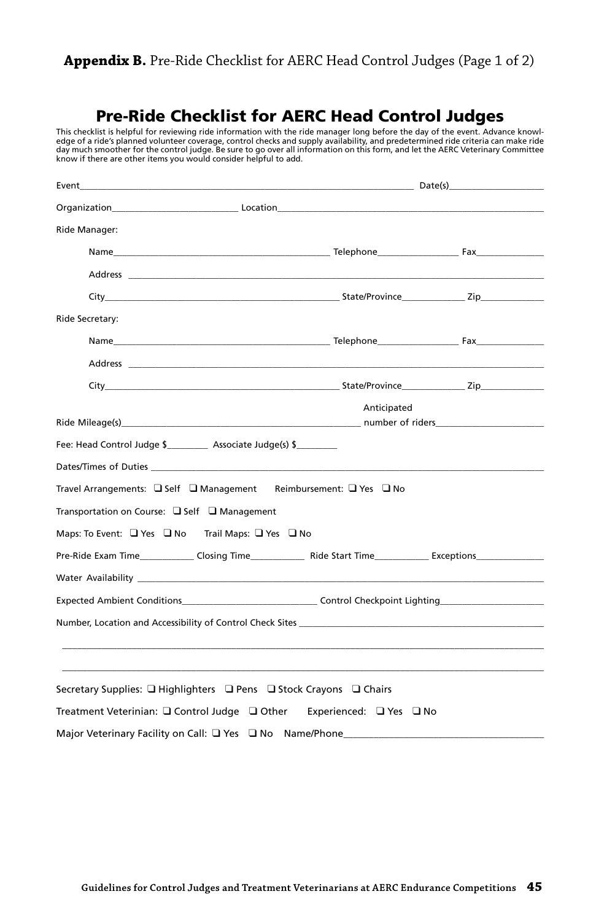**Appendix B.** Pre-Ride Checklist for AERC Head Control Judges (Page 1 of 2)

# Pre-Ride Checklist for AERC Head Control Judges

This checklist is helpful for reviewing ride information with the ride manager long before the day of the event. Advance knowledge of a ride's planned volunteer coverage, control checks and supply availability, and predetermined ride criteria can make ride day much smoother for the control judge. Be sure to go over all information on this form, and let the AERC Veterinary Committee know if there are other items you would consider helpful to add.

Event_______________________________________________ Date(s)_______________

Organization____________________ Location________________________________________

Ride Manager:

Name_________________________________ Telephone_____________ Fax___________

Address ____________________________________________________________

City______________________________________ State/Province__________ Zip__________

Ride Secretary:

Name_________________________________ Telephone_____________ Fax___________

Address ____________________________________________________________

City______________________________________ State/Province__________ Zip__________

Ride Mileage(s)______________________________________ Anticipated number of riders_________________

Fee: Head Control Judge $________ Associate Judge(s) $________

Dates/Times of Duties ____________________________________________________________

Travel Arrangements: ❑ Self ❑ Management Reimbursement: ❑ Yes ❑ No

Transportation on Course: ❑ Self ❑ Management

Maps: To Event: ❑ Yes ❑ No Trail Maps: ❑ Yes ❑ No

Pre-Ride Exam Time__________ Closing Time__________ Ride Start Time__________ Exceptions____________

Water Availability ____________________________________________________________

Expected Ambient Conditions______________________ Control Checkpoint Lighting_________________

Number, Location and Accessibility of Control Check Sites ________________________________________

____________________________________________________________________________

____________________________________________________________________________

Secretary Supplies: ❑ Highlighters ❑ Pens ❑ Stock Crayons ❑ Chairs

Treatment Veterinarian: ❑ Control Judge ❑ Other Experienced: ❑ Yes ❑ No

Major Veterinary Facility on Call: ❑ Yes ❑ No Name/Phone_______________________________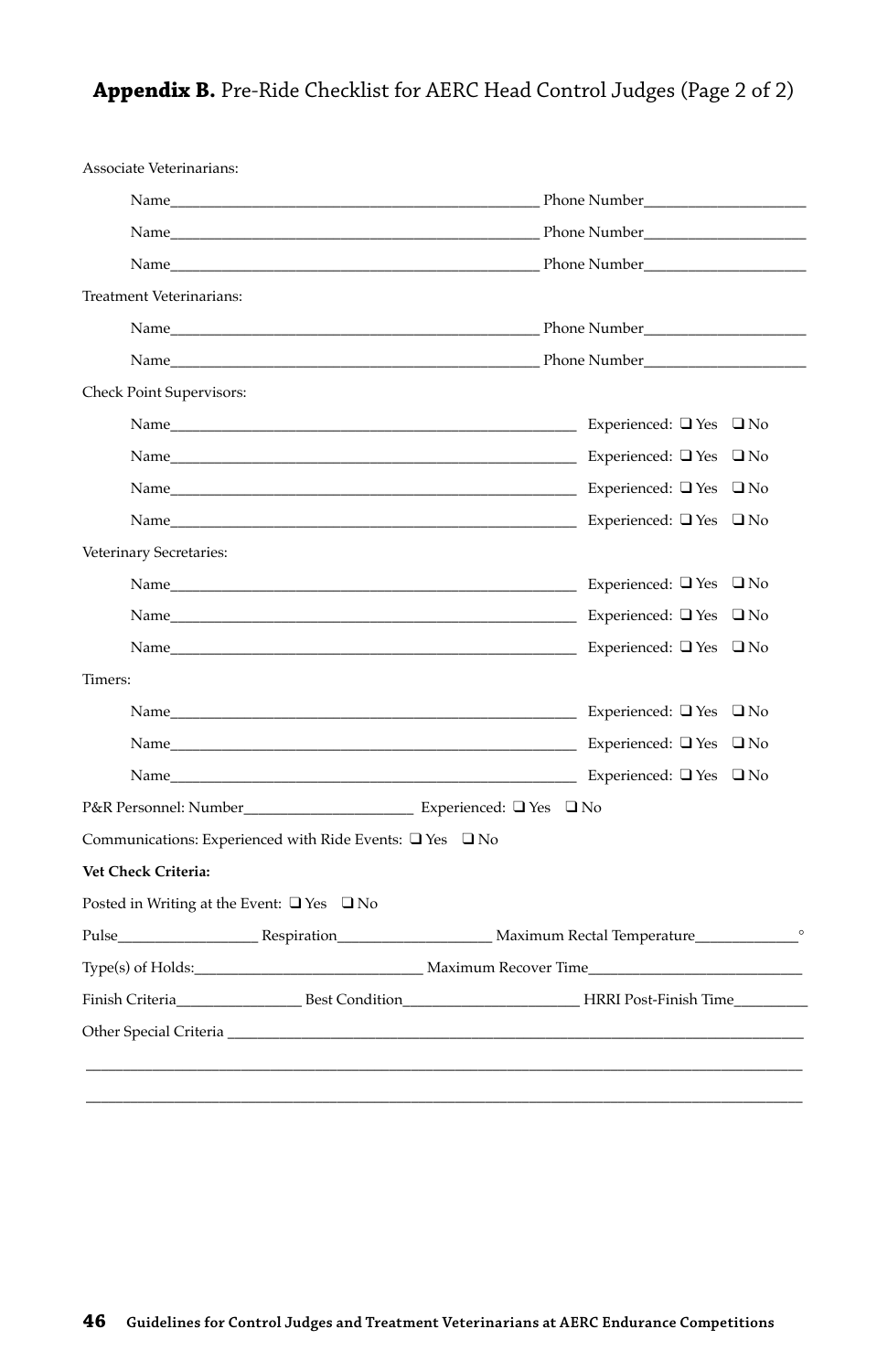**Appendix B.** Pre-Ride Checklist for AERC Head Control Judges (Page 2 of 2)

Associate Veterinarians:

Name_______________________________________________ Phone Number____________________

Name_______________________________________________ Phone Number____________________

Name_______________________________________________ Phone Number____________________

Treatment Veterinarians:

Name_______________________________________________ Phone Number____________________

Name_______________________________________________ Phone Number____________________

Check Point Supervisors:

Name____________________________________________________ Experienced: ❑ Yes ❑ No

Name____________________________________________________ Experienced: ❑ Yes ❑ No

Name____________________________________________________ Experienced: ❑ Yes ❑ No

Name____________________________________________________ Experienced: ❑ Yes ❑ No

Veterinary Secretaries:

Name____________________________________________________ Experienced: ❑ Yes ❑ No

Name____________________________________________________ Experienced: ❑ Yes ❑ No

Name____________________________________________________ Experienced: ❑ Yes ❑ No

Timers:

Name____________________________________________________ Experienced: ❑ Yes ❑ No

Name____________________________________________________ Experienced: ❑ Yes ❑ No

Name____________________________________________________ Experienced: ❑ Yes ❑ No

P&R Personnel: Number_____________________ Experienced: ❑ Yes ❑ No

Communications: Experienced with Ride Events: ❑ Yes ❑ No

**Vet Check Criteria:**

Posted in Writing at the Event: ❑ Yes ❑ No

Pulse__________________ Respiration___________________ Maximum Rectal Temperature_____________°

Type(s) of Holds:_____________________________ Maximum Recover Time__________________________

Finish Criteria________________ Best Condition______________________ HRRI Post-Finish Time_________

Other Special Criteria ___________________________________________________________________________

________________________________________________________________________________________________

________________________________________________________________________________________________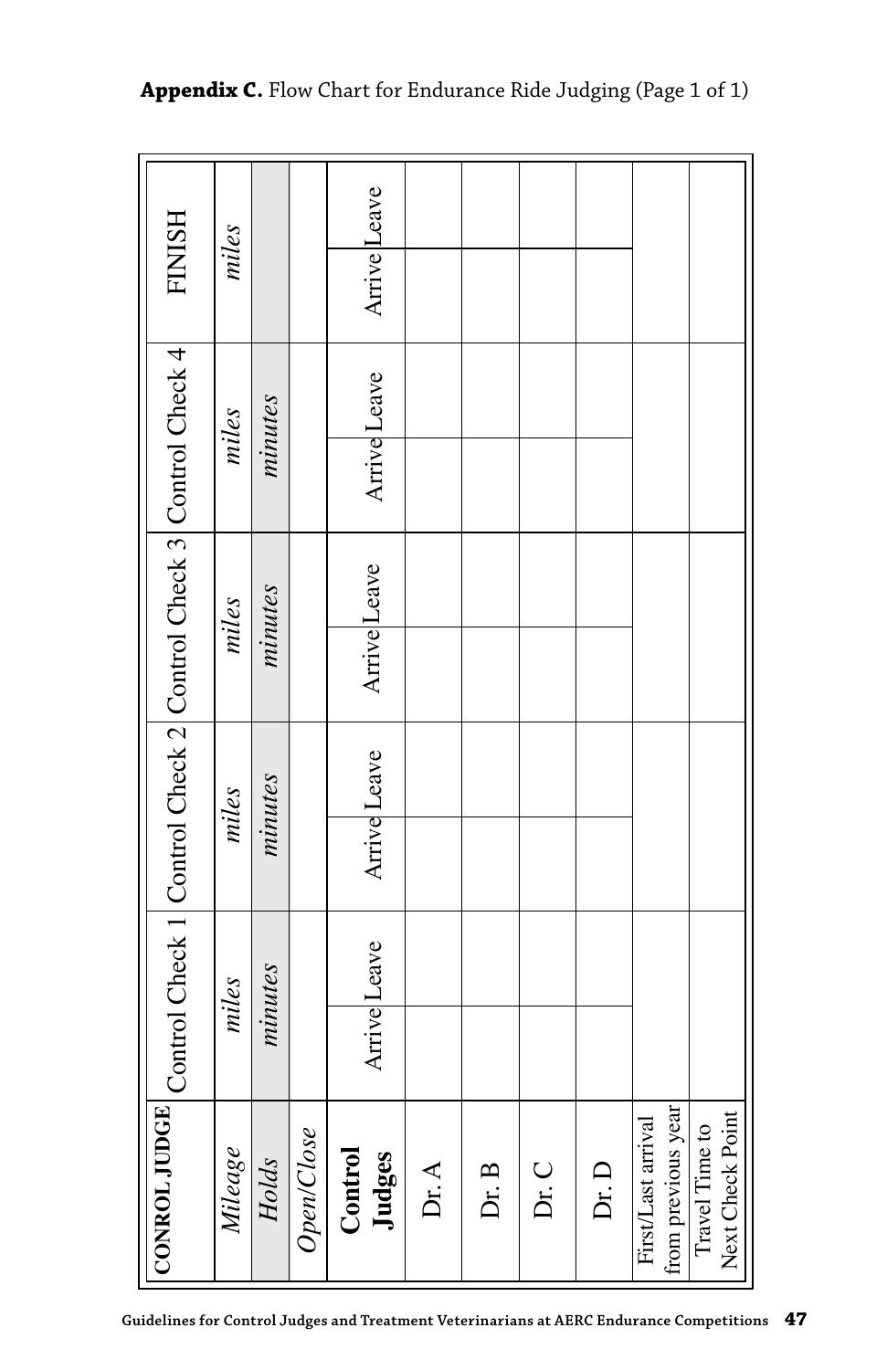**Appendix C.** Flow Chart for Endurance Ride Judging (Page 1 of 1)

| CONROL JUDGE | Control Check 1 | | Control Check 2 | | Control Check 3 | | Control Check 4 | | FINISH | |
|---|---|---|---|---|---|---|---|---|---|---|
| *Mileage* | *miles* | | *miles* | | *miles* | | *miles* | | *miles* | |
| *Holds* | *minutes* | | *minutes* | | *minutes* | | *minutes* | | | |
| *Open/Close* | | | | | | | | | | |
| **Control Judges** | Arrive | Leave | Arrive | Leave | Arrive | Leave | Arrive | Leave | Arrive | Leave |
| Dr. A | | | | | | | | | | |
| Dr. B | | | | | | | | | | |
| Dr. C | | | | | | | | | | |
| Dr. D | | | | | | | | | | |
| First/Last arrival from previous year | | | | | | | | | | |
| Travel Time to Next Check Point | | | | | | | | | | |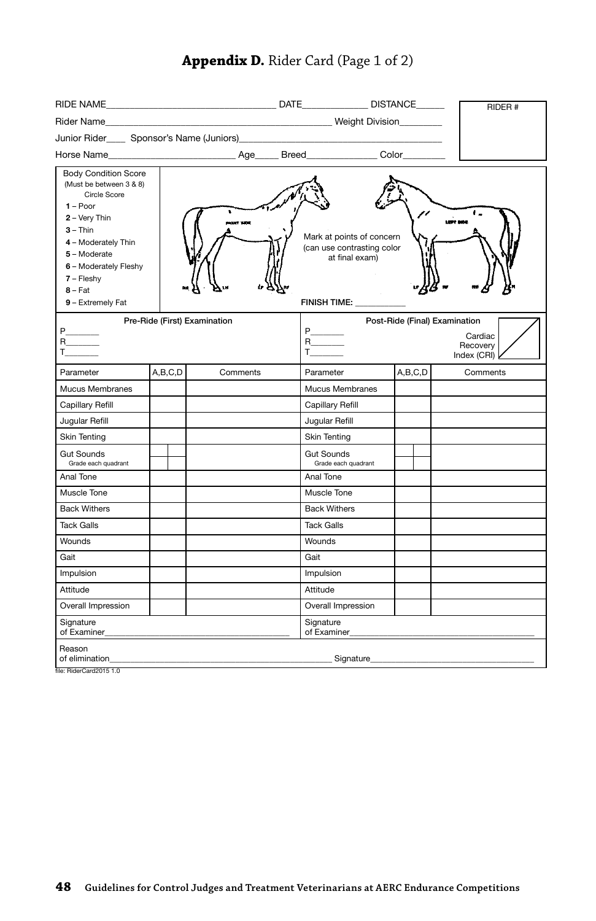## **Appendix D.** Rider Card (Page 1 of 2)

RIDE NAME________________________________ DATE____________ DISTANCE______

Rider Name__________________________________________ Weight Division________

Junior Rider____ Sponsor's Name (Juniors)_______________________________________

Horse Name________________________ Age_____ Breed______________ Color________

RIDER #

**Body Condition Score**
(Must be between 3 & 8)
Circle Score

- **1** – Poor
- **2** – Very Thin
- **3** – Thin
- **4** – Moderately Thin
- **5** – Moderate
- **6** – Moderately Fleshy
- **7** – Fleshy
- **8** – Fat
- **9** – Extremely Fat

Mark at points of concern (can use contrasting color at final exam)

FINISH TIME: ___________

| Pre-Ride (First) Examination | | | Post-Ride (Final) Examination | | |
|---|---|---|---|---|---|
| P_______ R_______ T_______ | | | P_______ R_______ T_______ | | Cardiac Recovery Index (CRI) |
| Parameter | A,B,C,D | Comments | Parameter | A,B,C,D | Comments |
| Mucus Membranes | | | Mucus Membranes | | |
| Capillary Refill | | | Capillary Refill | | |
| Jugular Refill | | | Jugular Refill | | |
| Skin Tenting | | | Skin Tenting | | |
| Gut Sounds (Grade each quadrant) | | | Gut Sounds (Grade each quadrant) | | |
| Anal Tone | | | Anal Tone | | |
| Muscle Tone | | | Muscle Tone | | |
| Back Withers | | | Back Withers | | |
| Tack Galls | | | Tack Galls | | |
| Wounds | | | Wounds | | |
| Gait | | | Gait | | |
| Impulsion | | | Impulsion | | |
| Attitude | | | Attitude | | |
| Overall Impression | | | Overall Impression | | |
| Signature of Examiner____________________ | | | Signature of Examiner____________________ | | |

Reason of elimination_______________________________________ Signature_________________________________

file: RiderCard2015 1.0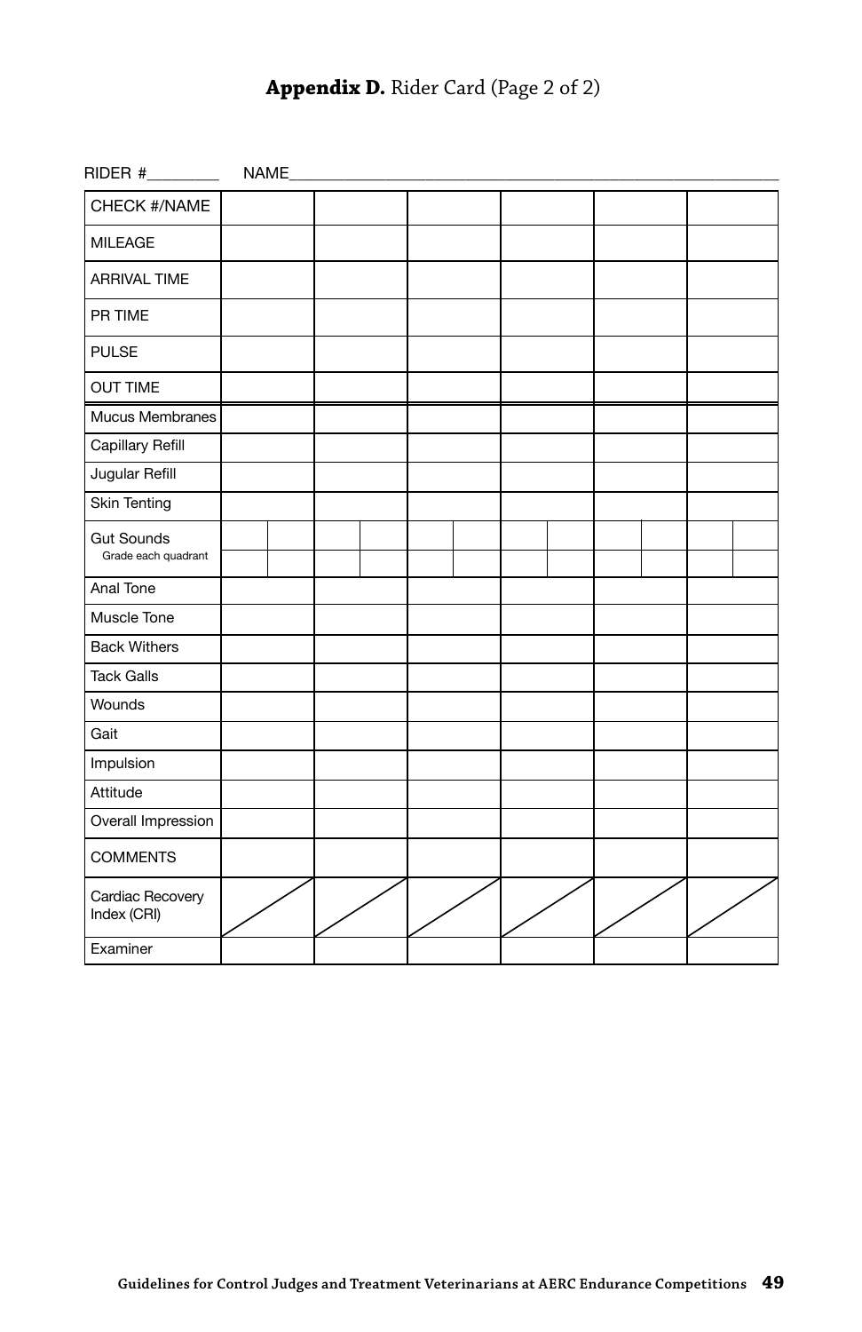## **Appendix D.** Rider Card (Page 2 of 2)

RIDER #________ NAME____________________________________________________________

| CHECK #/NAME | | | | | | |
|---|---|---|---|---|---|---|
| MILEAGE | | | | | | |
| ARRIVAL TIME | | | | | | |
| PR TIME | | | | | | |
| PULSE | | | | | | |
| OUT TIME | | | | | | |
| Mucus Membranes | | | | | | |
| Capillary Refill | | | | | | |
| Jugular Refill | | | | | | |
| Skin Tenting | | | | | | |
| Gut Sounds<br>Grade each quadrant | | | | | | |
| Anal Tone | | | | | | |
| Muscle Tone | | | | | | |
| Back Withers | | | | | | |
| Tack Galls | | | | | | |
| Wounds | | | | | | |
| Gait | | | | | | |
| Impulsion | | | | | | |
| Attitude | | | | | | |
| Overall Impression | | | | | | |
| COMMENTS | | | | | | |
| Cardiac Recovery Index (CRI) | / | / | / | / | / | / |
| Examiner | | | | | | |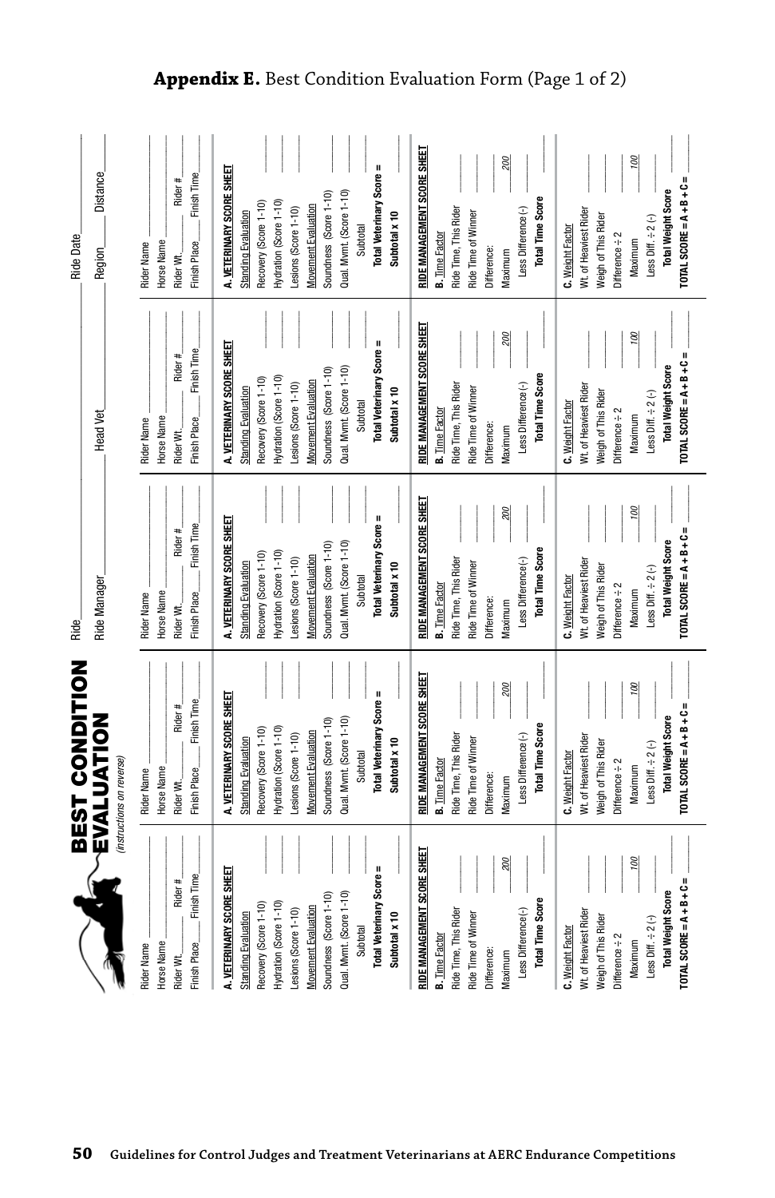**Appendix E.** Best Condition Evaluation Form (Page 1 of 2)

# BEST CONDITION EVALUATION

*(instructions on reverse)*

Ride ______________________ Ride Date ______________________

Ride Manager ______________________ Head Vet ______________________ Region ______ Distance ______

*The form contains five identical rider columns, each with the following fields:*

Rider Name ______________________

Horse Name ______________________

Rider Wt. ______ Rider # ______

Finish Place ______ Finish Time ______

**A. VETERINARY SCORE SHEET**

Standing Evaluation

| | |
|---|---|
| Recovery (Score 1-10) | |
| Hydration (Score 1-10) | |
| Lesions (Score 1-10) | |

Movement Evaluation

| | |
|---|---|
| Soundness (Score 1-10) | |
| Qual. Mvmt. (Score 1-10) | |
| Subtotal | |
| **Total Veterinary Score =** | |
| **Subtotal x 10** | |

**RIDE MANAGEMENT SCORE SHEET**

**B.** Time Factor

| | |
|---|---|
| Ride Time, This Rider | |
| Ride Time of Winner | |
| Difference: | |
| Maximum | *200* |
| Less Difference (-) | |
| **Total Time Score** | |

**C.** Weight Factor

| | |
|---|---|
| Wt. of Heaviest Rider | |
| Weigh of This Rider | |
| Difference ÷ 2 | |
| Maximum | *100* |
| Less Diff. ÷ 2 (-) | |
| **Total Weight Score** | |

**TOTAL SCORE = A + B + C =** ______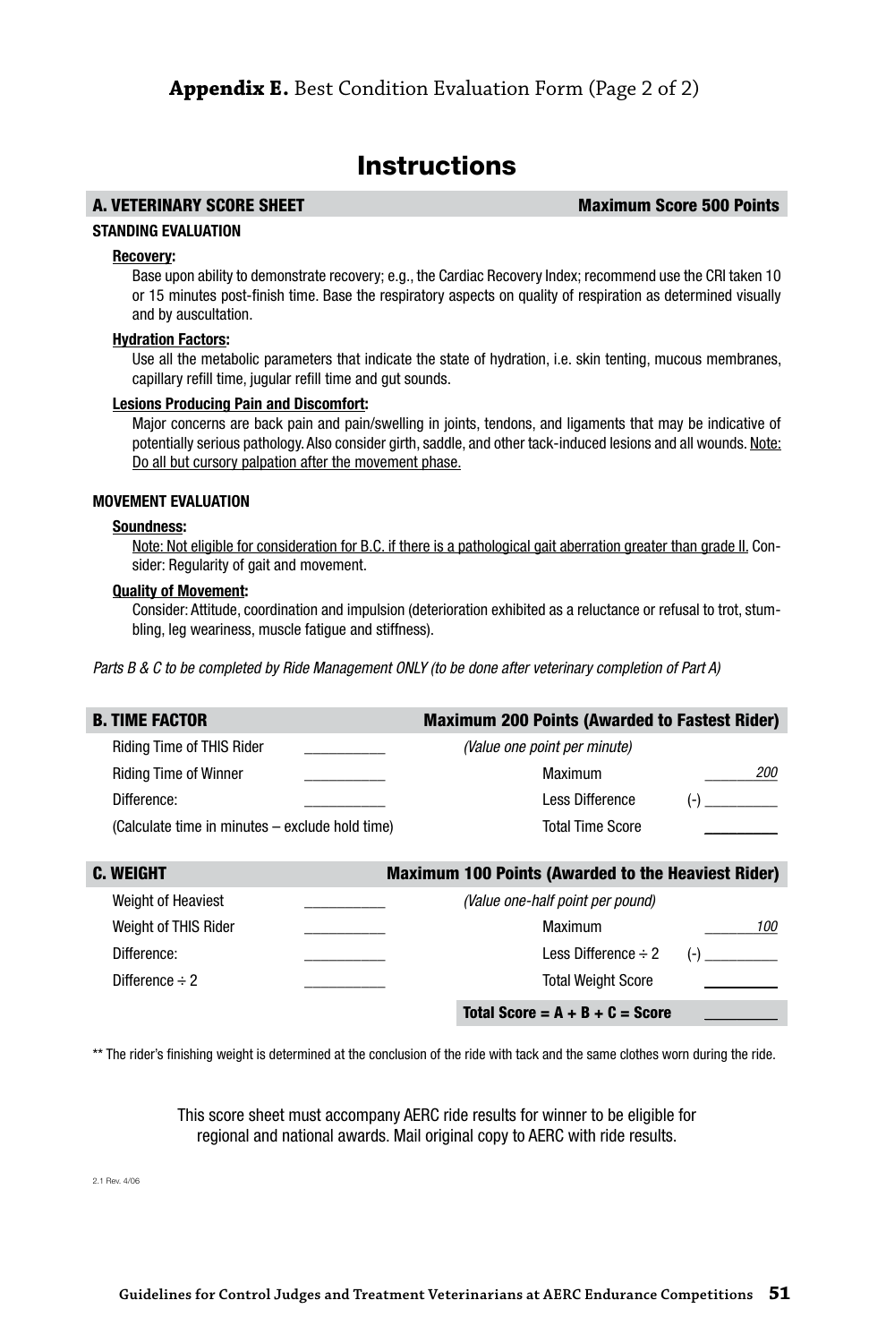**Appendix E.** Best Condition Evaluation Form (Page 2 of 2)

# Instructions

## A. VETERINARY SCORE SHEET — Maximum Score 500 Points

### STANDING EVALUATION

**Recovery:**

Base upon ability to demonstrate recovery; e.g., the Cardiac Recovery Index; recommend use the CRI taken 10 or 15 minutes post-finish time. Base the respiratory aspects on quality of respiration as determined visually and by auscultation.

**Hydration Factors:**

Use all the metabolic parameters that indicate the state of hydration, i.e. skin tenting, mucous membranes, capillary refill time, jugular refill time and gut sounds.

**Lesions Producing Pain and Discomfort:**

Major concerns are back pain and pain/swelling in joints, tendons, and ligaments that may be indicative of potentially serious pathology. Also consider girth, saddle, and other tack-induced lesions and all wounds. Note: Do all but cursory palpation after the movement phase.

### MOVEMENT EVALUATION

**Soundness:**

Note: Not eligible for consideration for B.C. if there is a pathological gait aberration greater than grade II. Consider: Regularity of gait and movement.

**Quality of Movement:**

Consider: Attitude, coordination and impulsion (deterioration exhibited as a reluctance or refusal to trot, stumbling, leg weariness, muscle fatigue and stiffness).

*Parts B & C to be completed by Ride Management ONLY (to be done after veterinary completion of Part A)*

## B. TIME FACTOR — Maximum 200 Points (Awarded to Fastest Rider)

| | | | |
|---|---|---|---|
| Riding Time of THIS Rider | ________ | *(Value one point per minute)* | |
| Riding Time of Winner | ________ | Maximum | *200* |
| Difference: | ________ | Less Difference | (-) ________ |
| (Calculate time in minutes – exclude hold time) | | Total Time Score | ________ |

## C. WEIGHT — Maximum 100 Points (Awarded to the Heaviest Rider)

| | | | |
|---|---|---|---|
| Weight of Heaviest | ________ | *(Value one-half point per pound)* | |
| Weight of THIS Rider | ________ | Maximum | *100* |
| Difference: | ________ | Less Difference ÷ 2 | (-) ________ |
| Difference ÷ 2 | ________ | Total Weight Score | ________ |
| | | **Total Score = A + B + C = Score** | ________ |

** The rider's finishing weight is determined at the conclusion of the ride with tack and the same clothes worn during the ride.

This score sheet must accompany AERC ride results for winner to be eligible for regional and national awards. Mail original copy to AERC with ride results.

2.1 Rev. 4/06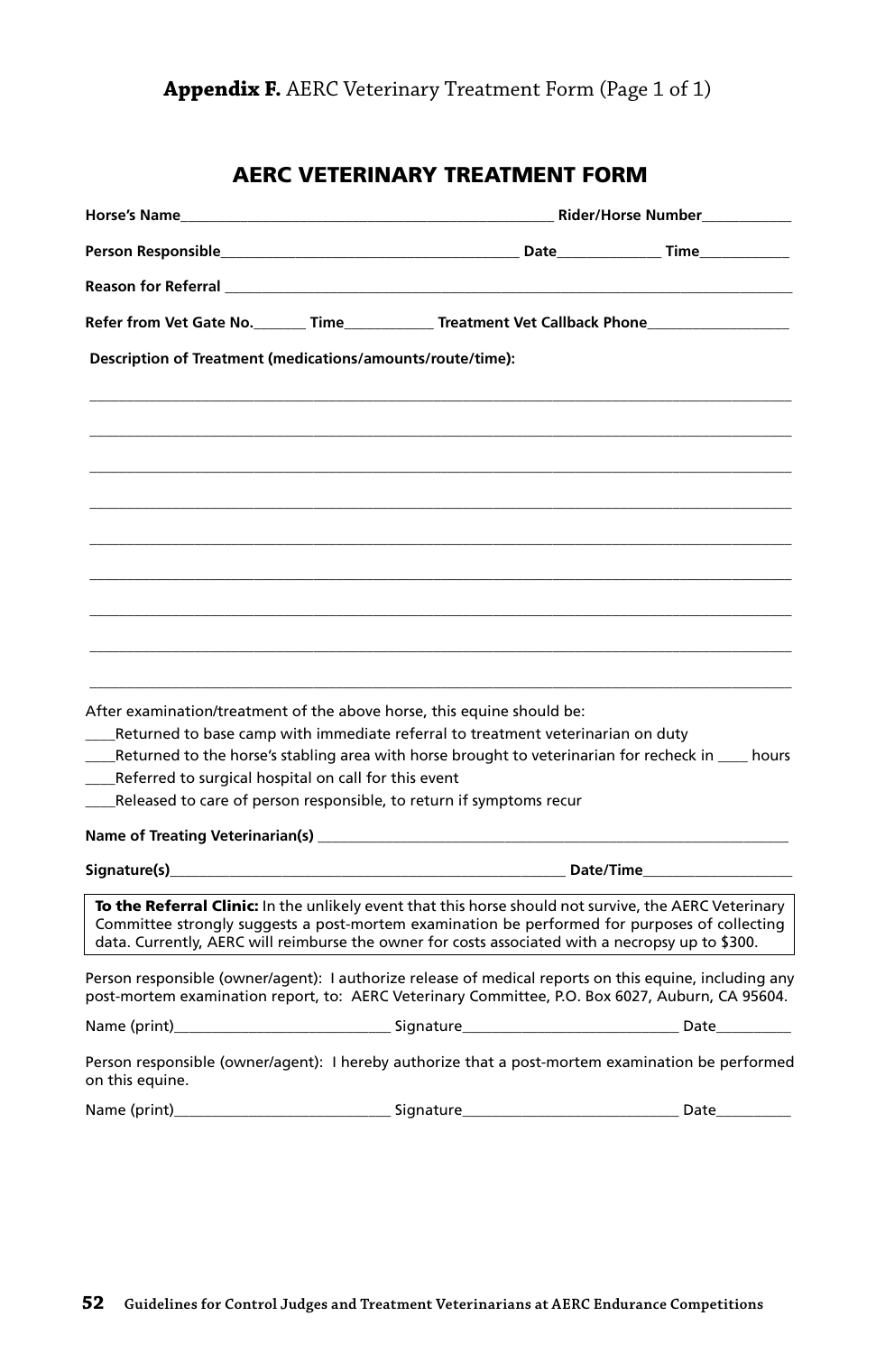**Appendix F.** AERC Veterinary Treatment Form (Page 1 of 1)

## AERC VETERINARY TREATMENT FORM

**Horse's Name**________________________________________________ **Rider/Horse Number**___________

**Person Responsible**_______________________________________ **Date**_____________ **Time**___________

**Reason for Referral** ________________________________________________________________________

**Refer from Vet Gate No.**_______ **Time**___________ **Treatment Vet Callback Phone**_________________

**Description of Treatment (medications/amounts/route/time):**

______________________________________________________________________________________

______________________________________________________________________________________

______________________________________________________________________________________

______________________________________________________________________________________

______________________________________________________________________________________

______________________________________________________________________________________

______________________________________________________________________________________

______________________________________________________________________________________

______________________________________________________________________________________

After examination/treatment of the above horse, this equine should be:

____Returned to base camp with immediate referral to treatment veterinarian on duty

____Returned to the horse's stabling area with horse brought to veterinarian for recheck in ____ hours

____Referred to surgical hospital on call for this event

____Released to care of person responsible, to return if symptoms recur

**Name of Treating Veterinarian(s)** ___________________________________________________________

**Signature(s)**__________________________________________________ **Date/Time**__________________

**To the Referral Clinic:** In the unlikely event that this horse should not survive, the AERC Veterinary Committee strongly suggests a post-mortem examination be performed for purposes of collecting data. Currently, AERC will reimburse the owner for costs associated with a necropsy up to $300.

Person responsible (owner/agent): I authorize release of medical reports on this equine, including any post-mortem examination report, to: AERC Veterinary Committee, P.O. Box 6027, Auburn, CA 95604.

Name (print)___________________________ Signature___________________________ Date_________

Person responsible (owner/agent): I hereby authorize that a post-mortem examination be performed on this equine.

Name (print)___________________________ Signature___________________________ Date_________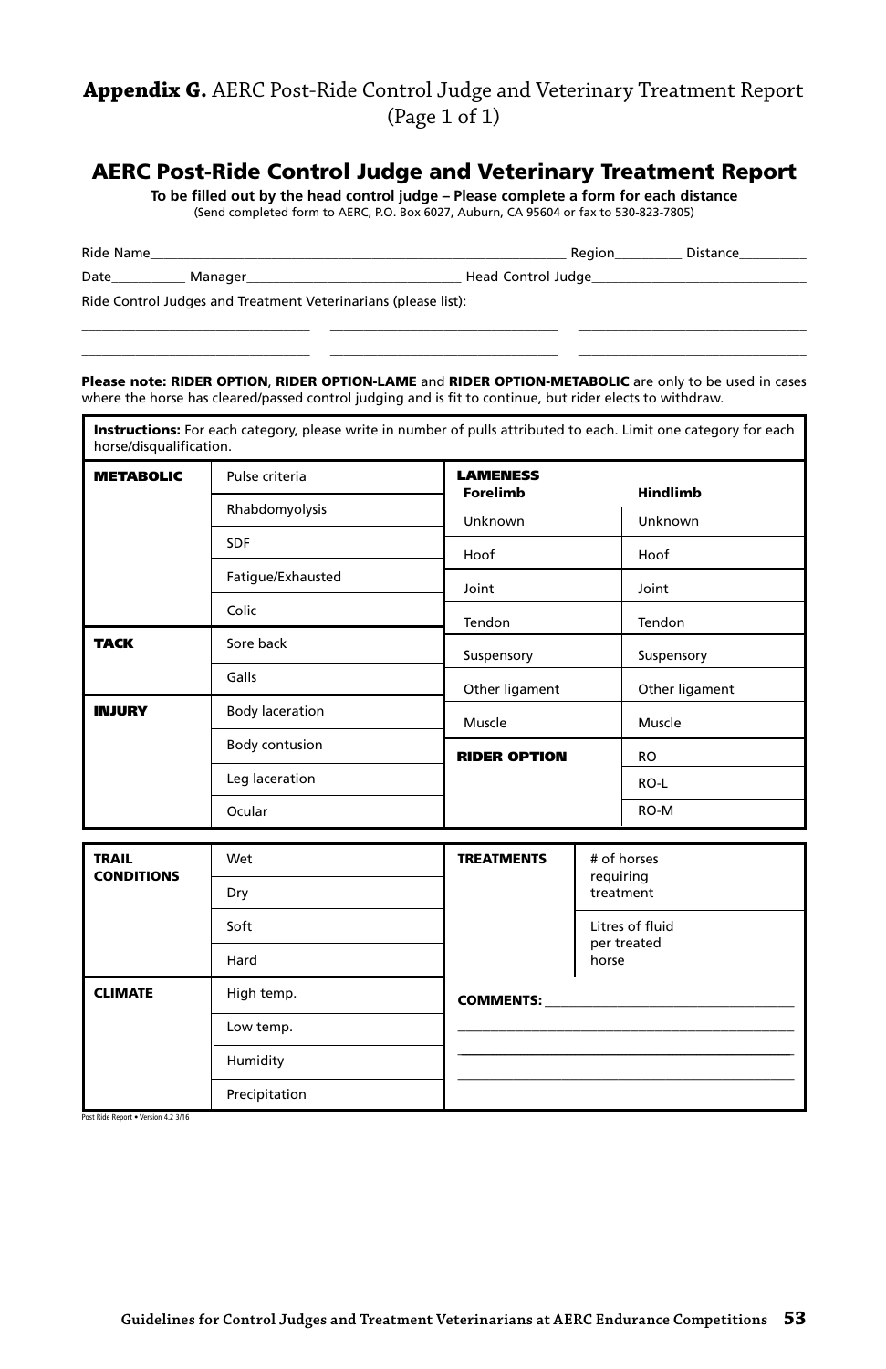# **Appendix G.** AERC Post-Ride Control Judge and Veterinary Treatment Report (Page 1 of 1)

## AERC Post-Ride Control Judge and Veterinary Treatment Report

**To be filled out by the head control judge – Please complete a form for each distance**

(Send completed form to AERC, P.O. Box 6027, Auburn, CA 95604 or fax to 530-823-7805)

Ride Name______________________________________________ Region_________ Distance_________

Date__________ Manager____________________________ Head Control Judge____________________________

Ride Control Judges and Treatment Veterinarians (please list):

________________________________ ________________________________ ________________________________

________________________________ ________________________________ ________________________________

**Please note: RIDER OPTION**, **RIDER OPTION-LAME** and **RIDER OPTION-METABOLIC** are only to be used in cases where the horse has cleared/passed control judging and is fit to continue, but rider elects to withdraw.

**Instructions:** For each category, please write in number of pulls attributed to each. Limit one category for each horse/disqualification.

| | | | |
|---|---|---|---|
| **METABOLIC** | Pulse criteria | **LAMENESS** | |
| | Rhabdomyolysis | **Forelimb** | **Hindlimb** |
| | SDF | Unknown | Unknown |
| | Fatigue/Exhausted | Hoof | Hoof |
| | Colic | Joint | Joint |
| **TACK** | Sore back | Tendon | Tendon |
| | Galls | Suspensory | Suspensory |
| **INJURY** | Body laceration | Other ligament | Other ligament |
| | Body contusion | Muscle | Muscle |
| | Leg laceration | **RIDER OPTION** | RO |
| | Ocular | | RO-L |
| | | | RO-M |

| | | | |
|---|---|---|---|
| **TRAIL CONDITIONS** | Wet | **TREATMENTS** | # of horses requiring treatment |
| | Dry | | Litres of fluid per treated horse |
| | Soft | | |
| | Hard | | |
| **CLIMATE** | High temp. | **COMMENTS:** ________________________________ | |
| | Low temp. | ____________________________________________ | |
| | Humidity | ____________________________________________ | |
| | Precipitation | ____________________________________________ | |

Post Ride Report • Version 4.2 3/16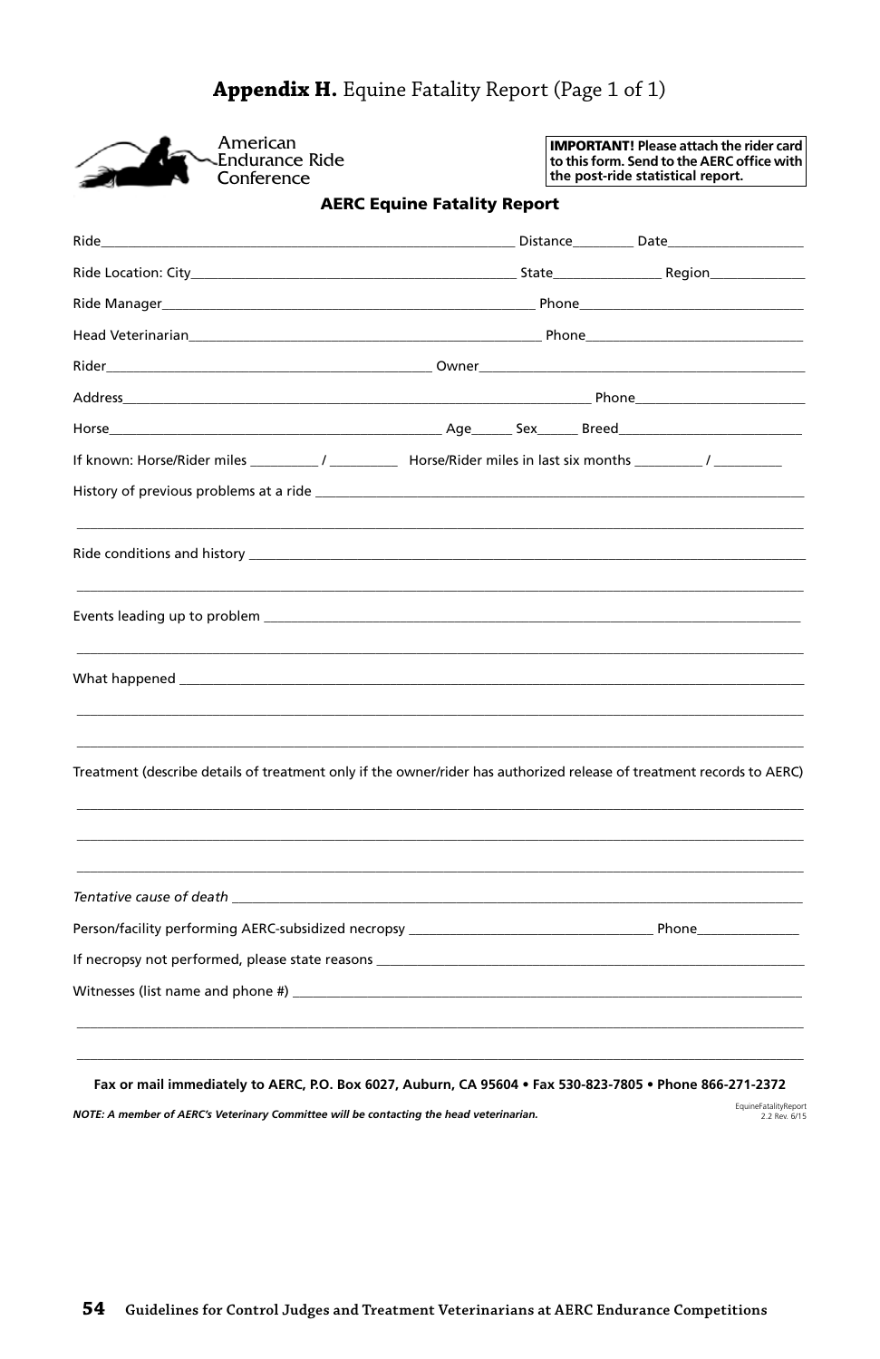# **Appendix H.** Equine Fatality Report (Page 1 of 1)

American Endurance Ride Conference

**IMPORTANT! Please attach the rider card to this form. Send to the AERC office with the post-ride statistical report.**

## AERC Equine Fatality Report

Ride\_\_\_\_\_\_\_\_\_\_\_\_\_\_\_\_\_\_\_\_\_\_\_\_\_\_\_\_\_\_\_\_\_\_\_\_\_\_\_\_ Distance\_\_\_\_\_\_\_\_ Date\_\_\_\_\_\_\_\_\_\_\_\_\_\_\_\_

Ride Location: City\_\_\_\_\_\_\_\_\_\_\_\_\_\_\_\_\_\_\_\_\_\_\_\_\_\_\_\_\_\_\_\_\_\_\_\_ State\_\_\_\_\_\_\_\_\_\_\_\_\_\_ Region\_\_\_\_\_\_\_\_\_\_\_\_

Ride Manager\_\_\_\_\_\_\_\_\_\_\_\_\_\_\_\_\_\_\_\_\_\_\_\_\_\_\_\_\_\_\_\_\_\_\_\_\_\_\_\_ Phone\_\_\_\_\_\_\_\_\_\_\_\_\_\_\_\_\_\_\_\_\_\_\_\_\_\_

Head Veterinarian\_\_\_\_\_\_\_\_\_\_\_\_\_\_\_\_\_\_\_\_\_\_\_\_\_\_\_\_\_\_\_\_\_\_\_\_\_\_ Phone\_\_\_\_\_\_\_\_\_\_\_\_\_\_\_\_\_\_\_\_\_\_\_\_\_\_

Rider\_\_\_\_\_\_\_\_\_\_\_\_\_\_\_\_\_\_\_\_\_\_\_\_\_\_\_\_\_\_\_\_\_\_\_\_ Owner\_\_\_\_\_\_\_\_\_\_\_\_\_\_\_\_\_\_\_\_\_\_\_\_\_\_\_\_\_\_\_\_\_\_\_\_

Address\_\_\_\_\_\_\_\_\_\_\_\_\_\_\_\_\_\_\_\_\_\_\_\_\_\_\_\_\_\_\_\_\_\_\_\_\_\_\_\_\_\_\_\_\_\_\_\_\_\_ Phone\_\_\_\_\_\_\_\_\_\_\_\_\_\_\_\_\_\_\_\_\_

Horse\_\_\_\_\_\_\_\_\_\_\_\_\_\_\_\_\_\_\_\_\_\_\_\_\_\_\_\_\_\_\_\_\_\_\_\_ Age\_\_\_\_\_ Sex\_\_\_\_\_ Breed\_\_\_\_\_\_\_\_\_\_\_\_\_\_\_\_\_\_\_\_\_\_

If known: Horse/Rider miles \_\_\_\_\_\_\_\_\_ / \_\_\_\_\_\_\_\_\_ Horse/Rider miles in last six months \_\_\_\_\_\_\_\_\_ / \_\_\_\_\_\_\_\_\_

History of previous problems at a ride \_\_\_\_\_\_\_\_\_\_\_\_\_\_\_\_\_\_\_\_\_\_\_\_\_\_\_\_\_\_\_\_\_\_\_\_\_\_\_\_\_\_\_\_\_\_\_\_\_\_\_\_

Ride conditions and history \_\_\_\_\_\_\_\_\_\_\_\_\_\_\_\_\_\_\_\_\_\_\_\_\_\_\_\_\_\_\_\_\_\_\_\_\_\_\_\_\_\_\_\_\_\_\_\_\_\_\_\_\_\_\_\_\_\_

Events leading up to problem \_\_\_\_\_\_\_\_\_\_\_\_\_\_\_\_\_\_\_\_\_\_\_\_\_\_\_\_\_\_\_\_\_\_\_\_\_\_\_\_\_\_\_\_\_\_\_\_\_\_\_\_\_\_\_\_\_

What happened \_\_\_\_\_\_\_\_\_\_\_\_\_\_\_\_\_\_\_\_\_\_\_\_\_\_\_\_\_\_\_\_\_\_\_\_\_\_\_\_\_\_\_\_\_\_\_\_\_\_\_\_\_\_\_\_\_\_\_\_\_\_\_\_\_\_\_\_

Treatment (describe details of treatment only if the owner/rider has authorized release of treatment records to AERC)

*Tentative cause of death* \_\_\_\_\_\_\_\_\_\_\_\_\_\_\_\_\_\_\_\_\_\_\_\_\_\_\_\_\_\_\_\_\_\_\_\_\_\_\_\_\_\_\_\_\_\_\_\_\_\_\_\_\_\_\_\_\_\_\_

Person/facility performing AERC-subsidized necropsy \_\_\_\_\_\_\_\_\_\_\_\_\_\_\_\_\_\_\_\_\_\_\_\_\_\_\_\_\_\_ Phone\_\_\_\_\_\_\_\_\_\_\_\_\_\_

If necropsy not performed, please state reasons \_\_\_\_\_\_\_\_\_\_\_\_\_\_\_\_\_\_\_\_\_\_\_\_\_\_\_\_\_\_\_\_\_\_\_\_\_\_\_\_\_\_\_\_\_\_\_

Witnesses (list name and phone #) \_\_\_\_\_\_\_\_\_\_\_\_\_\_\_\_\_\_\_\_\_\_\_\_\_\_\_\_\_\_\_\_\_\_\_\_\_\_\_\_\_\_\_\_\_\_\_\_\_\_\_\_\_\_

**Fax or mail immediately to AERC, P.O. Box 6027, Auburn, CA 95604 • Fax 530-823-7805 • Phone 866-271-2372**

***NOTE: A member of AERC's Veterinary Committee will be contacting the head veterinarian.***

EquineFatalityReport 2.2 Rev. 6/15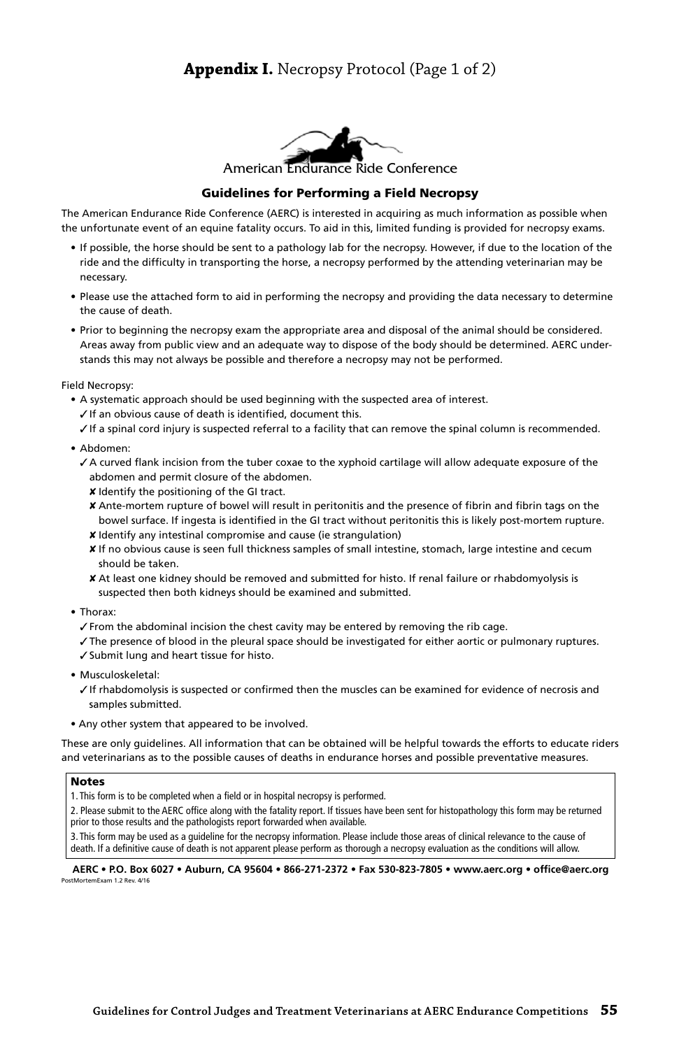# **Appendix I.** Necropsy Protocol (Page 1 of 2)

American Endurance Ride Conference

## Guidelines for Performing a Field Necropsy

The American Endurance Ride Conference (AERC) is interested in acquiring as much information as possible when the unfortunate event of an equine fatality occurs. To aid in this, limited funding is provided for necropsy exams.

- If possible, the horse should be sent to a pathology lab for the necropsy. However, if due to the location of the ride and the difficulty in transporting the horse, a necropsy performed by the attending veterinarian may be necessary.
- Please use the attached form to aid in performing the necropsy and providing the data necessary to determine the cause of death.
- Prior to beginning the necropsy exam the appropriate area and disposal of the animal should be considered. Areas away from public view and an adequate way to dispose of the body should be determined. AERC understands this may not always be possible and therefore a necropsy may not be performed.

Field Necropsy:

- A systematic approach should be used beginning with the suspected area of interest.
  - ✓ If an obvious cause of death is identified, document this.
  - ✓ If a spinal cord injury is suspected referral to a facility that can remove the spinal column is recommended.
- Abdomen:
  - ✓ A curved flank incision from the tuber coxae to the xyphoid cartilage will allow adequate exposure of the abdomen and permit closure of the abdomen.
    - ✘ Identify the positioning of the GI tract.
    - ✘ Ante-mortem rupture of bowel will result in peritonitis and the presence of fibrin and fibrin tags on the bowel surface. If ingesta is identified in the GI tract without peritonitis this is likely post-mortem rupture.
    - ✘ Identify any intestinal compromise and cause (ie strangulation)
    - ✘ If no obvious cause is seen full thickness samples of small intestine, stomach, large intestine and cecum should be taken.
    - ✘ At least one kidney should be removed and submitted for histo. If renal failure or rhabdomyolysis is suspected then both kidneys should be examined and submitted.
- Thorax:
  - ✓ From the abdominal incision the chest cavity may be entered by removing the rib cage.
  - ✓ The presence of blood in the pleural space should be investigated for either aortic or pulmonary ruptures.
  - ✓ Submit lung and heart tissue for histo.
- Musculoskeletal:
  - ✓ If rhabdomolysis is suspected or confirmed then the muscles can be examined for evidence of necrosis and samples submitted.
- Any other system that appeared to be involved.

These are only guidelines. All information that can be obtained will be helpful towards the efforts to educate riders and veterinarians as to the possible causes of deaths in endurance horses and possible preventative measures.

**Notes**

1. This form is to be completed when a field or in hospital necropsy is performed.
2. Please submit to the AERC office along with the fatality report. If tissues have been sent for histopathology this form may be returned prior to those results and the pathologists report forwarded when available.
3. This form may be used as a guideline for the necropsy information. Please include those areas of clinical relevance to the cause of death. If a definitive cause of death is not apparent please perform as thorough a necropsy evaluation as the conditions will allow.

**AERC • P.O. Box 6027 • Auburn, CA 95604 • 866-271-2372 • Fax 530-823-7805 • www.aerc.org • office@aerc.org**

PostMortemExam 1.2 Rev. 4/16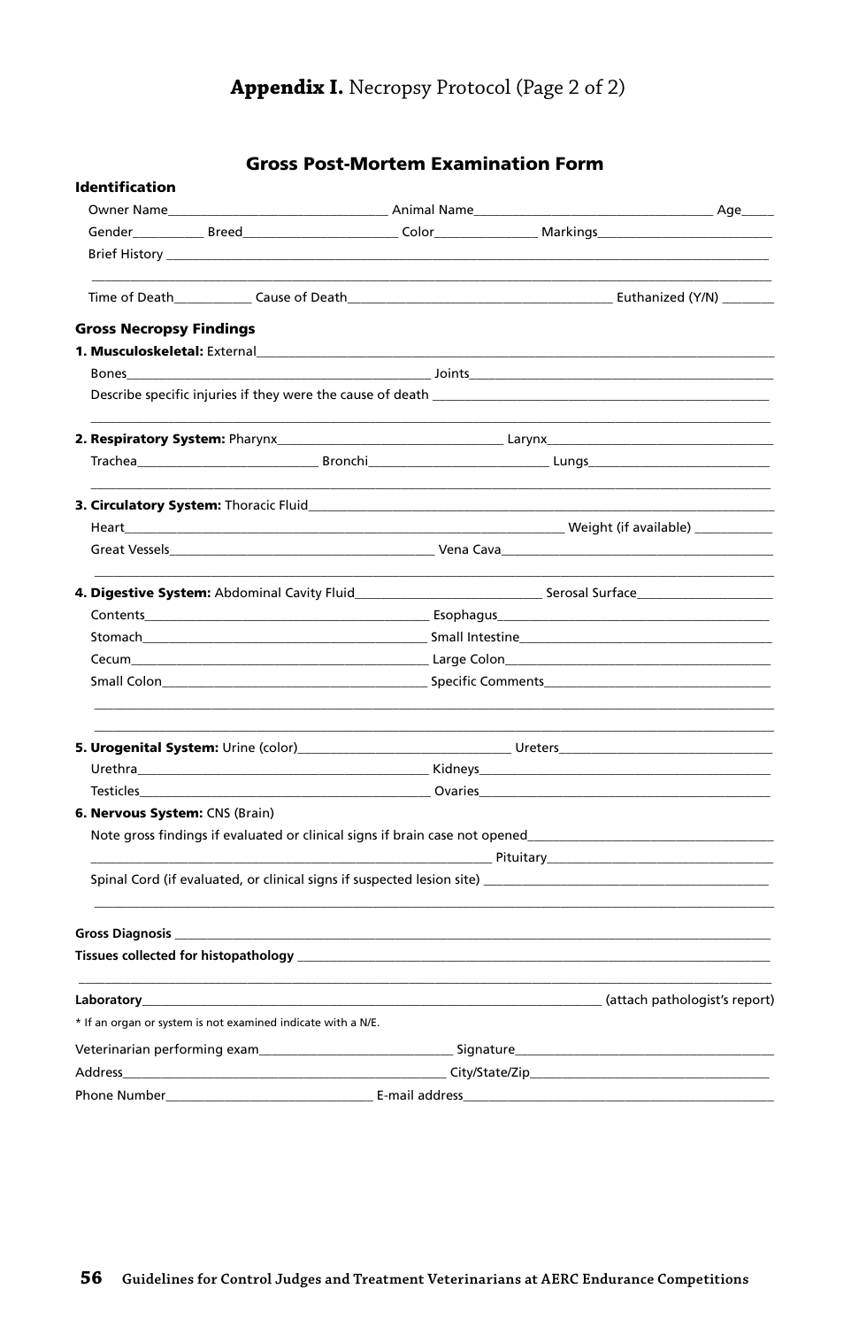# **Appendix I.** Necropsy Protocol (Page 2 of 2)

## Gross Post-Mortem Examination Form

**Identification**

Owner Name_______________ Animal Name_______________ Age_____

Gender__________ Breed_______________ Color_______________ Markings_______________

Brief History _______________________________________________

_______________________________________________

Time of Death___________ Cause of Death_______________________ Euthanized (Y/N) _______

**Gross Necropsy Findings**

**1. Musculoskeletal:** External_______________________________________________

Bones_______________________ Joints_______________________

Describe specific injuries if they were the cause of death _______________________

_______________________________________________

**2. Respiratory System:** Pharynx_______________________ Larynx_______________________

Trachea_______________ Bronchi_______________ Lungs_______________

_______________________________________________

**3. Circulatory System:** Thoracic Fluid_______________________________________________

Heart_______________________________________ Weight (if available) ___________

Great Vessels_______________________ Vena Cava_______________________

_______________________________________________

**4. Digestive System:** Abdominal Cavity Fluid_______________ Serosal Surface_______________

Contents_______________________ Esophagus_______________________

Stomach_______________________ Small Intestine_______________________

Cecum_______________________ Large Colon_______________________

Small Colon_______________________ Specific Comments_______________________

_______________________________________________

_______________________________________________

**5. Urogenital System:** Urine (color)_______________________ Ureters_______________________

Urethra_______________________ Kidneys_______________________

Testicles_______________________ Ovaries_______________________

**6. Nervous System:** CNS (Brain)

Note gross findings if evaluated or clinical signs if brain case not opened_______________________

_______________________________________________ Pituitary_______________________

Spinal Cord (if evaluated, or clinical signs if suspected lesion site) _______________________

_______________________________________________

**Gross Diagnosis** _______________________________________________

**Tissues collected for histopathology** _______________________________________________

_______________________________________________

**Laboratory**_______________________________________________ (attach pathologist's report)

* If an organ or system is not examined indicate with a N/E.

Veterinarian performing exam_______________________ Signature_______________________

Address_______________________ City/State/Zip_______________________

Phone Number_______________________ E-mail address_______________________